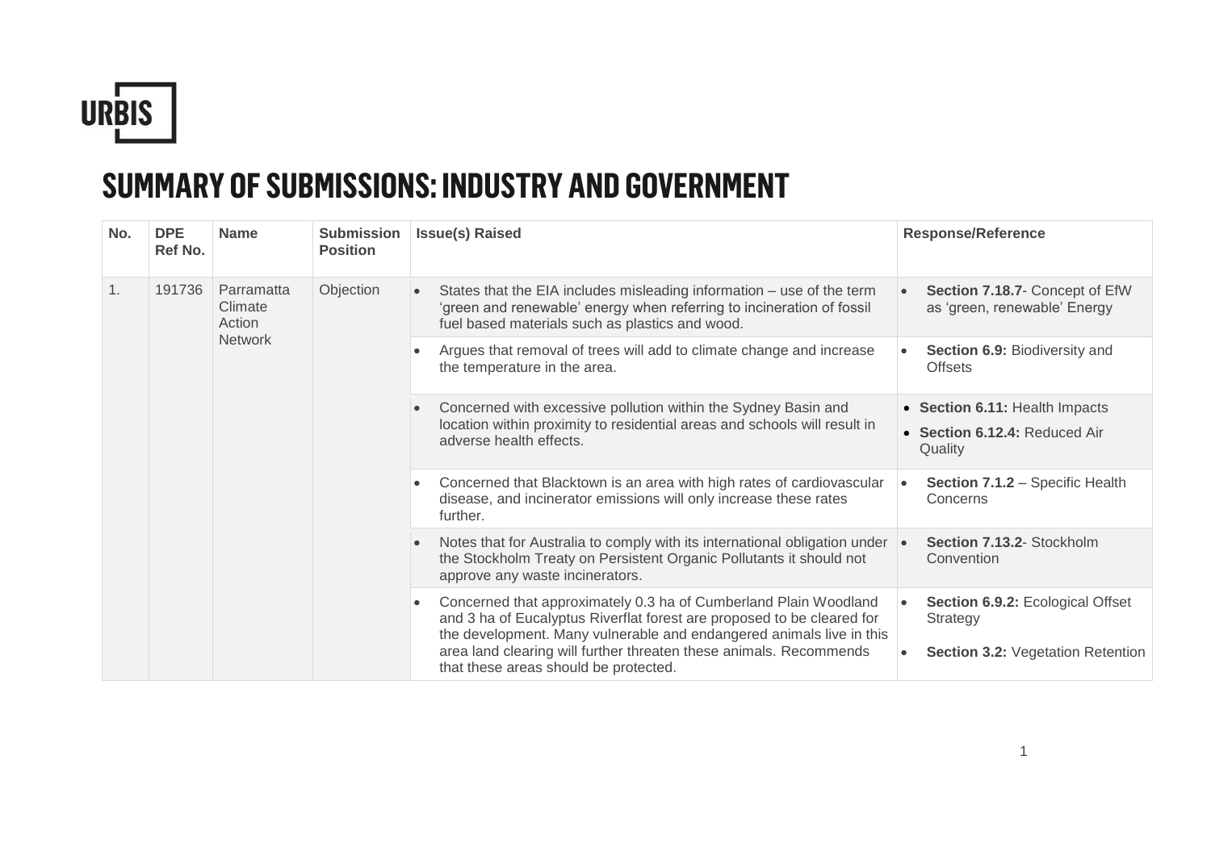URBIS

# SUMMARY OF SUBMISSIONS: INDUSTRY AND GOVERNMENT

| No. | DPE Ref No. | Name | Submission Position | Issue(s) Raised | Response/Reference |
|---|---|---|---|---|---|
| 1. | 191736 | Parramatta Climate Action Network | Objection | • States that the EIA includes misleading information – use of the term 'green and renewable' energy when referring to incineration of fossil fuel based materials such as plastics and wood. | • **Section 7.18.7**- Concept of EfW as 'green, renewable' Energy |
| | | | | • Argues that removal of trees will add to climate change and increase the temperature in the area. | • **Section 6.9:** Biodiversity and Offsets |
| | | | | • Concerned with excessive pollution within the Sydney Basin and location within proximity to residential areas and schools will result in adverse health effects. | • **Section 6.11:** Health Impacts <br> • **Section 6.12.4:** Reduced Air Quality |
| | | | | • Concerned that Blacktown is an area with high rates of cardiovascular disease, and incinerator emissions will only increase these rates further. | • **Section 7.1.2** – Specific Health Concerns |
| | | | | • Notes that for Australia to comply with its international obligation under the Stockholm Treaty on Persistent Organic Pollutants it should not approve any waste incinerators. | • **Section 7.13.2**- Stockholm Convention |
| | | | | • Concerned that approximately 0.3 ha of Cumberland Plain Woodland and 3 ha of Eucalyptus Riverflat forest are proposed to be cleared for the development. Many vulnerable and endangered animals live in this area land clearing will further threaten these animals. Recommends that these areas should be protected. | • **Section 6.9.2:** Ecological Offset Strategy <br> • **Section 3.2:** Vegetation Retention |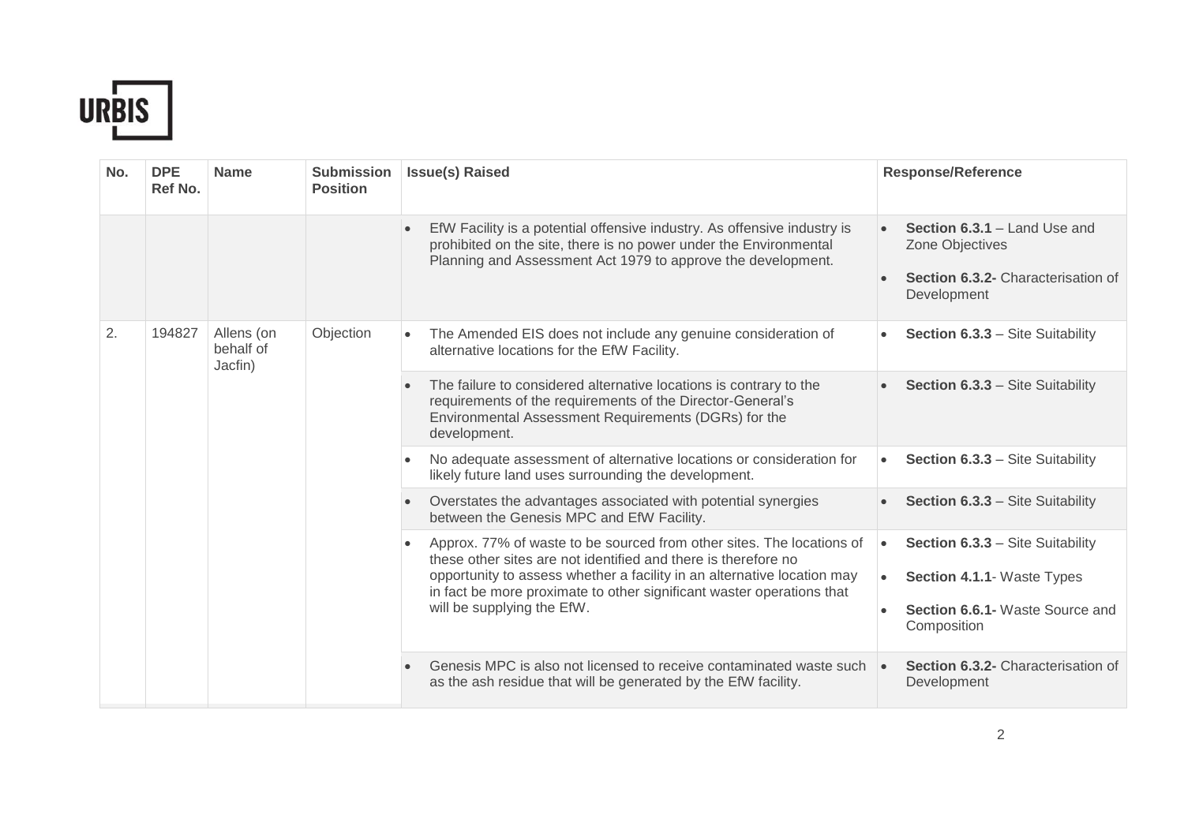| No. | DPE Ref No. | Name | Submission Position | Issue(s) Raised | Response/Reference |
|---|---|---|---|---|---|
| | | | | • EfW Facility is a potential offensive industry. As offensive industry is prohibited on the site, there is no power under the Environmental Planning and Assessment Act 1979 to approve the development. | • **Section 6.3.1** – Land Use and Zone Objectives<br>• **Section 6.3.2-** Characterisation of Development |
| 2. | 194827 | Allens (on behalf of Jacfin) | Objection | • The Amended EIS does not include any genuine consideration of alternative locations for the EfW Facility. | • **Section 6.3.3** – Site Suitability |
| | | | | • The failure to considered alternative locations is contrary to the requirements of the requirements of the Director-General's Environmental Assessment Requirements (DGRs) for the development. | • **Section 6.3.3** – Site Suitability |
| | | | | • No adequate assessment of alternative locations or consideration for likely future land uses surrounding the development. | • **Section 6.3.3** – Site Suitability |
| | | | | • Overstates the advantages associated with potential synergies between the Genesis MPC and EfW Facility. | • **Section 6.3.3** – Site Suitability |
| | | | | • Approx. 77% of waste to be sourced from other sites. The locations of these other sites are not identified and there is therefore no opportunity to assess whether a facility in an alternative location may in fact be more proximate to other significant waster operations that will be supplying the EfW. | • **Section 6.3.3** – Site Suitability<br>• **Section 4.1.1**- Waste Types<br>• **Section 6.6.1-** Waste Source and Composition |
| | | | | • Genesis MPC is also not licensed to receive contaminated waste such as the ash residue that will be generated by the EfW facility. | • **Section 6.3.2-** Characterisation of Development |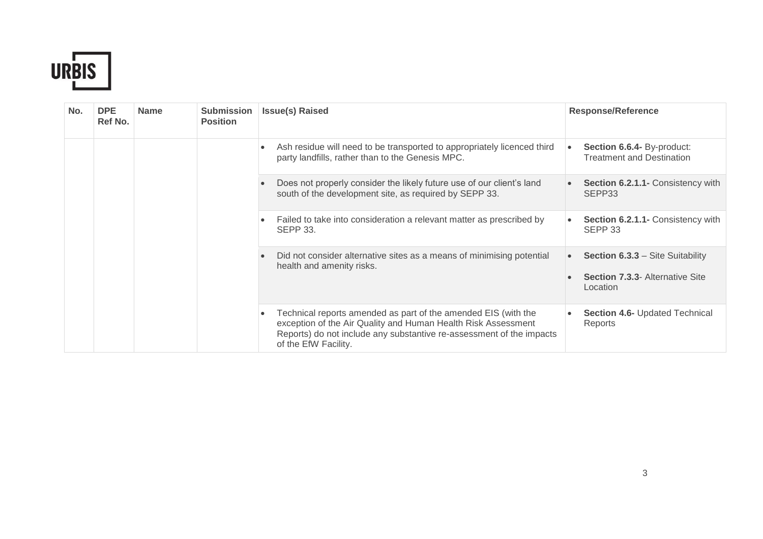| No. | DPE Ref No. | Name | Submission Position | Issue(s) Raised | Response/Reference |
|---|---|---|---|---|---|
| | | | | • Ash residue will need to be transported to appropriately licenced third party landfills, rather than to the Genesis MPC. | • **Section 6.6.4-** By-product: Treatment and Destination |
| | | | | • Does not properly consider the likely future use of our client's land south of the development site, as required by SEPP 33. | • **Section 6.2.1.1-** Consistency with SEPP33 |
| | | | | • Failed to take into consideration a relevant matter as prescribed by SEPP 33. | • **Section 6.2.1.1-** Consistency with SEPP 33 |
| | | | | • Did not consider alternative sites as a means of minimising potential health and amenity risks. | • **Section 6.3.3** – Site Suitability<br>• **Section 7.3.3**- Alternative Site Location |
| | | | | • Technical reports amended as part of the amended EIS (with the exception of the Air Quality and Human Health Risk Assessment Reports) do not include any substantive re-assessment of the impacts of the EfW Facility. | • **Section 4.6-** Updated Technical Reports |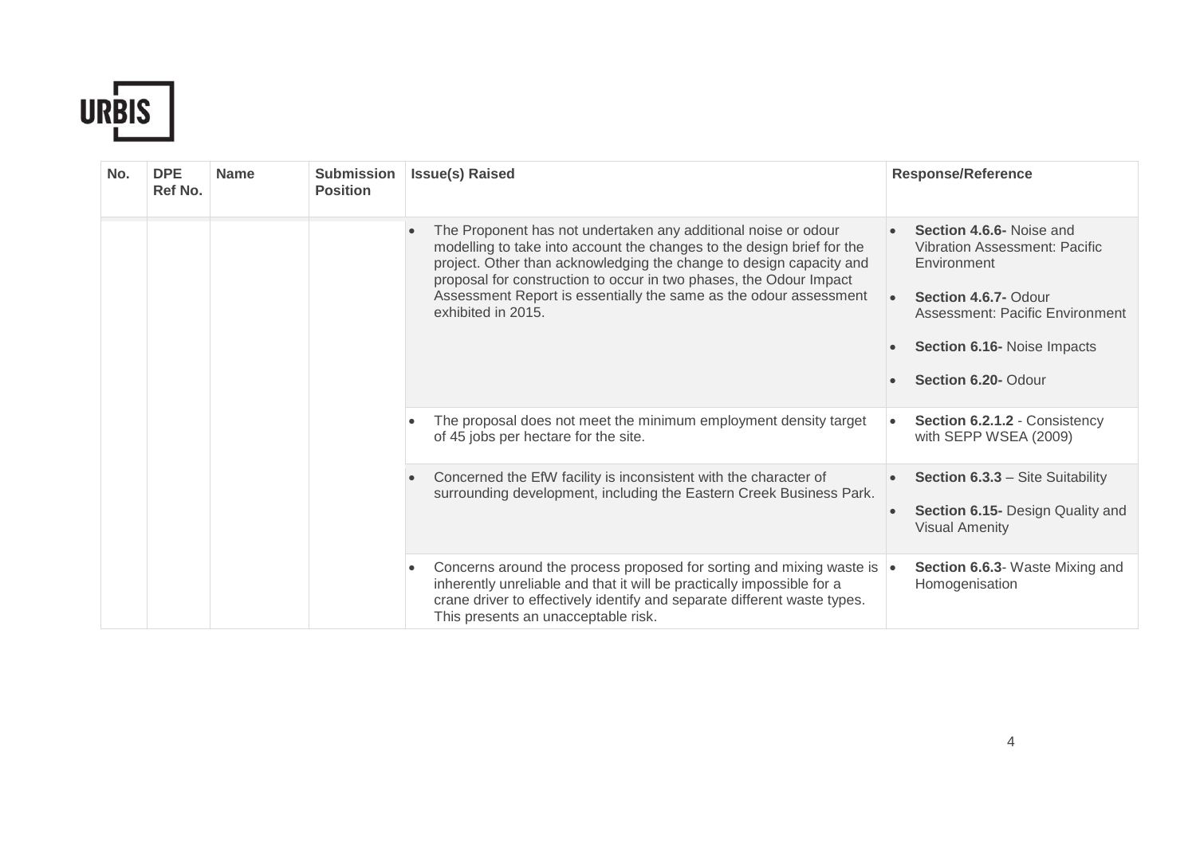| No. | DPE Ref No. | Name | Submission Position | Issue(s) Raised | Response/Reference |
|---|---|---|---|---|---|
| | | | | • The Proponent has not undertaken any additional noise or odour modelling to take into account the changes to the design brief for the project. Other than acknowledging the change to design capacity and proposal for construction to occur in two phases, the Odour Impact Assessment Report is essentially the same as the odour assessment exhibited in 2015. | • **Section 4.6.6-** Noise and Vibration Assessment: Pacific Environment<br>• **Section 4.6.7-** Odour Assessment: Pacific Environment<br>• **Section 6.16-** Noise Impacts<br>• **Section 6.20-** Odour |
| | | | | • The proposal does not meet the minimum employment density target of 45 jobs per hectare for the site. | • **Section 6.2.1.2** - Consistency with SEPP WSEA (2009) |
| | | | | • Concerned the EfW facility is inconsistent with the character of surrounding development, including the Eastern Creek Business Park. | • **Section 6.3.3** – Site Suitability<br>• **Section 6.15-** Design Quality and Visual Amenity |
| | | | | • Concerns around the process proposed for sorting and mixing waste is inherently unreliable and that it will be practically impossible for a crane driver to effectively identify and separate different waste types. This presents an unacceptable risk. | • **Section 6.6.3**- Waste Mixing and Homogenisation |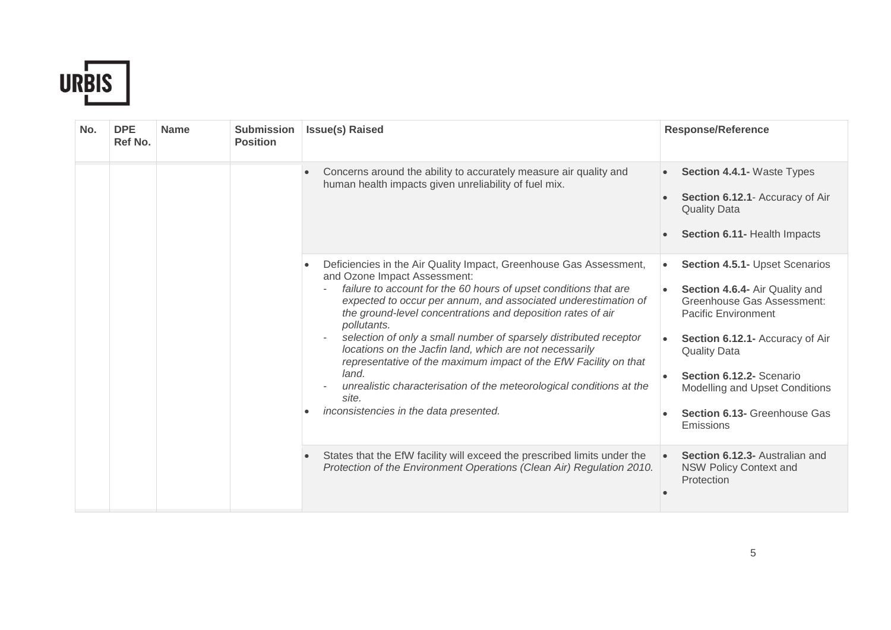| No. | DPE Ref No. | Name | Submission Position | Issue(s) Raised | Response/Reference |
|---|---|---|---|---|---|
| | | | | • Concerns around the ability to accurately measure air quality and human health impacts given unreliability of fuel mix. | • **Section 4.4.1-** Waste Types<br>• **Section 6.12.1**- Accuracy of Air Quality Data<br>• **Section 6.11-** Health Impacts |
| | | | | • Deficiencies in the Air Quality Impact, Greenhouse Gas Assessment, and Ozone Impact Assessment:<br>- *failure to account for the 60 hours of upset conditions that are expected to occur per annum, and associated underestimation of the ground-level concentrations and deposition rates of air pollutants.*<br>- *selection of only a small number of sparsely distributed receptor locations on the Jacfin land, which are not necessarily representative of the maximum impact of the EfW Facility on that land.*<br>- *unrealistic characterisation of the meteorological conditions at the site.*<br>• *inconsistencies in the data presented.* | • **Section 4.5.1-** Upset Scenarios<br>• **Section 4.6.4-** Air Quality and Greenhouse Gas Assessment: Pacific Environment<br>• **Section 6.12.1-** Accuracy of Air Quality Data<br>• **Section 6.12.2-** Scenario Modelling and Upset Conditions<br>• **Section 6.13-** Greenhouse Gas Emissions |
| | | | | • States that the EfW facility will exceed the prescribed limits under the *Protection of the Environment Operations (Clean Air) Regulation 2010.* | • **Section 6.12.3-** Australian and NSW Policy Context and Protection<br>• |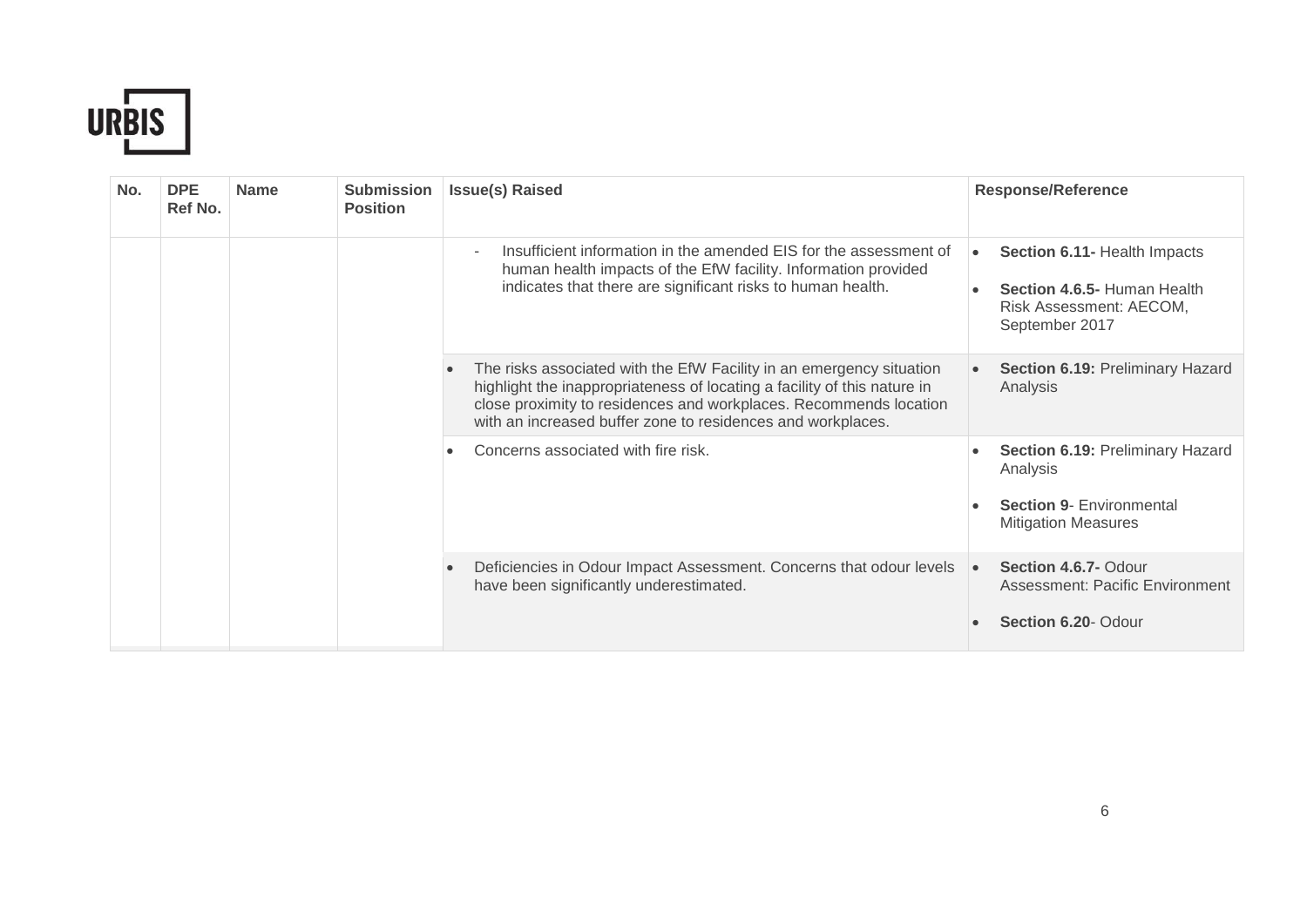| No. | DPE Ref No. | Name | Submission Position | Issue(s) Raised | Response/Reference |
|---|---|---|---|---|---|
| | | | | - Insufficient information in the amended EIS for the assessment of human health impacts of the EfW facility. Information provided indicates that there are significant risks to human health. | • **Section 6.11-** Health Impacts<br>• **Section 4.6.5-** Human Health Risk Assessment: AECOM, September 2017 |
| | | | | • The risks associated with the EfW Facility in an emergency situation highlight the inappropriateness of locating a facility of this nature in close proximity to residences and workplaces. Recommends location with an increased buffer zone to residences and workplaces. | • **Section 6.19:** Preliminary Hazard Analysis |
| | | | | • Concerns associated with fire risk. | • **Section 6.19:** Preliminary Hazard Analysis<br>• **Section 9**- Environmental Mitigation Measures |
| | | | | • Deficiencies in Odour Impact Assessment. Concerns that odour levels have been significantly underestimated. | • **Section 4.6.7-** Odour Assessment: Pacific Environment<br>• **Section 6.20**- Odour |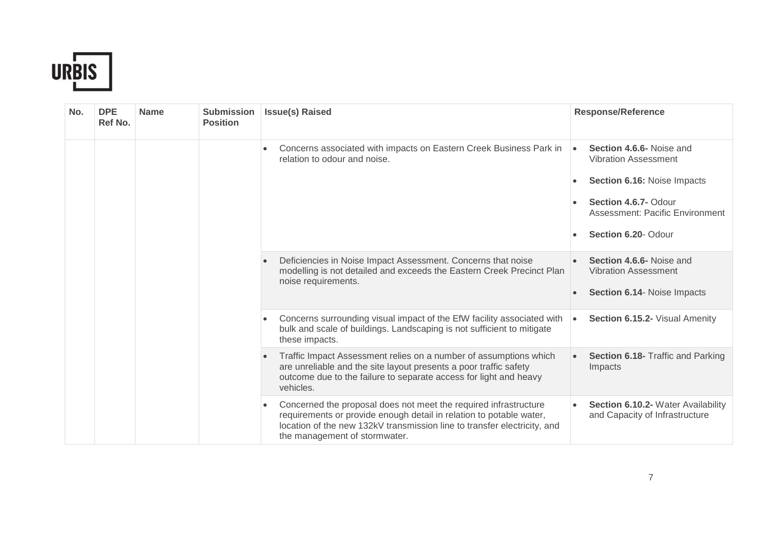| No. | DPE Ref No. | Name | Submission Position | Issue(s) Raised | Response/Reference |
|---|---|---|---|---|---|
| | | | | • Concerns associated with impacts on Eastern Creek Business Park in relation to odour and noise. | • **Section 4.6.6-** Noise and Vibration Assessment<br>• **Section 6.16:** Noise Impacts<br>• **Section 4.6.7-** Odour Assessment: Pacific Environment<br>• **Section 6.20**- Odour |
| | | | | • Deficiencies in Noise Impact Assessment. Concerns that noise modelling is not detailed and exceeds the Eastern Creek Precinct Plan noise requirements. | • **Section 4.6.6-** Noise and Vibration Assessment<br>• **Section 6.14**- Noise Impacts |
| | | | | • Concerns surrounding visual impact of the EfW facility associated with bulk and scale of buildings. Landscaping is not sufficient to mitigate these impacts. | • **Section 6.15.2-** Visual Amenity |
| | | | | • Traffic Impact Assessment relies on a number of assumptions which are unreliable and the site layout presents a poor traffic safety outcome due to the failure to separate access for light and heavy vehicles. | • **Section 6.18-** Traffic and Parking Impacts |
| | | | | • Concerned the proposal does not meet the required infrastructure requirements or provide enough detail in relation to potable water, location of the new 132kV transmission line to transfer electricity, and the management of stormwater. | • **Section 6.10.2-** Water Availability and Capacity of Infrastructure |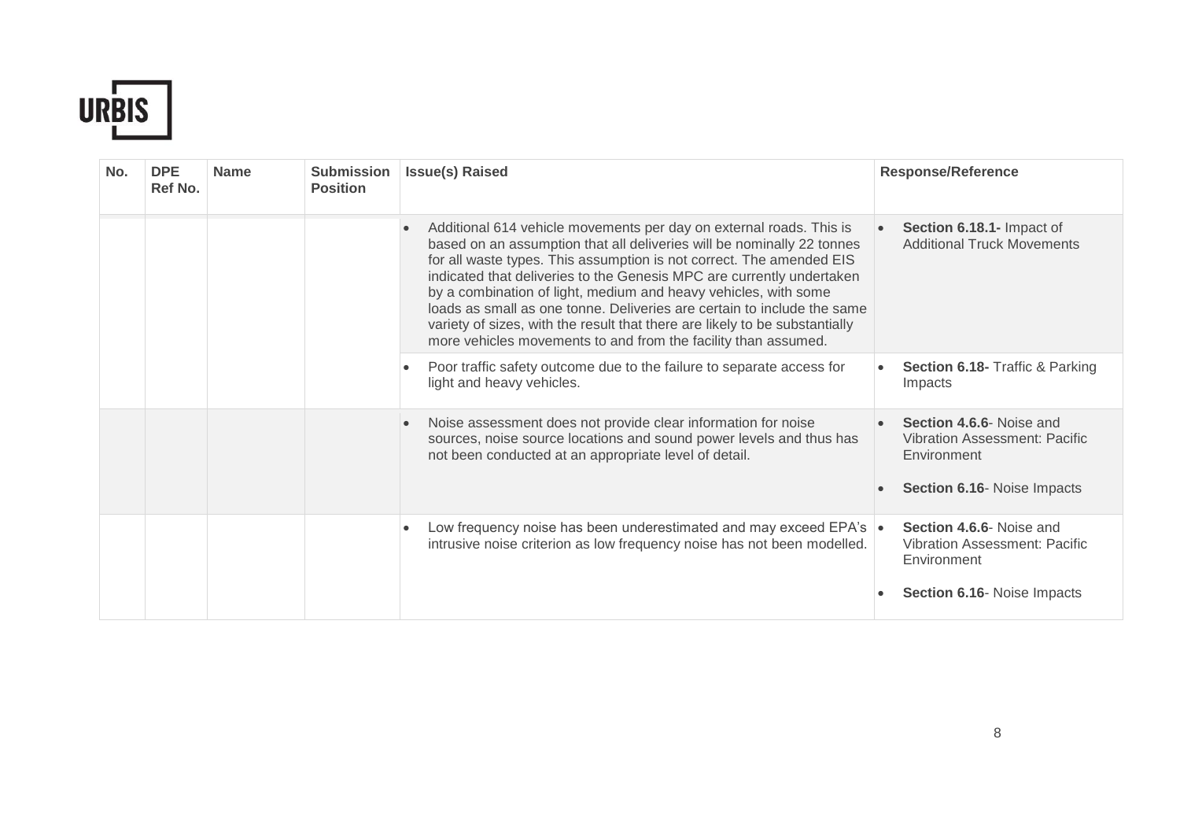| No. | DPE Ref No. | Name | Submission Position | Issue(s) Raised | Response/Reference |
|---|---|---|---|---|---|
| | | | | • Additional 614 vehicle movements per day on external roads. This is based on an assumption that all deliveries will be nominally 22 tonnes for all waste types. This assumption is not correct. The amended EIS indicated that deliveries to the Genesis MPC are currently undertaken by a combination of light, medium and heavy vehicles, with some loads as small as one tonne. Deliveries are certain to include the same variety of sizes, with the result that there are likely to be substantially more vehicles movements to and from the facility than assumed. | • **Section 6.18.1-** Impact of Additional Truck Movements |
| | | | | • Poor traffic safety outcome due to the failure to separate access for light and heavy vehicles. | • **Section 6.18-** Traffic & Parking Impacts |
| | | | | • Noise assessment does not provide clear information for noise sources, noise source locations and sound power levels and thus has not been conducted at an appropriate level of detail. | • **Section 4.6.6**- Noise and Vibration Assessment: Pacific Environment<br>• **Section 6.16**- Noise Impacts |
| | | | | • Low frequency noise has been underestimated and may exceed EPA's intrusive noise criterion as low frequency noise has not been modelled. | • **Section 4.6.6**- Noise and Vibration Assessment: Pacific Environment<br>• **Section 6.16**- Noise Impacts |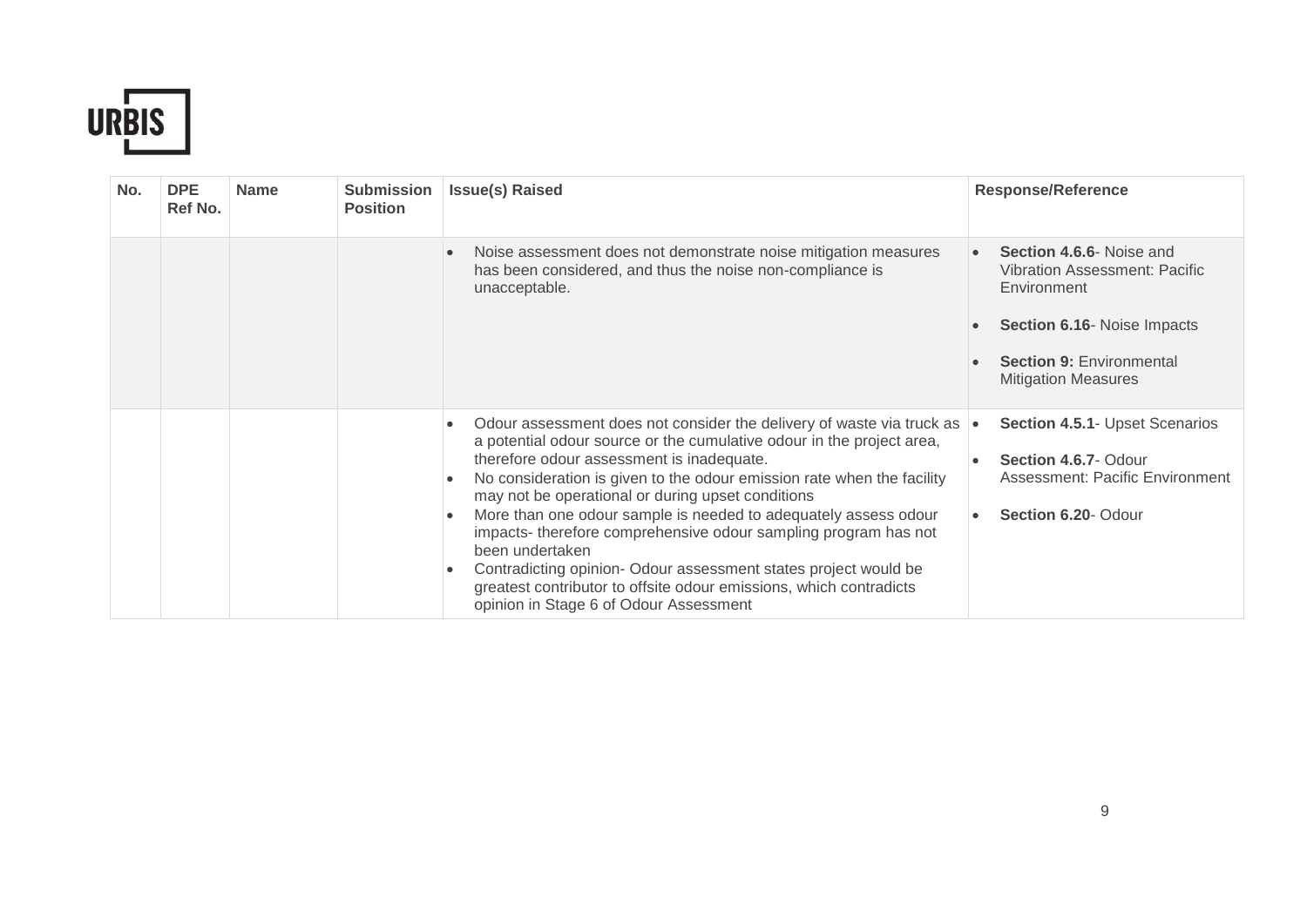| No. | DPE Ref No. | Name | Submission Position | Issue(s) Raised | Response/Reference |
|---|---|---|---|---|---|
| | | | | • Noise assessment does not demonstrate noise mitigation measures has been considered, and thus the noise non-compliance is unacceptable. | • **Section 4.6.6**- Noise and Vibration Assessment: Pacific Environment<br>• **Section 6.16**- Noise Impacts<br>• **Section 9:** Environmental Mitigation Measures |
| | | | | • Odour assessment does not consider the delivery of waste via truck as a potential odour source or the cumulative odour in the project area, therefore odour assessment is inadequate.<br>• No consideration is given to the odour emission rate when the facility may not be operational or during upset conditions<br>• More than one odour sample is needed to adequately assess odour impacts- therefore comprehensive odour sampling program has not been undertaken<br>• Contradicting opinion- Odour assessment states project would be greatest contributor to offsite odour emissions, which contradicts opinion in Stage 6 of Odour Assessment | • **Section 4.5.1**- Upset Scenarios<br>• **Section 4.6.7**- Odour Assessment: Pacific Environment<br>• **Section 6.20**- Odour |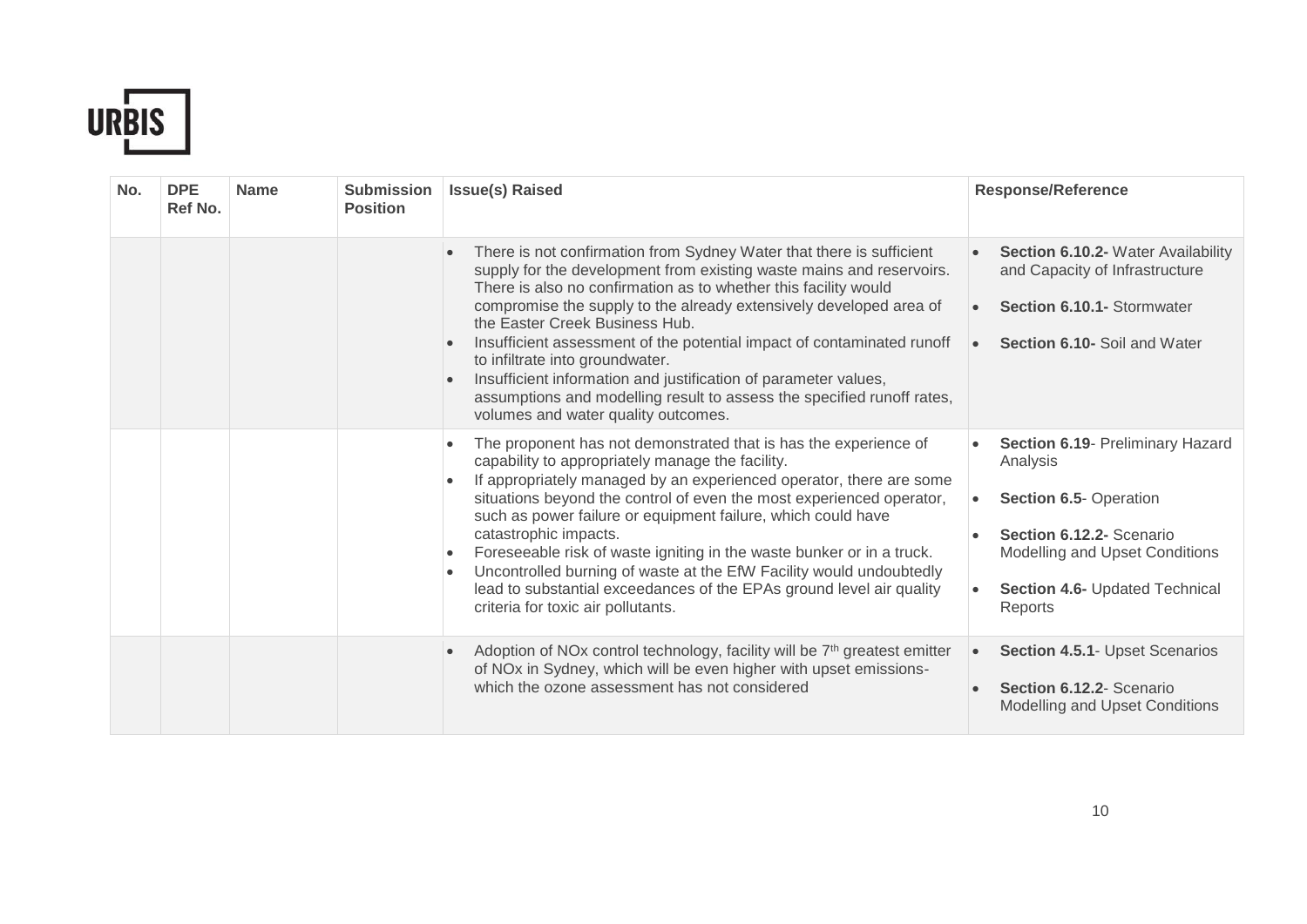| No. | DPE Ref No. | Name | Submission Position | Issue(s) Raised | Response/Reference |
| --- | --- | --- | --- | --- | --- |
| | | | | • There is not confirmation from Sydney Water that there is sufficient supply for the development from existing waste mains and reservoirs. There is also no confirmation as to whether this facility would compromise the supply to the already extensively developed area of the Easter Creek Business Hub.<br>• Insufficient assessment of the potential impact of contaminated runoff to infiltrate into groundwater.<br>• Insufficient information and justification of parameter values, assumptions and modelling result to assess the specified runoff rates, volumes and water quality outcomes. | • **Section 6.10.2-** Water Availability and Capacity of Infrastructure<br>• **Section 6.10.1-** Stormwater<br>• **Section 6.10-** Soil and Water |
| | | | | • The proponent has not demonstrated that is has the experience of capability to appropriately manage the facility.<br>• If appropriately managed by an experienced operator, there are some situations beyond the control of even the most experienced operator, such as power failure or equipment failure, which could have catastrophic impacts.<br>• Foreseeable risk of waste igniting in the waste bunker or in a truck.<br>• Uncontrolled burning of waste at the EfW Facility would undoubtedly lead to substantial exceedances of the EPAs ground level air quality criteria for toxic air pollutants. | • **Section 6.19**- Preliminary Hazard Analysis<br>• **Section 6.5**- Operation<br>• **Section 6.12.2-** Scenario Modelling and Upset Conditions<br>• **Section 4.6-** Updated Technical Reports |
| | | | | • Adoption of NOx control technology, facility will be 7th greatest emitter of NOx in Sydney, which will be even higher with upset emissions- which the ozone assessment has not considered | • **Section 4.5.1**- Upset Scenarios<br>• **Section 6.12.2**- Scenario Modelling and Upset Conditions |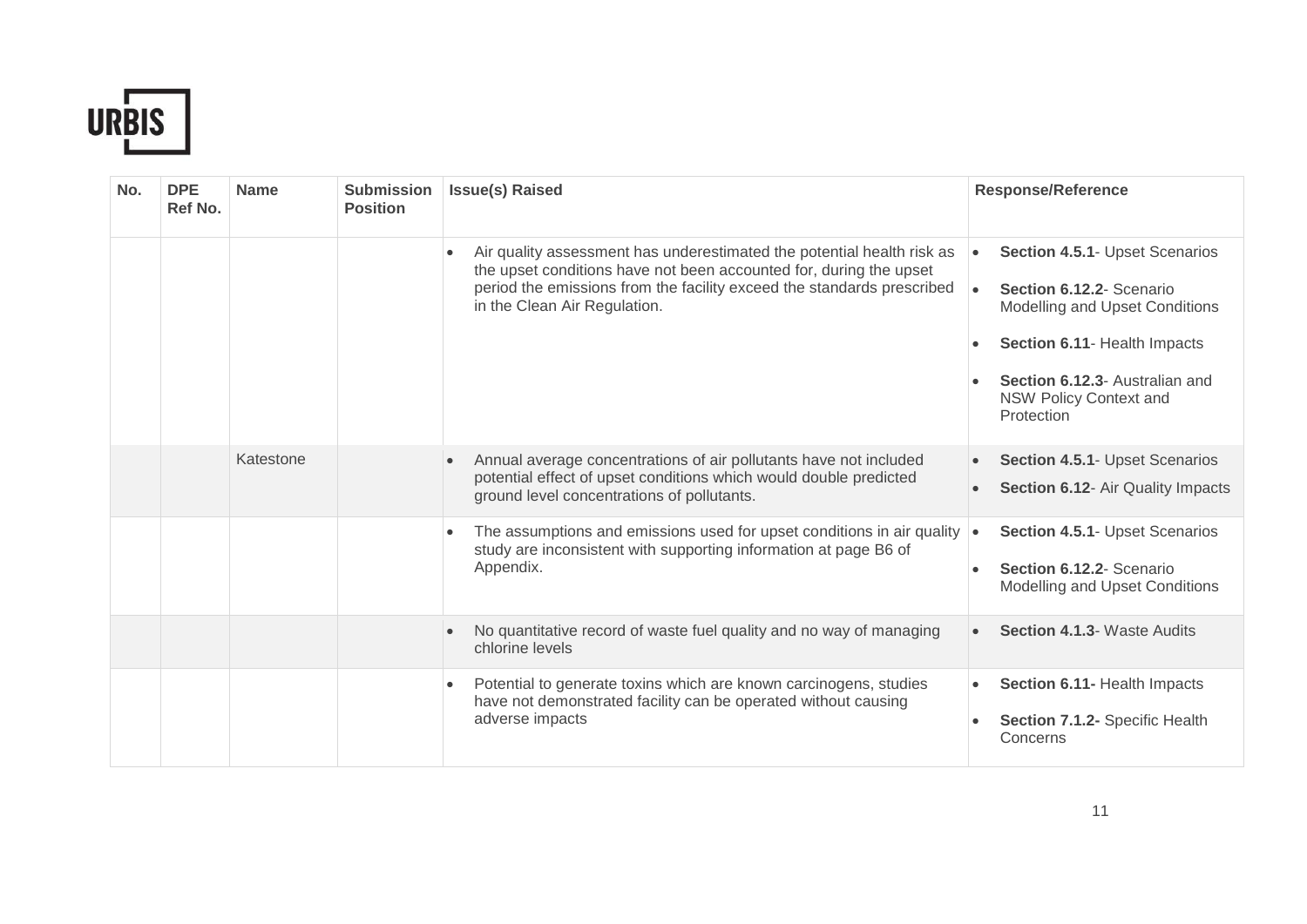| No. | DPE Ref No. | Name | Submission Position | Issue(s) Raised | Response/Reference |
|---|---|---|---|---|---|
| | | | | • Air quality assessment has underestimated the potential health risk as the upset conditions have not been accounted for, during the upset period the emissions from the facility exceed the standards prescribed in the Clean Air Regulation. | • **Section 4.5.1**- Upset Scenarios<br>• **Section 6.12.2**- Scenario Modelling and Upset Conditions<br>• **Section 6.11**- Health Impacts<br>• **Section 6.12.3**- Australian and NSW Policy Context and Protection |
| | | Katestone | | • Annual average concentrations of air pollutants have not included potential effect of upset conditions which would double predicted ground level concentrations of pollutants. | • **Section 4.5.1**- Upset Scenarios<br>• **Section 6.12**- Air Quality Impacts |
| | | | | • The assumptions and emissions used for upset conditions in air quality study are inconsistent with supporting information at page B6 of Appendix. | • **Section 4.5.1**- Upset Scenarios<br>• **Section 6.12.2**- Scenario Modelling and Upset Conditions |
| | | | | • No quantitative record of waste fuel quality and no way of managing chlorine levels | • **Section 4.1.3**- Waste Audits |
| | | | | • Potential to generate toxins which are known carcinogens, studies have not demonstrated facility can be operated without causing adverse impacts | • **Section 6.11-** Health Impacts<br>• **Section 7.1.2-** Specific Health Concerns |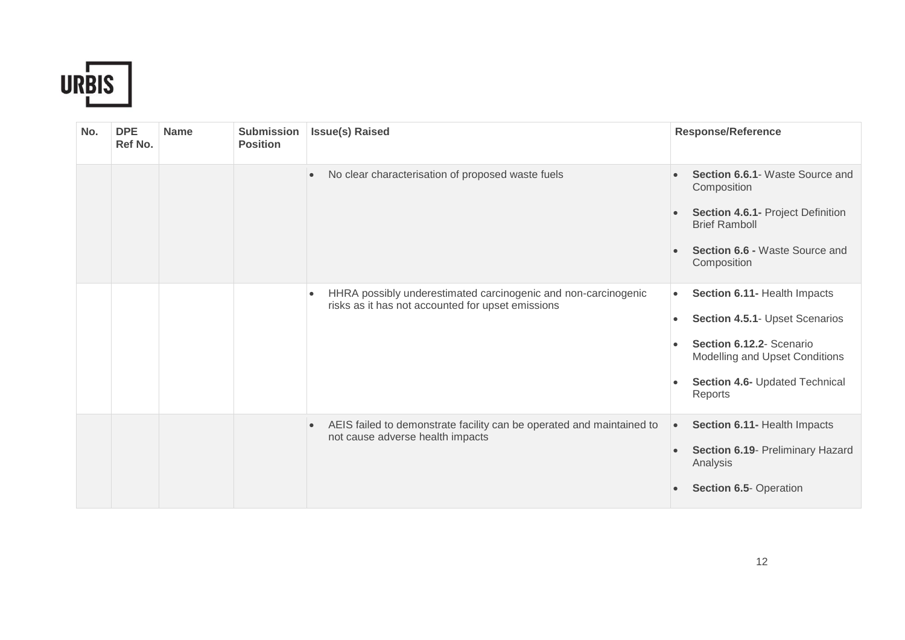| No. | DPE Ref No. | Name | Submission Position | Issue(s) Raised | Response/Reference |
|---|---|---|---|---|---|
| | | | | • No clear characterisation of proposed waste fuels | • **Section 6.6.1**- Waste Source and Composition<br>• **Section 4.6.1-** Project Definition Brief Ramboll<br>• **Section 6.6 -** Waste Source and Composition |
| | | | | • HHRA possibly underestimated carcinogenic and non-carcinogenic risks as it has not accounted for upset emissions | • **Section 6.11-** Health Impacts<br>• **Section 4.5.1**- Upset Scenarios<br>• **Section 6.12.2**- Scenario Modelling and Upset Conditions<br>• **Section 4.6-** Updated Technical Reports |
| | | | | • AEIS failed to demonstrate facility can be operated and maintained to not cause adverse health impacts | • **Section 6.11-** Health Impacts<br>• **Section 6.19**- Preliminary Hazard Analysis<br>• **Section 6.5**- Operation |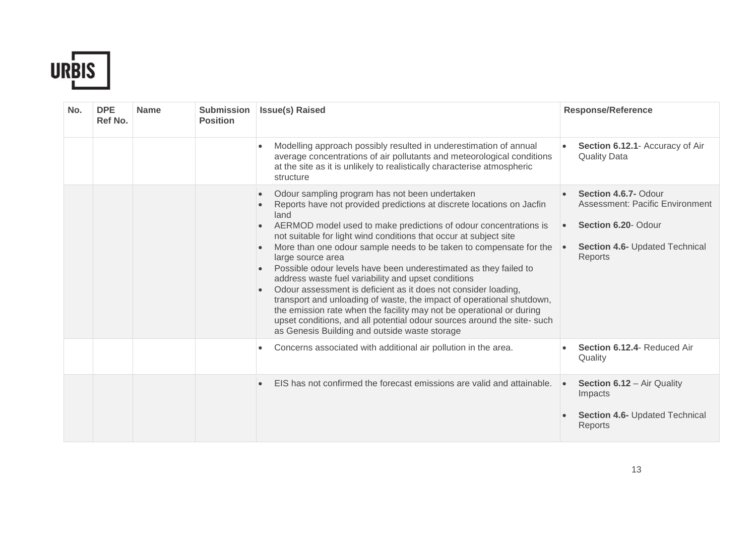| No. | DPE Ref No. | Name | Submission Position | Issue(s) Raised | Response/Reference |
|---|---|---|---|---|---|
| | | | | • Modelling approach possibly resulted in underestimation of annual average concentrations of air pollutants and meteorological conditions at the site as it is unlikely to realistically characterise atmospheric structure | • **Section 6.12.1**- Accuracy of Air Quality Data |
| | | | | • Odour sampling program has not been undertaken<br>• Reports have not provided predictions at discrete locations on Jacfin land<br>• AERMOD model used to make predictions of odour concentrations is not suitable for light wind conditions that occur at subject site<br>• More than one odour sample needs to be taken to compensate for the large source area<br>• Possible odour levels have been underestimated as they failed to address waste fuel variability and upset conditions<br>• Odour assessment is deficient as it does not consider loading, transport and unloading of waste, the impact of operational shutdown, the emission rate when the facility may not be operational or during upset conditions, and all potential odour sources around the site- such as Genesis Building and outside waste storage | • **Section 4.6.7-** Odour Assessment: Pacific Environment<br>• **Section 6.20**- Odour<br>• **Section 4.6-** Updated Technical Reports |
| | | | | • Concerns associated with additional air pollution in the area. | • **Section 6.12.4**- Reduced Air Quality |
| | | | | • EIS has not confirmed the forecast emissions are valid and attainable. | • **Section 6.12** – Air Quality Impacts<br>• **Section 4.6-** Updated Technical Reports |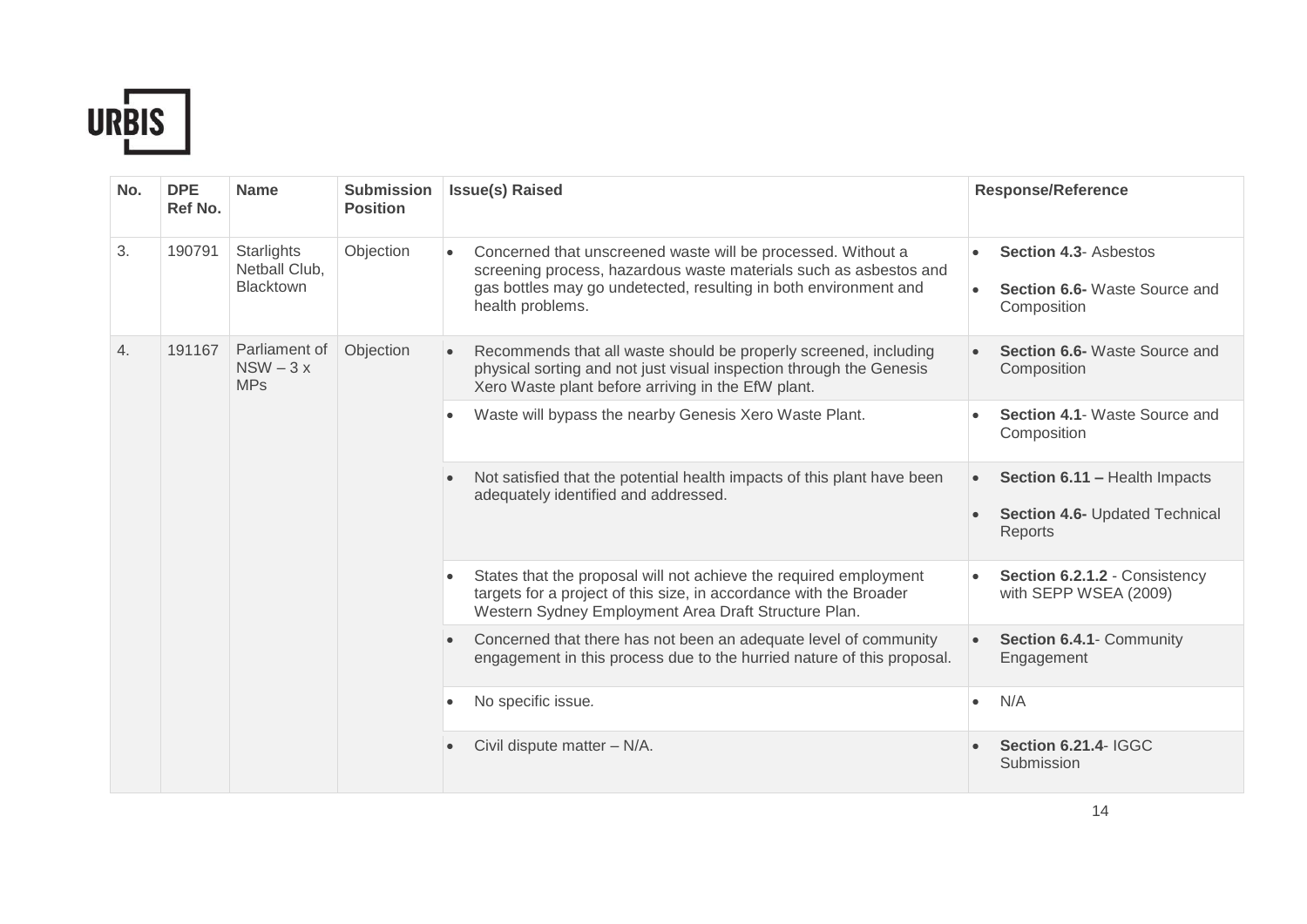| No. | DPE Ref No. | Name | Submission Position | Issue(s) Raised | Response/Reference |
|---|---|---|---|---|---|
| 3. | 190791 | Starlights Netball Club, Blacktown | Objection | • Concerned that unscreened waste will be processed. Without a screening process, hazardous waste materials such as asbestos and gas bottles may go undetected, resulting in both environment and health problems. | • **Section 4.3**- Asbestos<br>• **Section 6.6-** Waste Source and Composition |
| 4. | 191167 | Parliament of NSW – 3 x MPs | Objection | • Recommends that all waste should be properly screened, including physical sorting and not just visual inspection through the Genesis Xero Waste plant before arriving in the EfW plant. | • **Section 6.6-** Waste Source and Composition |
| | | | | • Waste will bypass the nearby Genesis Xero Waste Plant. | • **Section 4.1**- Waste Source and Composition |
| | | | | • Not satisfied that the potential health impacts of this plant have been adequately identified and addressed. | • **Section 6.11 –** Health Impacts<br>• **Section 4.6-** Updated Technical Reports |
| | | | | • States that the proposal will not achieve the required employment targets for a project of this size, in accordance with the Broader Western Sydney Employment Area Draft Structure Plan. | • **Section 6.2.1.2** - Consistency with SEPP WSEA (2009) |
| | | | | • Concerned that there has not been an adequate level of community engagement in this process due to the hurried nature of this proposal. | • **Section 6.4.1**- Community Engagement |
| | | | | • No specific issue. | • N/A |
| | | | | • Civil dispute matter – N/A. | • **Section 6.21.4**- IGGC Submission |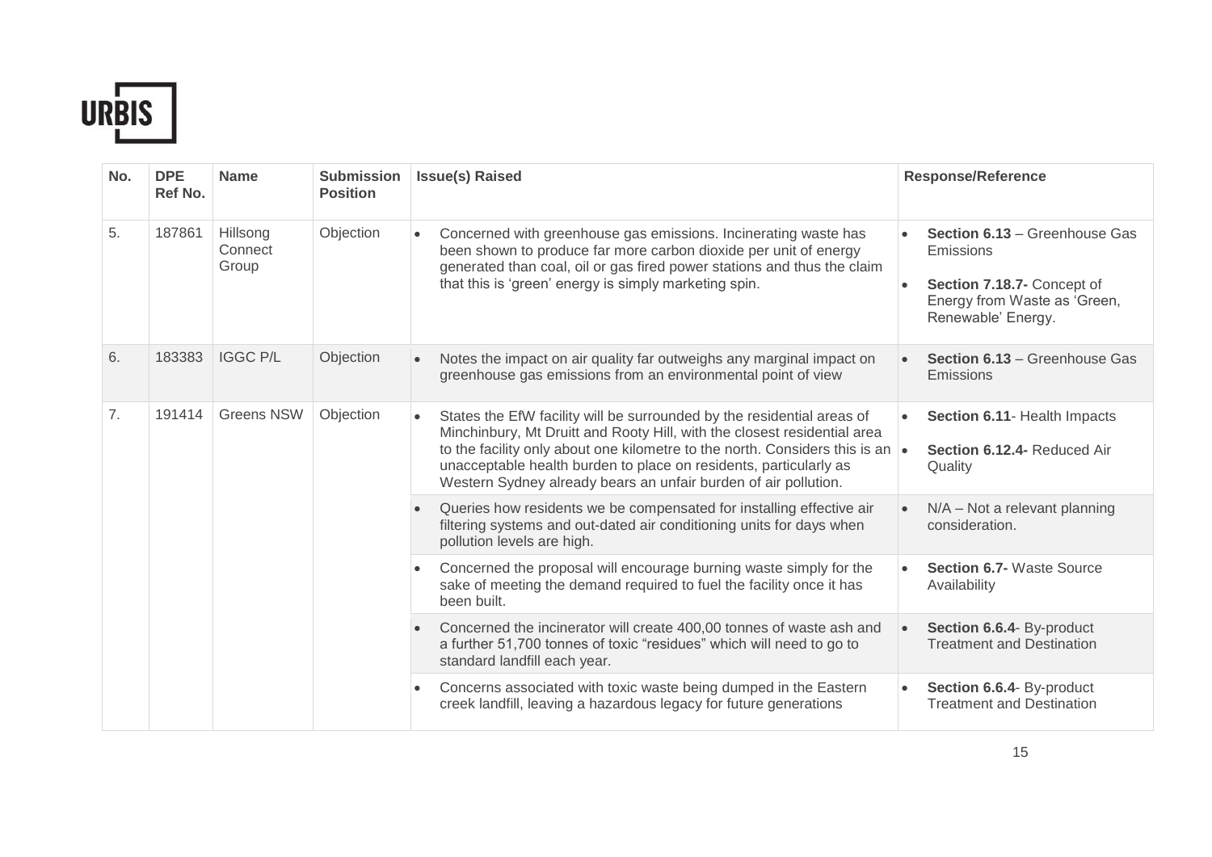URBIS

| No. | DPE Ref No. | Name | Submission Position | Issue(s) Raised | Response/Reference |
|---|---|---|---|---|---|
| 5. | 187861 | Hillsong Connect Group | Objection | • Concerned with greenhouse gas emissions. Incinerating waste has been shown to produce far more carbon dioxide per unit of energy generated than coal, oil or gas fired power stations and thus the claim that this is 'green' energy is simply marketing spin. | • **Section 6.13** – Greenhouse Gas Emissions<br>• **Section 7.18.7-** Concept of Energy from Waste as 'Green, Renewable' Energy. |
| 6. | 183383 | IGGC P/L | Objection | • Notes the impact on air quality far outweighs any marginal impact on greenhouse gas emissions from an environmental point of view | • **Section 6.13** – Greenhouse Gas Emissions |
| 7. | 191414 | Greens NSW | Objection | • States the EfW facility will be surrounded by the residential areas of Minchinbury, Mt Druitt and Rooty Hill, with the closest residential area to the facility only about one kilometre to the north. Considers this is an unacceptable health burden to place on residents, particularly as Western Sydney already bears an unfair burden of air pollution. | • **Section 6.11**- Health Impacts<br>• **Section 6.12.4-** Reduced Air Quality |
| | | | | • Queries how residents we be compensated for installing effective air filtering systems and out-dated air conditioning units for days when pollution levels are high. | • N/A – Not a relevant planning consideration. |
| | | | | • Concerned the proposal will encourage burning waste simply for the sake of meeting the demand required to fuel the facility once it has been built. | • **Section 6.7-** Waste Source Availability |
| | | | | • Concerned the incinerator will create 400,00 tonnes of waste ash and a further 51,700 tonnes of toxic "residues" which will need to go to standard landfill each year. | • **Section 6.6.4**- By-product Treatment and Destination |
| | | | | • Concerns associated with toxic waste being dumped in the Eastern creek landfill, leaving a hazardous legacy for future generations | • **Section 6.6.4**- By-product Treatment and Destination |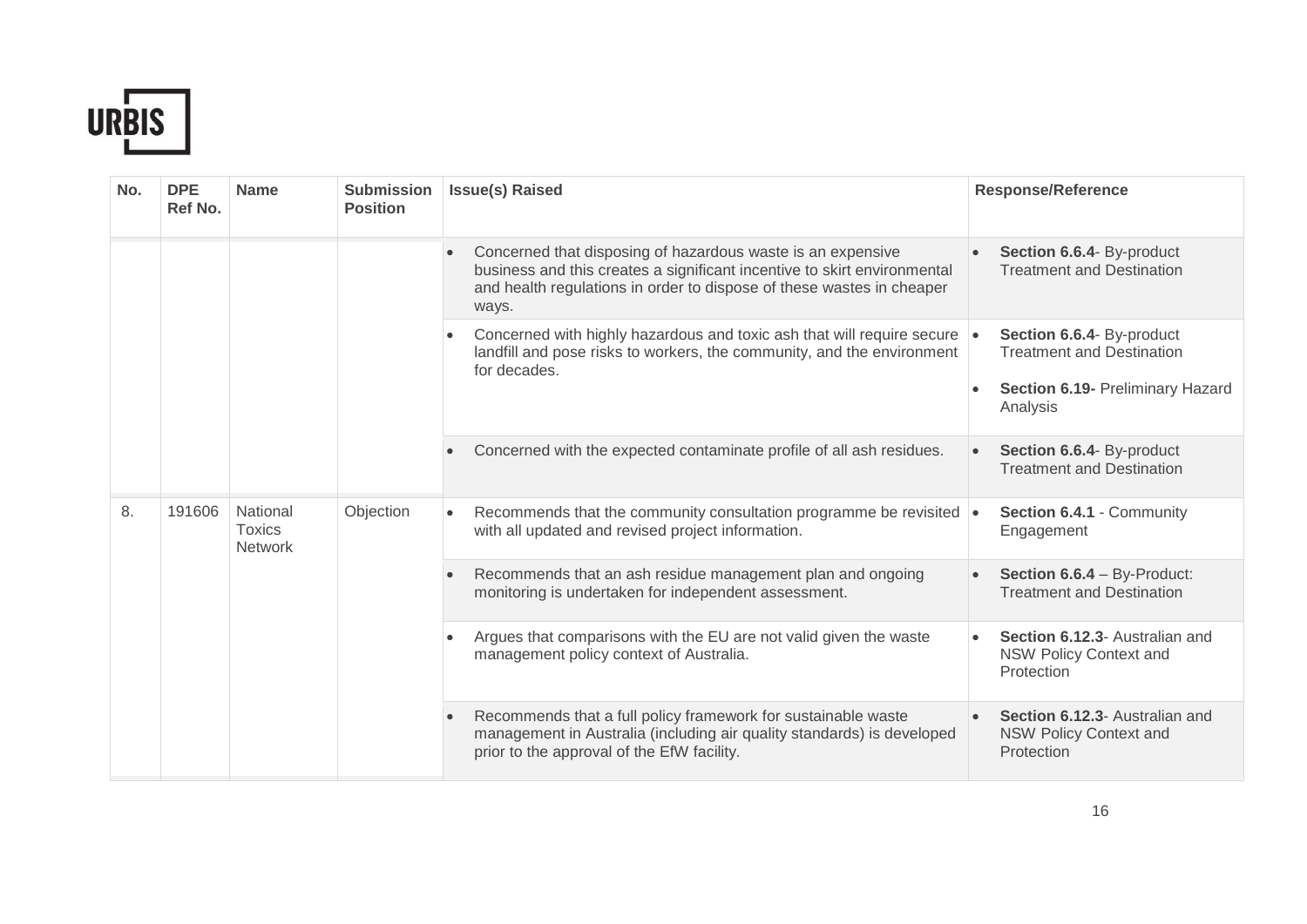| No. | DPE Ref No. | Name | Submission Position | Issue(s) Raised | Response/Reference |
|---|---|---|---|---|---|
| | | | | • Concerned that disposing of hazardous waste is an expensive business and this creates a significant incentive to skirt environmental and health regulations in order to dispose of these wastes in cheaper ways. | • **Section 6.6.4**- By-product Treatment and Destination |
| | | | | • Concerned with highly hazardous and toxic ash that will require secure landfill and pose risks to workers, the community, and the environment for decades. | • **Section 6.6.4**- By-product Treatment and Destination<br>• **Section 6.19-** Preliminary Hazard Analysis |
| | | | | • Concerned with the expected contaminate profile of all ash residues. | • **Section 6.6.4**- By-product Treatment and Destination |
| 8. | 191606 | National Toxics Network | Objection | • Recommends that the community consultation programme be revisited with all updated and revised project information. | • **Section 6.4.1** - Community Engagement |
| | | | | • Recommends that an ash residue management plan and ongoing monitoring is undertaken for independent assessment. | • **Section 6.6.4** – By-Product: Treatment and Destination |
| | | | | • Argues that comparisons with the EU are not valid given the waste management policy context of Australia. | • **Section 6.12.3**- Australian and NSW Policy Context and Protection |
| | | | | • Recommends that a full policy framework for sustainable waste management in Australia (including air quality standards) is developed prior to the approval of the EfW facility. | • **Section 6.12.3**- Australian and NSW Policy Context and Protection |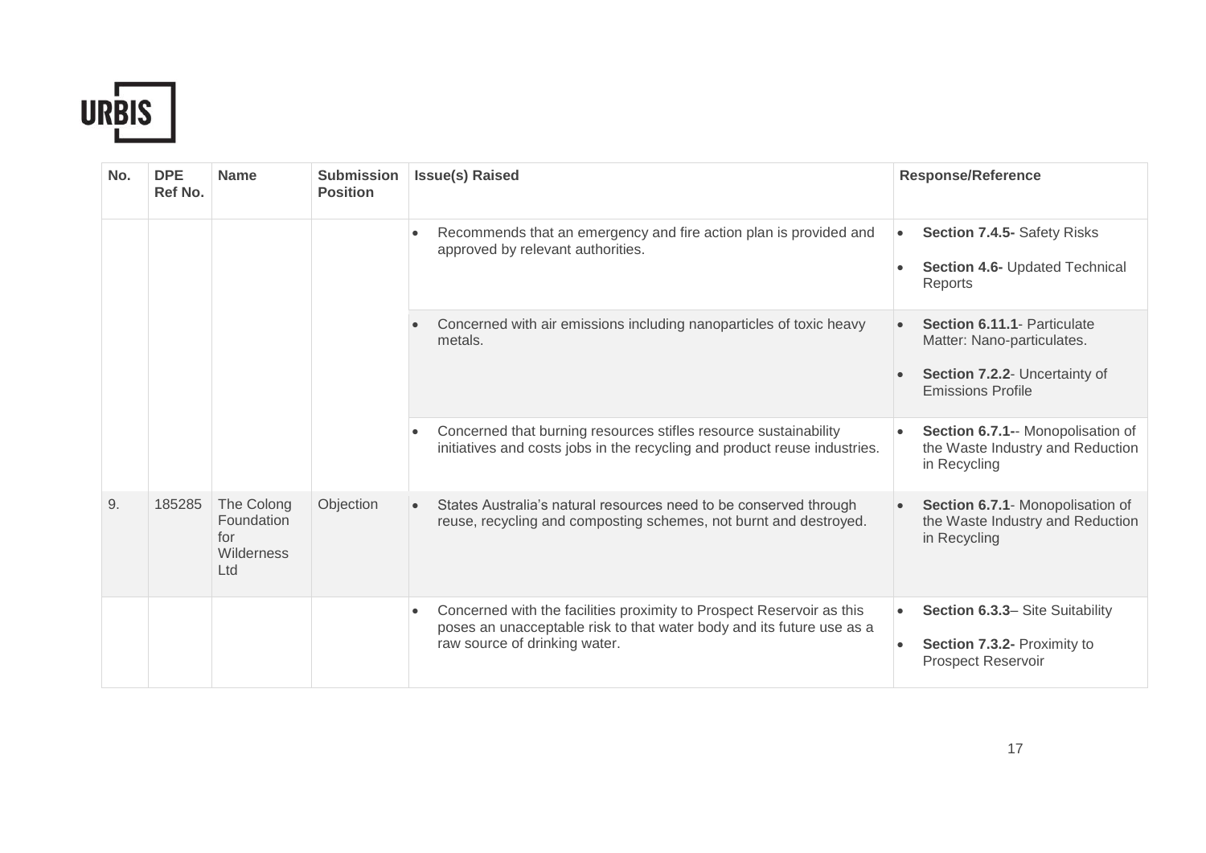| No. | DPE Ref No. | Name | Submission Position | Issue(s) Raised | Response/Reference |
|---|---|---|---|---|---|
| | | | | • Recommends that an emergency and fire action plan is provided and approved by relevant authorities. | • **Section 7.4.5-** Safety Risks<br>• **Section 4.6-** Updated Technical Reports |
| | | | | • Concerned with air emissions including nanoparticles of toxic heavy metals. | • **Section 6.11.1**- Particulate Matter: Nano-particulates.<br>• **Section 7.2.2**- Uncertainty of Emissions Profile |
| | | | | • Concerned that burning resources stifles resource sustainability initiatives and costs jobs in the recycling and product reuse industries. | • **Section 6.7.1-**- Monopolisation of the Waste Industry and Reduction in Recycling |
| 9. | 185285 | The Colong Foundation for Wilderness Ltd | Objection | • States Australia's natural resources need to be conserved through reuse, recycling and composting schemes, not burnt and destroyed. | • **Section 6.7.1**- Monopolisation of the Waste Industry and Reduction in Recycling |
| | | | | • Concerned with the facilities proximity to Prospect Reservoir as this poses an unacceptable risk to that water body and its future use as a raw source of drinking water. | • **Section 6.3.3**– Site Suitability<br>• **Section 7.3.2-** Proximity to Prospect Reservoir |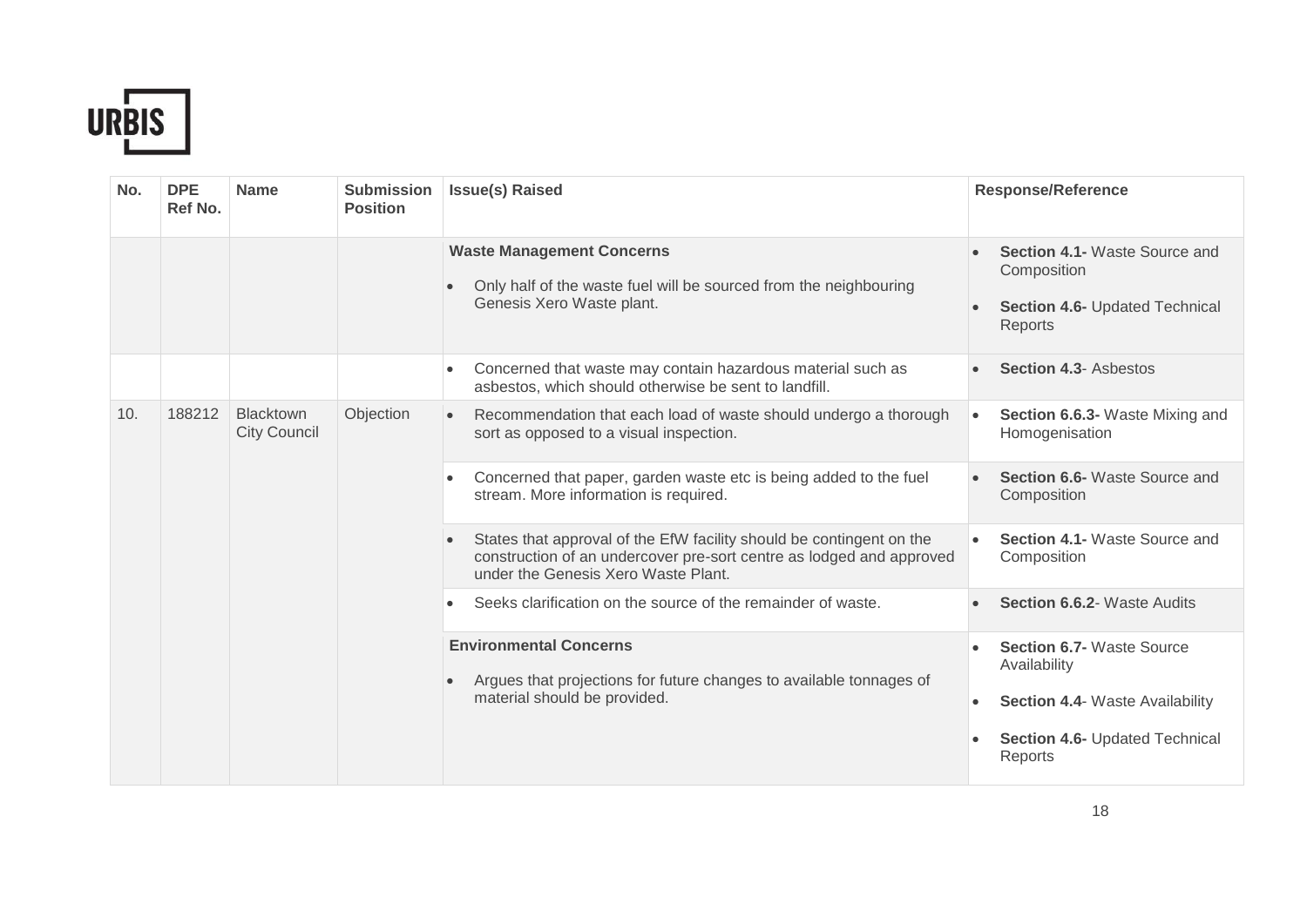| No. | DPE Ref No. | Name | Submission Position | Issue(s) Raised | Response/Reference |
|---|---|---|---|---|---|
| | | | | **Waste Management Concerns**<br>• Only half of the waste fuel will be sourced from the neighbouring Genesis Xero Waste plant. | • **Section 4.1-** Waste Source and Composition<br>• **Section 4.6-** Updated Technical Reports |
| | | | | • Concerned that waste may contain hazardous material such as asbestos, which should otherwise be sent to landfill. | • **Section 4.3**- Asbestos |
| 10. | 188212 | Blacktown City Council | Objection | • Recommendation that each load of waste should undergo a thorough sort as opposed to a visual inspection. | • **Section 6.6.3-** Waste Mixing and Homogenisation |
| | | | | • Concerned that paper, garden waste etc is being added to the fuel stream. More information is required. | • **Section 6.6-** Waste Source and Composition |
| | | | | • States that approval of the EfW facility should be contingent on the construction of an undercover pre-sort centre as lodged and approved under the Genesis Xero Waste Plant. | • **Section 4.1-** Waste Source and Composition |
| | | | | • Seeks clarification on the source of the remainder of waste. | • **Section 6.6.2**- Waste Audits |
| | | | | **Environmental Concerns**<br>• Argues that projections for future changes to available tonnages of material should be provided. | • **Section 6.7-** Waste Source Availability<br>• **Section 4.4**- Waste Availability<br>• **Section 4.6-** Updated Technical Reports |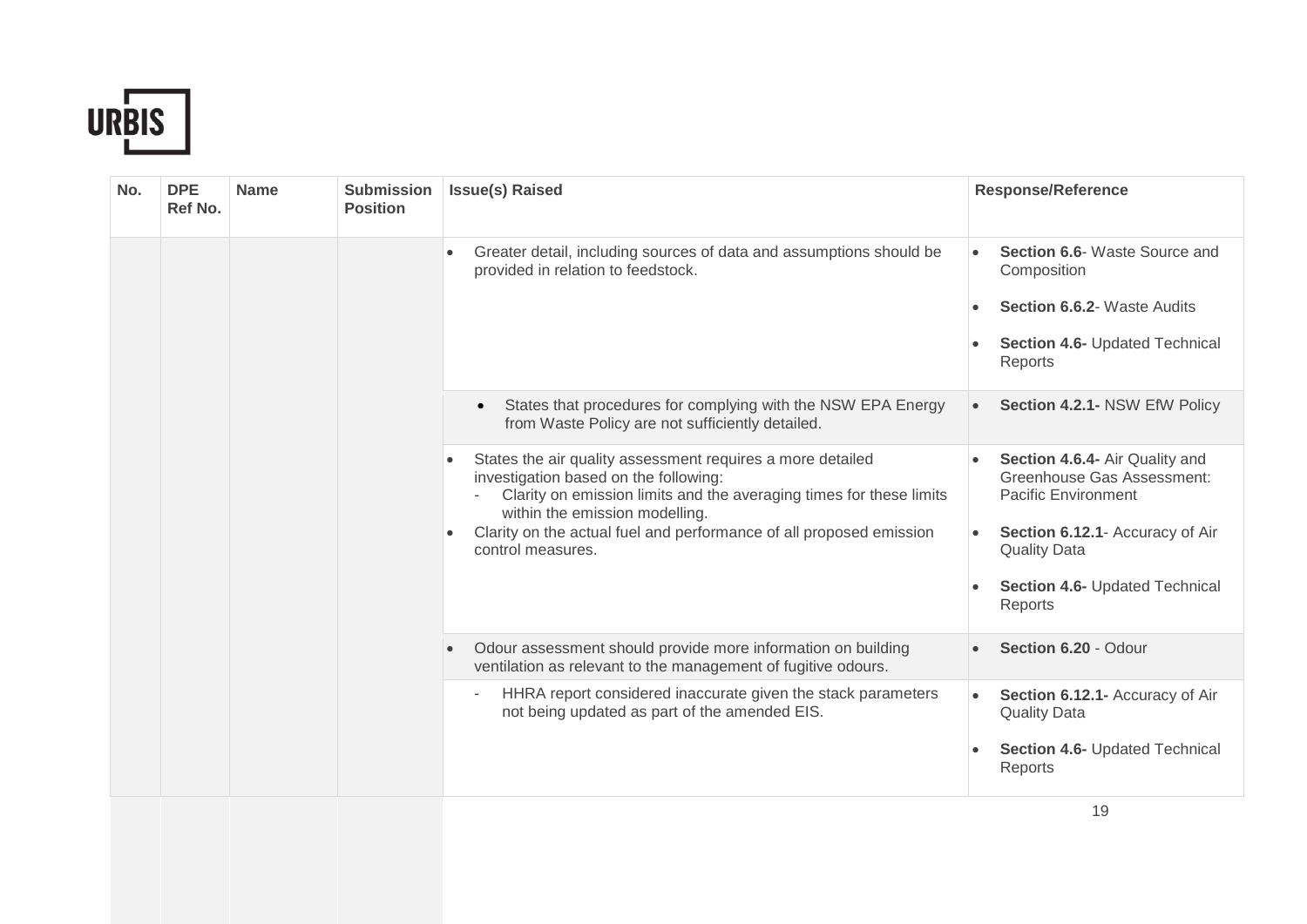| No. | DPE Ref No. | Name | Submission Position | Issue(s) Raised | Response/Reference |
|---|---|---|---|---|---|
| | | | | • Greater detail, including sources of data and assumptions should be provided in relation to feedstock. | • **Section 6.6**- Waste Source and Composition<br>• **Section 6.6.2**- Waste Audits<br>• **Section 4.6-** Updated Technical Reports |
| | | | | • States that procedures for complying with the NSW EPA Energy from Waste Policy are not sufficiently detailed. | • **Section 4.2.1-** NSW EfW Policy |
| | | | | • States the air quality assessment requires a more detailed investigation based on the following:<br>- Clarity on emission limits and the averaging times for these limits within the emission modelling.<br>• Clarity on the actual fuel and performance of all proposed emission control measures. | • **Section 4.6.4-** Air Quality and Greenhouse Gas Assessment: Pacific Environment<br>• **Section 6.12.1**- Accuracy of Air Quality Data<br>• **Section 4.6-** Updated Technical Reports |
| | | | | • Odour assessment should provide more information on building ventilation as relevant to the management of fugitive odours. | • **Section 6.20** - Odour |
| | | | | - HHRA report considered inaccurate given the stack parameters not being updated as part of the amended EIS. | • **Section 6.12.1-** Accuracy of Air Quality Data<br>• **Section 4.6-** Updated Technical Reports |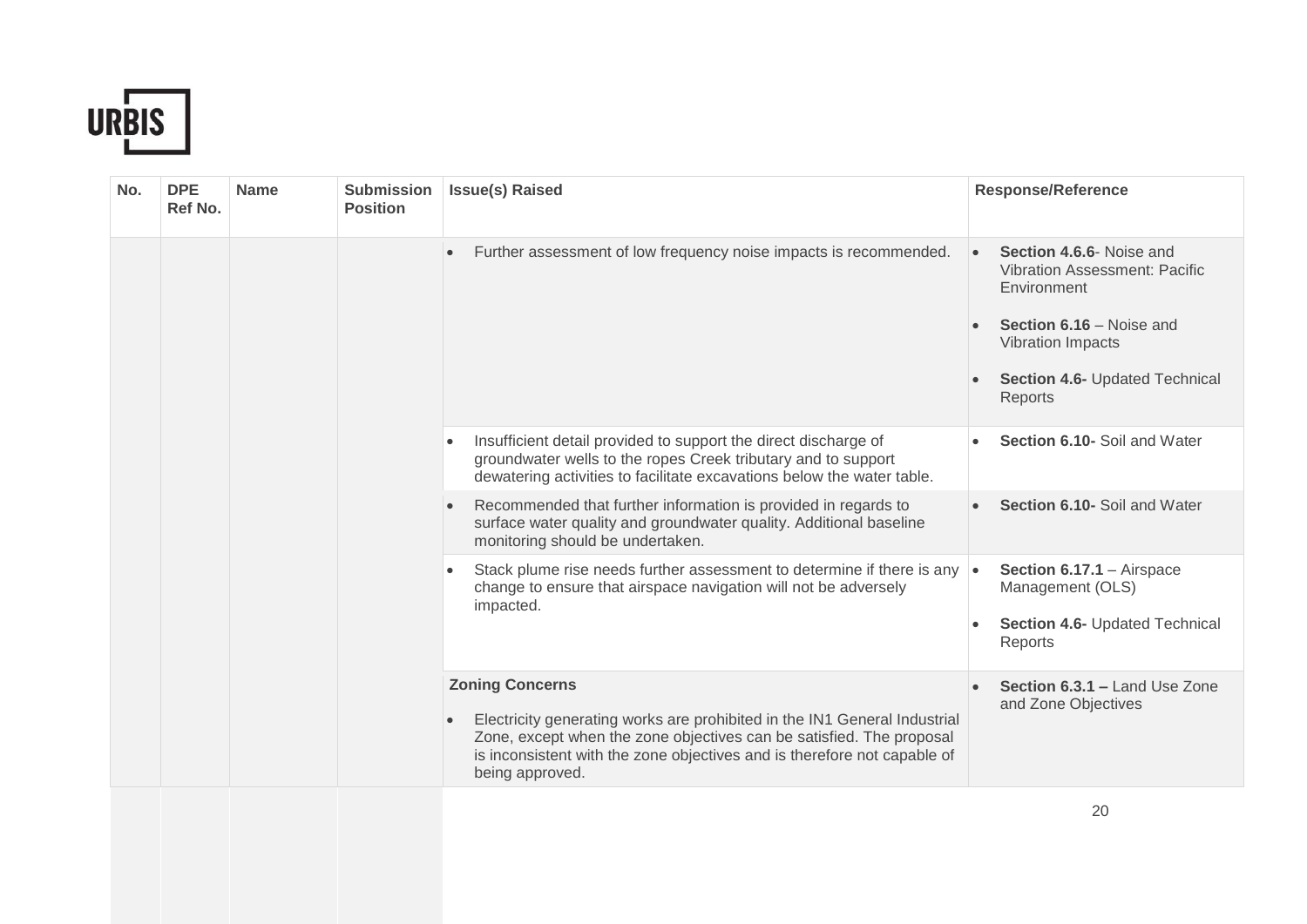| No. | DPE Ref No. | Name | Submission Position | Issue(s) Raised | Response/Reference |
|---|---|---|---|---|---|
| | | | | • Further assessment of low frequency noise impacts is recommended. | • **Section 4.6.6**- Noise and Vibration Assessment: Pacific Environment<br>• **Section 6.16** – Noise and Vibration Impacts<br>• **Section 4.6-** Updated Technical Reports |
| | | | | • Insufficient detail provided to support the direct discharge of groundwater wells to the ropes Creek tributary and to support dewatering activities to facilitate excavations below the water table. | • **Section 6.10-** Soil and Water |
| | | | | • Recommended that further information is provided in regards to surface water quality and groundwater quality. Additional baseline monitoring should be undertaken. | • **Section 6.10-** Soil and Water |
| | | | | • Stack plume rise needs further assessment to determine if there is any change to ensure that airspace navigation will not be adversely impacted. | • **Section 6.17.1** – Airspace Management (OLS)<br>• **Section 4.6-** Updated Technical Reports |
| | | | | **Zoning Concerns**<br>• Electricity generating works are prohibited in the IN1 General Industrial Zone, except when the zone objectives can be satisfied. The proposal is inconsistent with the zone objectives and is therefore not capable of being approved. | • **Section 6.3.1 –** Land Use Zone and Zone Objectives |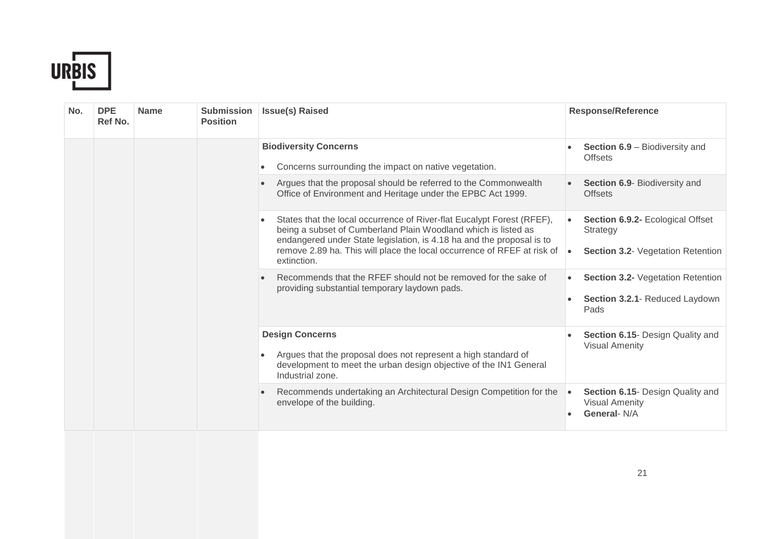| No. | DPE Ref No. | Name | Submission Position | Issue(s) Raised | Response/Reference |
|---|---|---|---|---|---|
| | | | | **Biodiversity Concerns**<br>• Concerns surrounding the impact on native vegetation. | • **Section 6.9** – Biodiversity and Offsets |
| | | | | • Argues that the proposal should be referred to the Commonwealth Office of Environment and Heritage under the EPBC Act 1999. | • **Section 6.9**- Biodiversity and Offsets |
| | | | | • States that the local occurrence of River-flat Eucalypt Forest (RFEF), being a subset of Cumberland Plain Woodland which is listed as endangered under State legislation, is 4.18 ha and the proposal is to remove 2.89 ha. This will place the local occurrence of RFEF at risk of extinction. | • **Section 6.9.2-** Ecological Offset Strategy<br>• **Section 3.2**- Vegetation Retention |
| | | | | • Recommends that the RFEF should not be removed for the sake of providing substantial temporary laydown pads. | • **Section 3.2-** Vegetation Retention<br>• **Section 3.2.1**- Reduced Laydown Pads |
| | | | | **Design Concerns**<br>• Argues that the proposal does not represent a high standard of development to meet the urban design objective of the IN1 General Industrial zone. | • **Section 6.15**- Design Quality and Visual Amenity |
| | | | | • Recommends undertaking an Architectural Design Competition for the envelope of the building. | • **Section 6.15**- Design Quality and Visual Amenity<br>• **General**- N/A |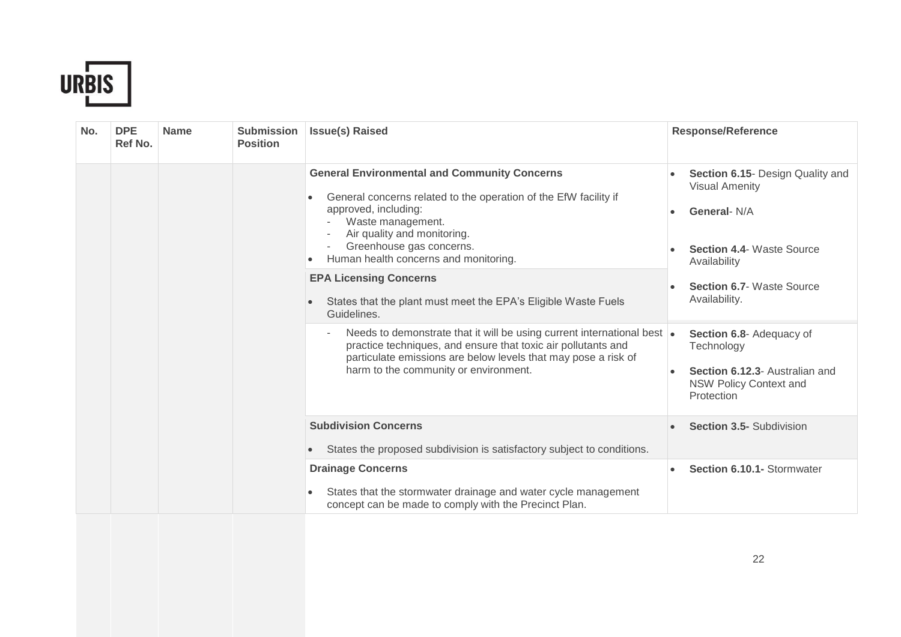| No. | DPE Ref No. | Name | Submission Position | Issue(s) Raised | Response/Reference |
|---|---|---|---|---|---|
| | | | | **General Environmental and Community Concerns**<br>• General concerns related to the operation of the EfW facility if approved, including:<br>- Waste management.<br>- Air quality and monitoring.<br>- Greenhouse gas concerns.<br>• Human health concerns and monitoring. | • **Section 6.15**- Design Quality and Visual Amenity<br>• **General**- N/A<br>• **Section 4.4**- Waste Source Availability |
| | | | | **EPA Licensing Concerns**<br>• States that the plant must meet the EPA's Eligible Waste Fuels Guidelines. | • **Section 6.7**- Waste Source Availability. |
| | | | | - Needs to demonstrate that it will be using current international best practice techniques, and ensure that toxic air pollutants and particulate emissions are below levels that may pose a risk of harm to the community or environment. | • **Section 6.8**- Adequacy of Technology<br>• **Section 6.12.3**- Australian and NSW Policy Context and Protection |
| | | | | **Subdivision Concerns**<br>• States the proposed subdivision is satisfactory subject to conditions. | • **Section 3.5-** Subdivision |
| | | | | **Drainage Concerns**<br>• States that the stormwater drainage and water cycle management concept can be made to comply with the Precinct Plan. | • **Section 6.10.1-** Stormwater |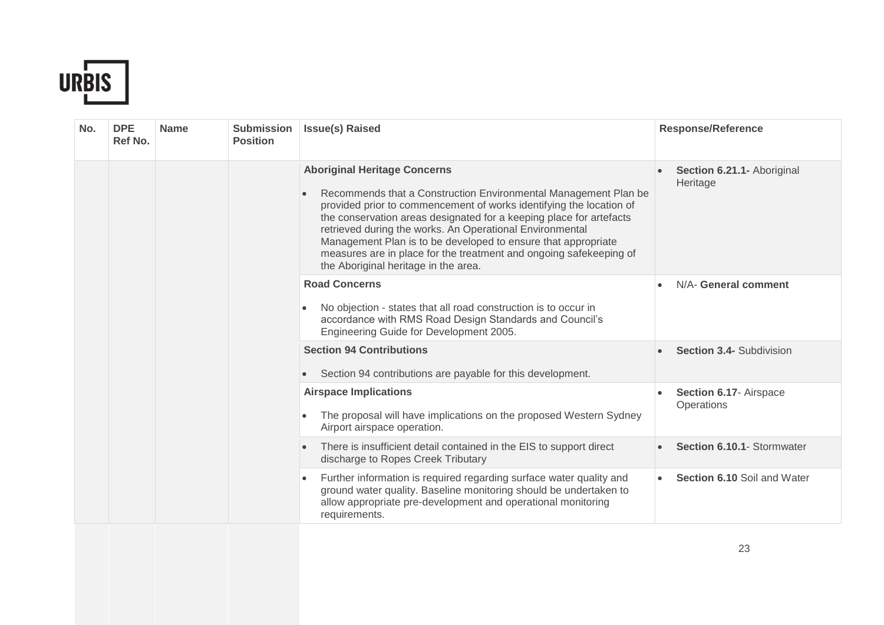| No. | DPE Ref No. | Name | Submission Position | Issue(s) Raised | Response/Reference |
|---|---|---|---|---|---|
| | | | | **Aboriginal Heritage Concerns**<br>• Recommends that a Construction Environmental Management Plan be provided prior to commencement of works identifying the location of the conservation areas designated for a keeping place for artefacts retrieved during the works. An Operational Environmental Management Plan is to be developed to ensure that appropriate measures are in place for the treatment and ongoing safekeeping of the Aboriginal heritage in the area. | • **Section 6.21.1-** Aboriginal Heritage |
| | | | | **Road Concerns**<br>• No objection - states that all road construction is to occur in accordance with RMS Road Design Standards and Council's Engineering Guide for Development 2005. | • N/A- **General comment** |
| | | | | **Section 94 Contributions**<br>• Section 94 contributions are payable for this development. | • **Section 3.4-** Subdivision |
| | | | | **Airspace Implications**<br>• The proposal will have implications on the proposed Western Sydney Airport airspace operation. | • **Section 6.17**- Airspace Operations |
| | | | | • There is insufficient detail contained in the EIS to support direct discharge to Ropes Creek Tributary | • **Section 6.10.1**- Stormwater |
| | | | | • Further information is required regarding surface water quality and ground water quality. Baseline monitoring should be undertaken to allow appropriate pre-development and operational monitoring requirements. | • **Section 6.10** Soil and Water |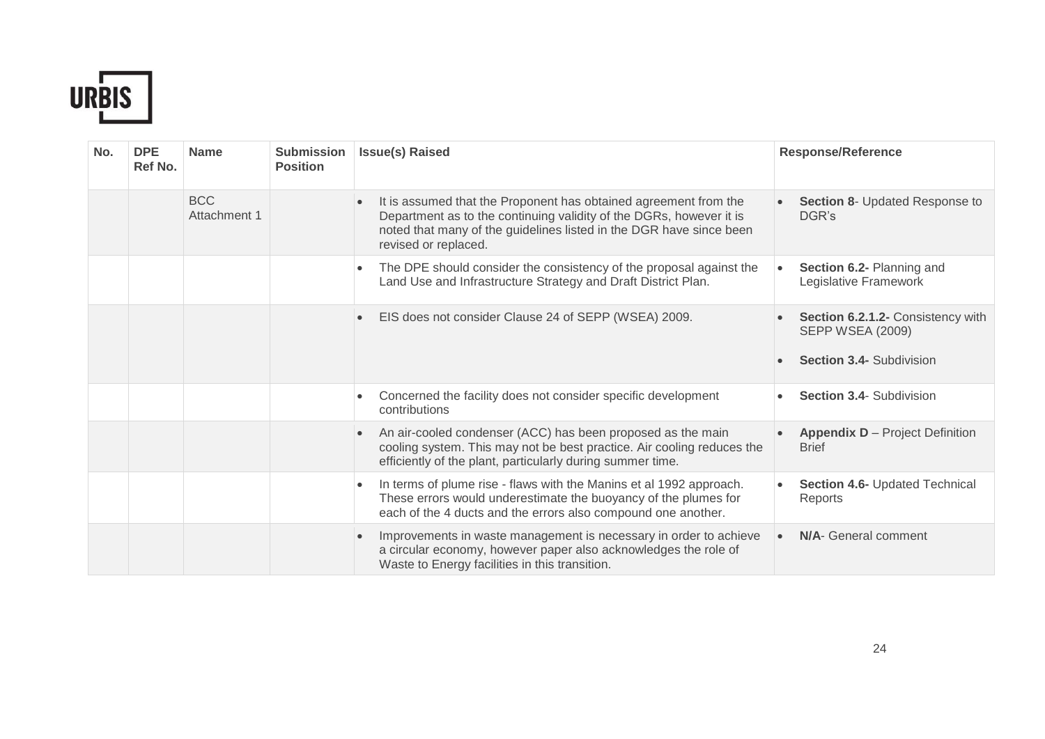| No. | DPE Ref No. | Name | Submission Position | Issue(s) Raised | Response/Reference |
| --- | --- | --- | --- | --- | --- |
| | | BCC Attachment 1 | | • It is assumed that the Proponent has obtained agreement from the Department as to the continuing validity of the DGRs, however it is noted that many of the guidelines listed in the DGR have since been revised or replaced. | • **Section 8**- Updated Response to DGR's |
| | | | | • The DPE should consider the consistency of the proposal against the Land Use and Infrastructure Strategy and Draft District Plan. | • **Section 6.2-** Planning and Legislative Framework |
| | | | | • EIS does not consider Clause 24 of SEPP (WSEA) 2009. | • **Section 6.2.1.2-** Consistency with SEPP WSEA (2009) • **Section 3.4-** Subdivision |
| | | | | • Concerned the facility does not consider specific development contributions | • **Section 3.4**- Subdivision |
| | | | | • An air-cooled condenser (ACC) has been proposed as the main cooling system. This may not be best practice. Air cooling reduces the efficiently of the plant, particularly during summer time. | • **Appendix D** – Project Definition Brief |
| | | | | • In terms of plume rise - flaws with the Manins et al 1992 approach. These errors would underestimate the buoyancy of the plumes for each of the 4 ducts and the errors also compound one another. | • **Section 4.6-** Updated Technical Reports |
| | | | | • Improvements in waste management is necessary in order to achieve a circular economy, however paper also acknowledges the role of Waste to Energy facilities in this transition. | • **N/A**- General comment |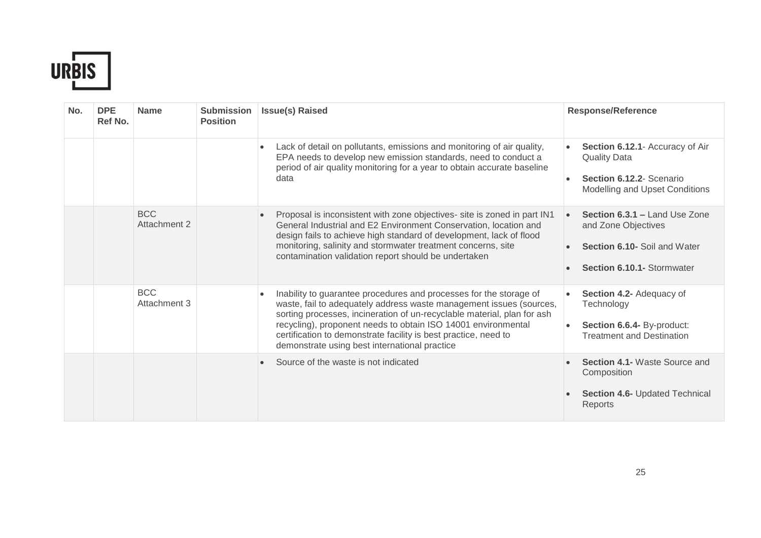| No. | DPE Ref No. | Name | Submission Position | Issue(s) Raised | Response/Reference |
|---|---|---|---|---|---|
| | | | | • Lack of detail on pollutants, emissions and monitoring of air quality, EPA needs to develop new emission standards, need to conduct a period of air quality monitoring for a year to obtain accurate baseline data | • **Section 6.12.1**- Accuracy of Air Quality Data<br>• **Section 6.12.2**- Scenario Modelling and Upset Conditions |
| | | BCC Attachment 2 | | • Proposal is inconsistent with zone objectives- site is zoned in part IN1 General Industrial and E2 Environment Conservation, location and design fails to achieve high standard of development, lack of flood monitoring, salinity and stormwater treatment concerns, site contamination validation report should be undertaken | • **Section 6.3.1 –** Land Use Zone and Zone Objectives<br>• **Section 6.10-** Soil and Water<br>• **Section 6.10.1-** Stormwater |
| | | BCC Attachment 3 | | • Inability to guarantee procedures and processes for the storage of waste, fail to adequately address waste management issues (sources, sorting processes, incineration of un-recyclable material, plan for ash recycling), proponent needs to obtain ISO 14001 environmental certification to demonstrate facility is best practice, need to demonstrate using best international practice | • **Section 4.2-** Adequacy of Technology<br>• **Section 6.6.4-** By-product: Treatment and Destination |
| | | | | • Source of the waste is not indicated | • **Section 4.1-** Waste Source and Composition<br>• **Section 4.6-** Updated Technical Reports |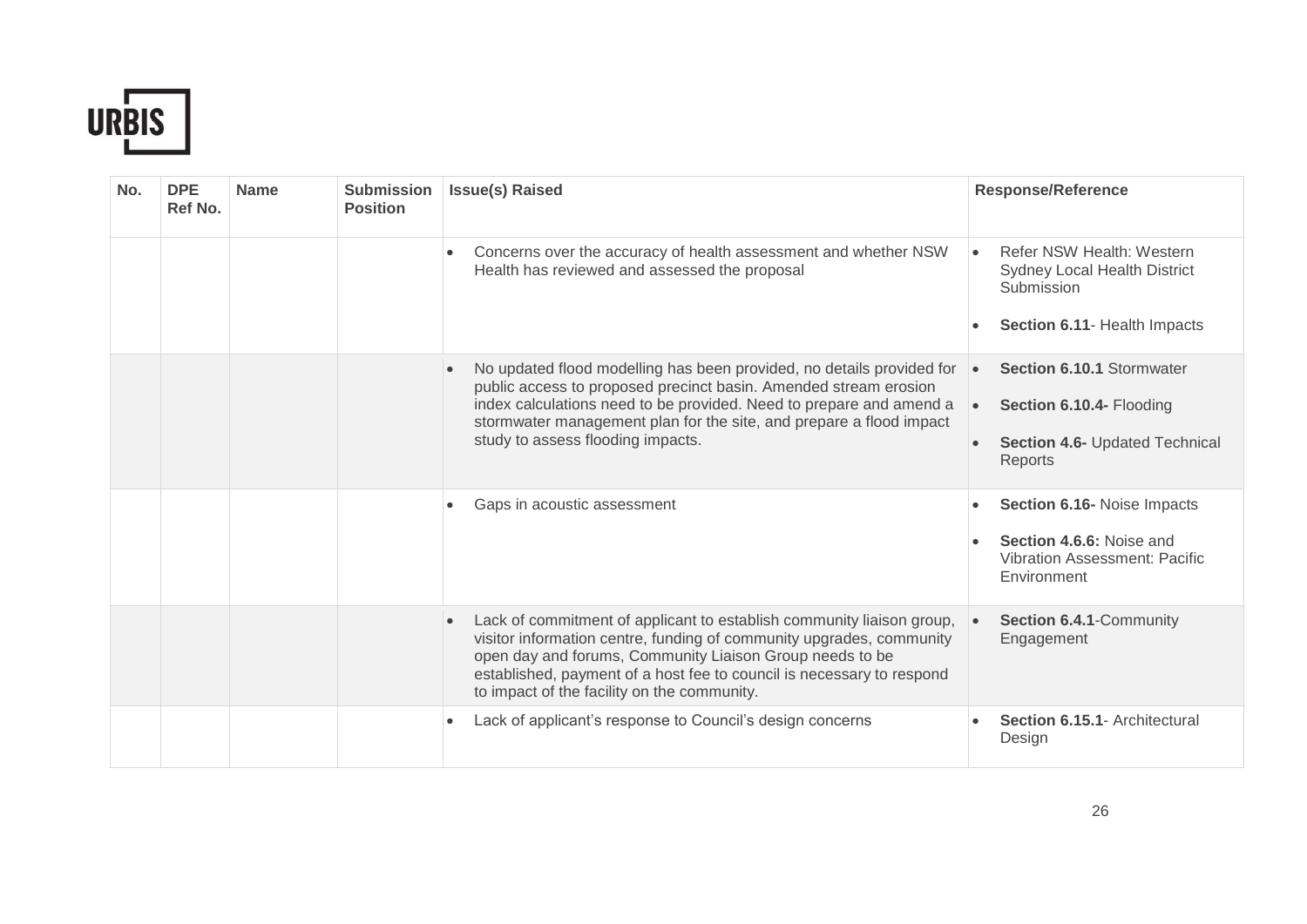| No. | DPE Ref No. | Name | Submission Position | Issue(s) Raised | Response/Reference |
|---|---|---|---|---|---|
| | | | | • Concerns over the accuracy of health assessment and whether NSW Health has reviewed and assessed the proposal | • Refer NSW Health: Western Sydney Local Health District Submission<br>• **Section 6.11**- Health Impacts |
| | | | | • No updated flood modelling has been provided, no details provided for public access to proposed precinct basin. Amended stream erosion index calculations need to be provided. Need to prepare and amend a stormwater management plan for the site, and prepare a flood impact study to assess flooding impacts. | • **Section 6.10.1** Stormwater<br>• **Section 6.10.4-** Flooding<br>• **Section 4.6-** Updated Technical Reports |
| | | | | • Gaps in acoustic assessment | • **Section 6.16-** Noise Impacts<br>• **Section 4.6.6:** Noise and Vibration Assessment: Pacific Environment |
| | | | | • Lack of commitment of applicant to establish community liaison group, visitor information centre, funding of community upgrades, community open day and forums, Community Liaison Group needs to be established, payment of a host fee to council is necessary to respond to impact of the facility on the community. | • **Section 6.4.1**-Community Engagement |
| | | | | • Lack of applicant's response to Council's design concerns | • **Section 6.15.1**- Architectural Design |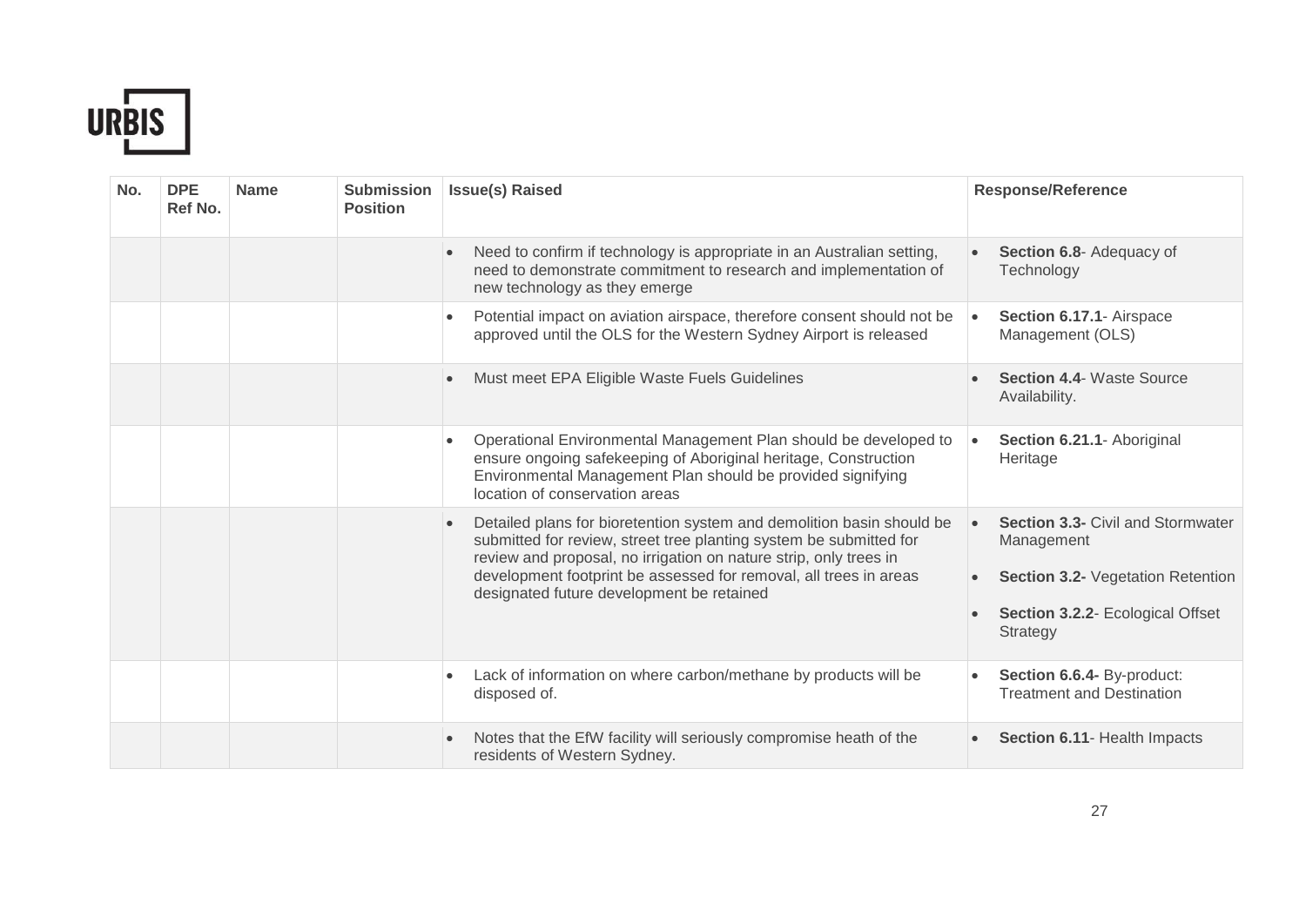| No. | DPE Ref No. | Name | Submission Position | Issue(s) Raised | Response/Reference |
|---|---|---|---|---|---|
| | | | | • Need to confirm if technology is appropriate in an Australian setting, need to demonstrate commitment to research and implementation of new technology as they emerge | • **Section 6.8**- Adequacy of Technology |
| | | | | • Potential impact on aviation airspace, therefore consent should not be approved until the OLS for the Western Sydney Airport is released | • **Section 6.17.1**- Airspace Management (OLS) |
| | | | | • Must meet EPA Eligible Waste Fuels Guidelines | • **Section 4.4**- Waste Source Availability. |
| | | | | • Operational Environmental Management Plan should be developed to ensure ongoing safekeeping of Aboriginal heritage, Construction Environmental Management Plan should be provided signifying location of conservation areas | • **Section 6.21.1**- Aboriginal Heritage |
| | | | | • Detailed plans for bioretention system and demolition basin should be submitted for review, street tree planting system be submitted for review and proposal, no irrigation on nature strip, only trees in development footprint be assessed for removal, all trees in areas designated future development be retained | • **Section 3.3-** Civil and Stormwater Management<br>• **Section 3.2-** Vegetation Retention<br>• **Section 3.2.2**- Ecological Offset Strategy |
| | | | | • Lack of information on where carbon/methane by products will be disposed of. | • **Section 6.6.4-** By-product: Treatment and Destination |
| | | | | • Notes that the EfW facility will seriously compromise heath of the residents of Western Sydney. | • **Section 6.11**- Health Impacts |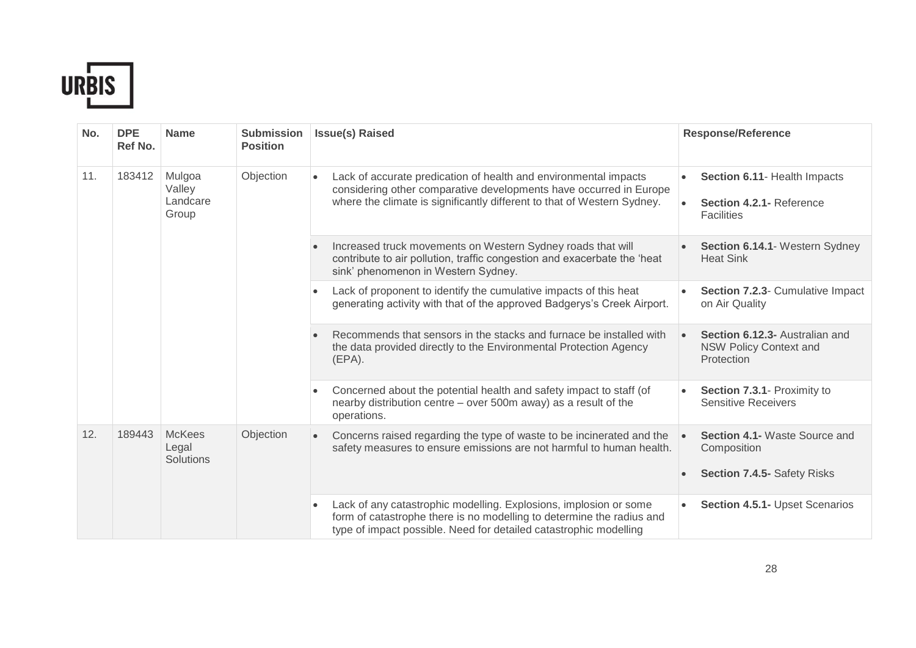| No. | DPE Ref No. | Name | Submission Position | Issue(s) Raised | Response/Reference |
|---|---|---|---|---|---|
| 11. | 183412 | Mulgoa Valley Landcare Group | Objection | • Lack of accurate predication of health and environmental impacts considering other comparative developments have occurred in Europe where the climate is significantly different to that of Western Sydney. | • **Section 6.11**- Health Impacts <br> • **Section 4.2.1-** Reference Facilities |
| | | | | • Increased truck movements on Western Sydney roads that will contribute to air pollution, traffic congestion and exacerbate the 'heat sink' phenomenon in Western Sydney. | • **Section 6.14.1**- Western Sydney Heat Sink |
| | | | | • Lack of proponent to identify the cumulative impacts of this heat generating activity with that of the approved Badgerys's Creek Airport. | • **Section 7.2.3**- Cumulative Impact on Air Quality |
| | | | | • Recommends that sensors in the stacks and furnace be installed with the data provided directly to the Environmental Protection Agency (EPA). | • **Section 6.12.3-** Australian and NSW Policy Context and Protection |
| | | | | • Concerned about the potential health and safety impact to staff (of nearby distribution centre – over 500m away) as a result of the operations. | • **Section 7.3.1**- Proximity to Sensitive Receivers |
| 12. | 189443 | McKees Legal Solutions | Objection | • Concerns raised regarding the type of waste to be incinerated and the safety measures to ensure emissions are not harmful to human health. | • **Section 4.1-** Waste Source and Composition <br> • **Section 7.4.5-** Safety Risks |
| | | | | • Lack of any catastrophic modelling. Explosions, implosion or some form of catastrophe there is no modelling to determine the radius and type of impact possible. Need for detailed catastrophic modelling | • **Section 4.5.1-** Upset Scenarios |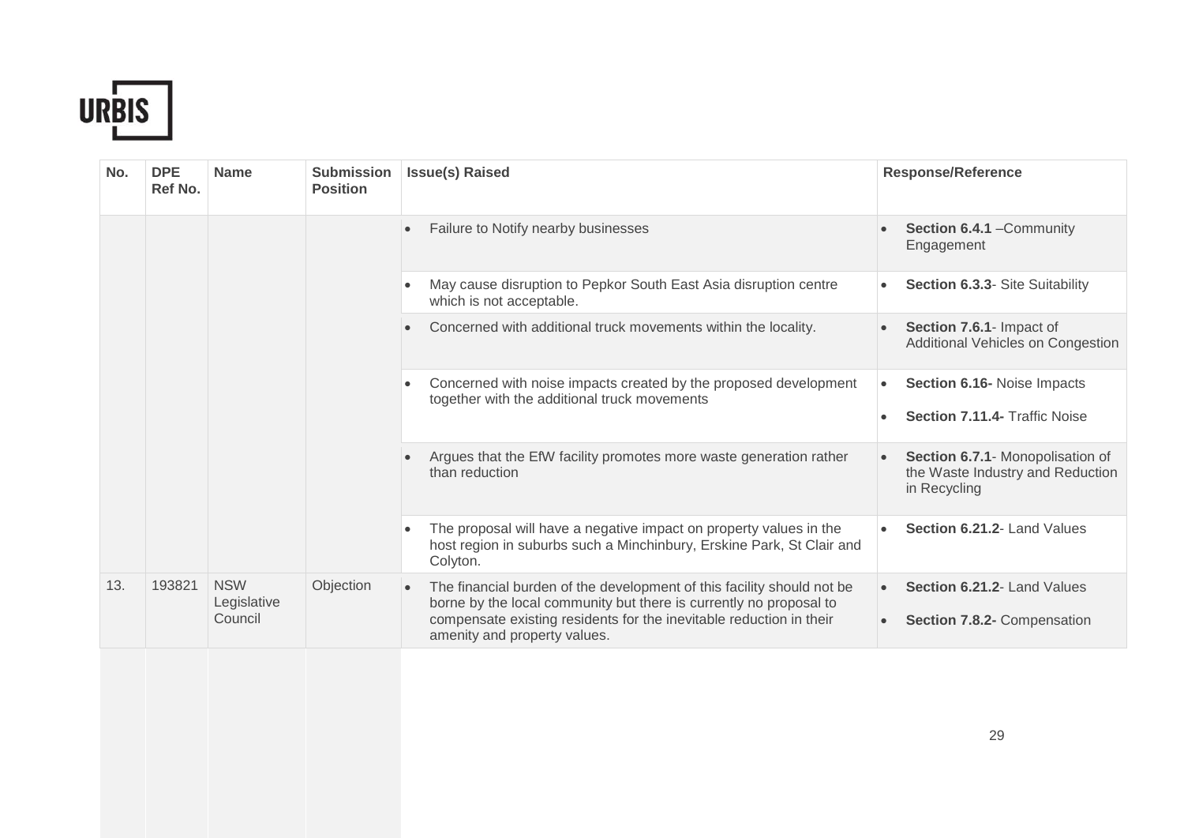| No. | DPE Ref No. | Name | Submission Position | Issue(s) Raised | Response/Reference |
|---|---|---|---|---|---|
| | | | | • Failure to Notify nearby businesses | • **Section 6.4.1** –Community Engagement |
| | | | | • May cause disruption to Pepkor South East Asia disruption centre which is not acceptable. | • **Section 6.3.3**- Site Suitability |
| | | | | • Concerned with additional truck movements within the locality. | • **Section 7.6.1**- Impact of Additional Vehicles on Congestion |
| | | | | • Concerned with noise impacts created by the proposed development together with the additional truck movements | • **Section 6.16-** Noise Impacts<br>• **Section 7.11.4-** Traffic Noise |
| | | | | • Argues that the EfW facility promotes more waste generation rather than reduction | • **Section 6.7.1**- Monopolisation of the Waste Industry and Reduction in Recycling |
| | | | | • The proposal will have a negative impact on property values in the host region in suburbs such a Minchinbury, Erskine Park, St Clair and Colyton. | • **Section 6.21.2**- Land Values |
| 13. | 193821 | NSW Legislative Council | Objection | • The financial burden of the development of this facility should not be borne by the local community but there is currently no proposal to compensate existing residents for the inevitable reduction in their amenity and property values. | • **Section 6.21.2**- Land Values<br>• **Section 7.8.2-** Compensation |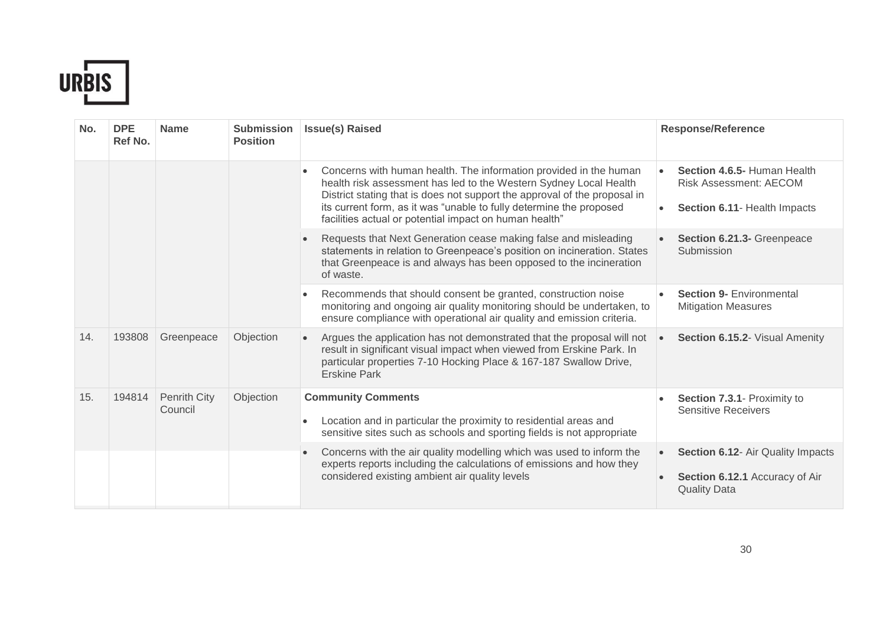| No. | DPE Ref No. | Name | Submission Position | Issue(s) Raised | Response/Reference |
|---|---|---|---|---|---|
| | | | | • Concerns with human health. The information provided in the human health risk assessment has led to the Western Sydney Local Health District stating that is does not support the approval of the proposal in its current form, as it was "unable to fully determine the proposed facilities actual or potential impact on human health" | • **Section 4.6.5-** Human Health Risk Assessment: AECOM<br>• **Section 6.11**- Health Impacts |
| | | | | • Requests that Next Generation cease making false and misleading statements in relation to Greenpeace's position on incineration. States that Greenpeace is and always has been opposed to the incineration of waste. | • **Section 6.21.3-** Greenpeace Submission |
| | | | | • Recommends that should consent be granted, construction noise monitoring and ongoing air quality monitoring should be undertaken, to ensure compliance with operational air quality and emission criteria. | • **Section 9-** Environmental Mitigation Measures |
| 14. | 193808 | Greenpeace | Objection | • Argues the application has not demonstrated that the proposal will not result in significant visual impact when viewed from Erskine Park. In particular properties 7-10 Hocking Place & 167-187 Swallow Drive, Erskine Park | • **Section 6.15.2**- Visual Amenity |
| 15. | 194814 | Penrith City Council | Objection | **Community Comments**<br>• Location and in particular the proximity to residential areas and sensitive sites such as schools and sporting fields is not appropriate | • **Section 7.3.1**- Proximity to Sensitive Receivers |
| | | | | • Concerns with the air quality modelling which was used to inform the experts reports including the calculations of emissions and how they considered existing ambient air quality levels | • **Section 6.12**- Air Quality Impacts<br>• **Section 6.12.1** Accuracy of Air Quality Data |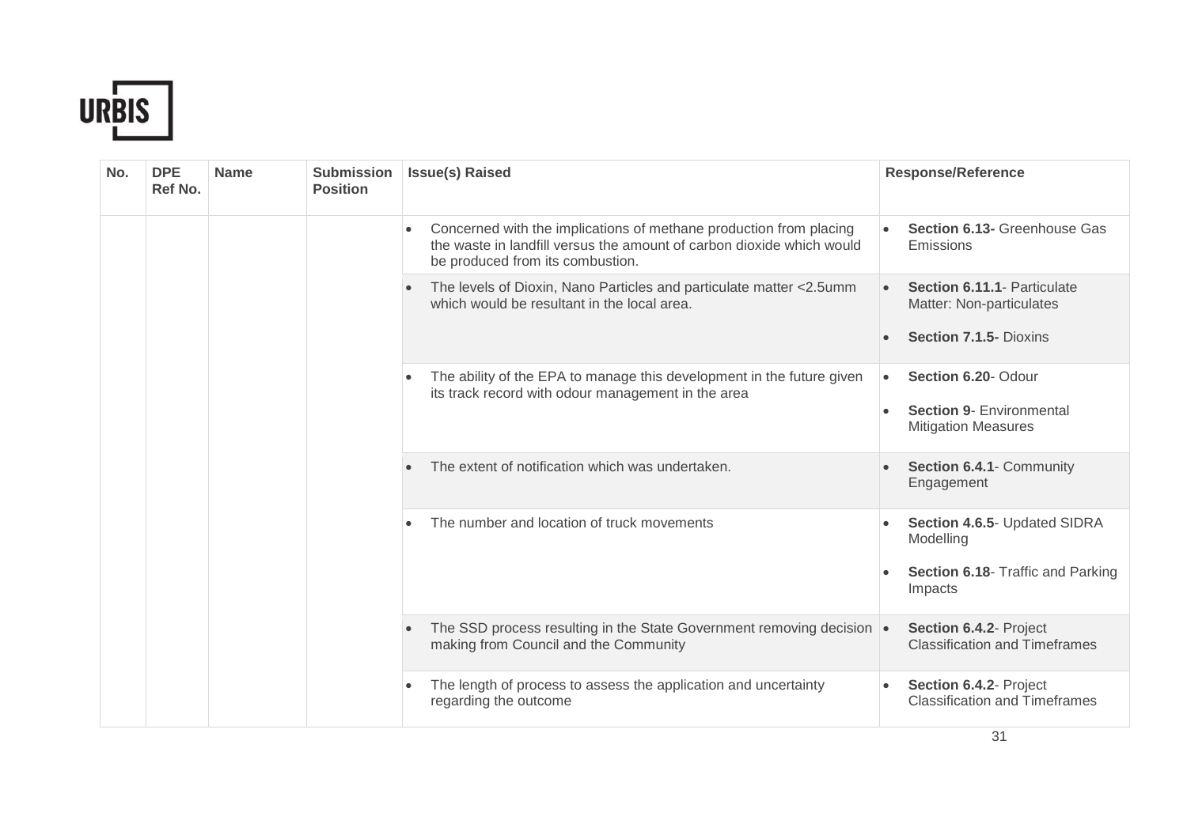| No. | DPE Ref No. | Name | Submission Position | Issue(s) Raised | Response/Reference |
|---|---|---|---|---|---|
| | | | | • Concerned with the implications of methane production from placing the waste in landfill versus the amount of carbon dioxide which would be produced from its combustion. | • **Section 6.13-** Greenhouse Gas Emissions |
| | | | | • The levels of Dioxin, Nano Particles and particulate matter <2.5umm which would be resultant in the local area. | • **Section 6.11.1**- Particulate Matter: Non-particulates<br>• **Section 7.1.5-** Dioxins |
| | | | | • The ability of the EPA to manage this development in the future given its track record with odour management in the area | • **Section 6.20**- Odour<br>• **Section 9**- Environmental Mitigation Measures |
| | | | | • The extent of notification which was undertaken. | • **Section 6.4.1**- Community Engagement |
| | | | | • The number and location of truck movements | • **Section 4.6.5**- Updated SIDRA Modelling<br>• **Section 6.18**- Traffic and Parking Impacts |
| | | | | • The SSD process resulting in the State Government removing decision making from Council and the Community | • **Section 6.4.2**- Project Classification and Timeframes |
| | | | | • The length of process to assess the application and uncertainty regarding the outcome | • **Section 6.4.2**- Project Classification and Timeframes |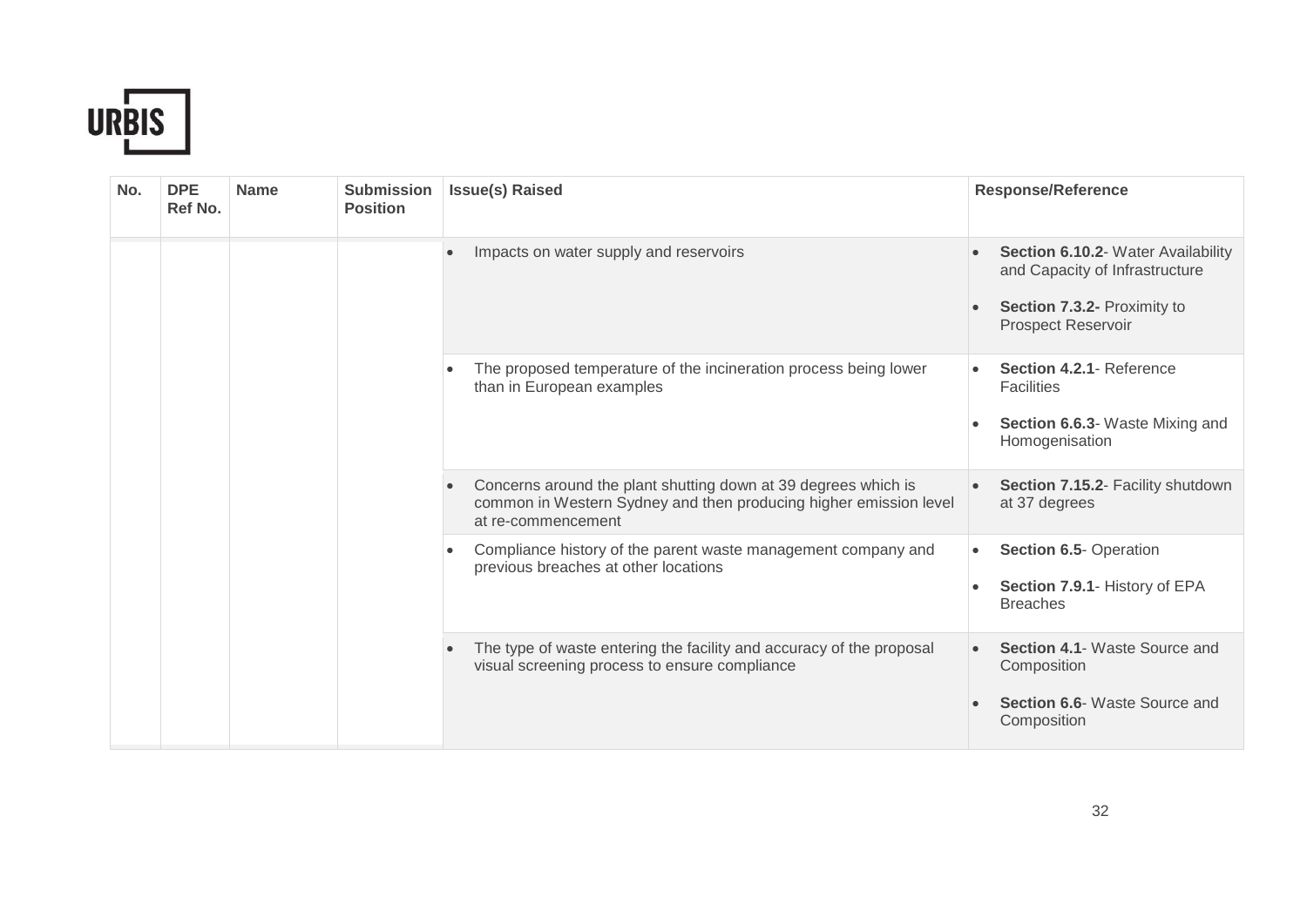| No. | DPE Ref No. | Name | Submission Position | Issue(s) Raised | Response/Reference |
|---|---|---|---|---|---|
| | | | | • Impacts on water supply and reservoirs | • **Section 6.10.2**- Water Availability and Capacity of Infrastructure<br>• **Section 7.3.2-** Proximity to Prospect Reservoir |
| | | | | • The proposed temperature of the incineration process being lower than in European examples | • **Section 4.2.1**- Reference Facilities<br>• **Section 6.6.3**- Waste Mixing and Homogenisation |
| | | | | • Concerns around the plant shutting down at 39 degrees which is common in Western Sydney and then producing higher emission level at re-commencement | • **Section 7.15.2**- Facility shutdown at 37 degrees |
| | | | | • Compliance history of the parent waste management company and previous breaches at other locations | • **Section 6.5**- Operation<br>• **Section 7.9.1**- History of EPA Breaches |
| | | | | • The type of waste entering the facility and accuracy of the proposal visual screening process to ensure compliance | • **Section 4.1**- Waste Source and Composition<br>• **Section 6.6**- Waste Source and Composition |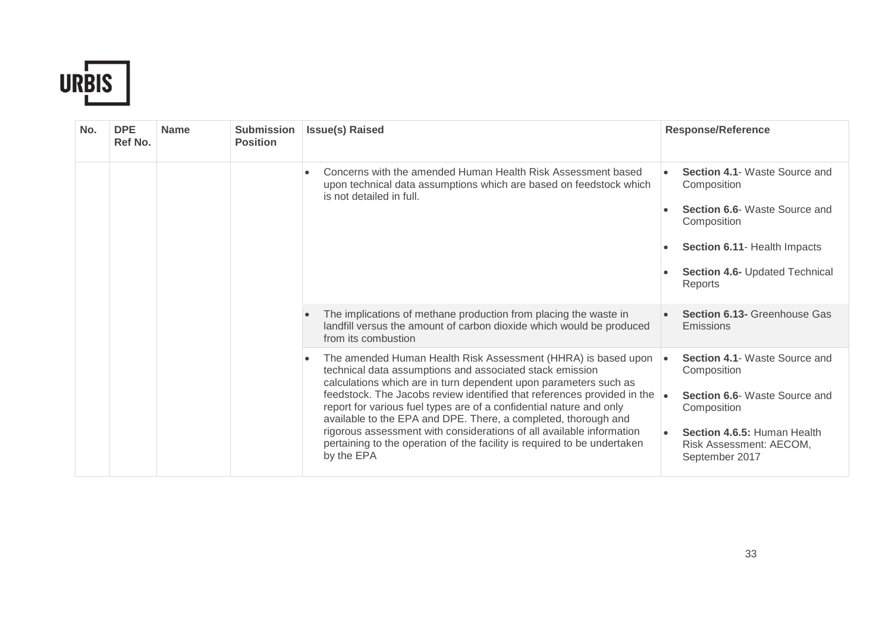| No. | DPE Ref No. | Name | Submission Position | Issue(s) Raised | Response/Reference |
|---|---|---|---|---|---|
| | | | | • Concerns with the amended Human Health Risk Assessment based upon technical data assumptions which are based on feedstock which is not detailed in full. | • **Section 4.1**- Waste Source and Composition<br>• **Section 6.6**- Waste Source and Composition<br>• **Section 6.11**- Health Impacts<br>• **Section 4.6-** Updated Technical Reports |
| | | | | • The implications of methane production from placing the waste in landfill versus the amount of carbon dioxide which would be produced from its combustion | • **Section 6.13-** Greenhouse Gas Emissions |
| | | | | • The amended Human Health Risk Assessment (HHRA) is based upon technical data assumptions and associated stack emission calculations which are in turn dependent upon parameters such as feedstock. The Jacobs review identified that references provided in the report for various fuel types are of a confidential nature and only available to the EPA and DPE. There, a completed, thorough and rigorous assessment with considerations of all available information pertaining to the operation of the facility is required to be undertaken by the EPA | • **Section 4.1**- Waste Source and Composition<br>• **Section 6.6**- Waste Source and Composition<br>• **Section 4.6.5:** Human Health Risk Assessment: AECOM, September 2017 |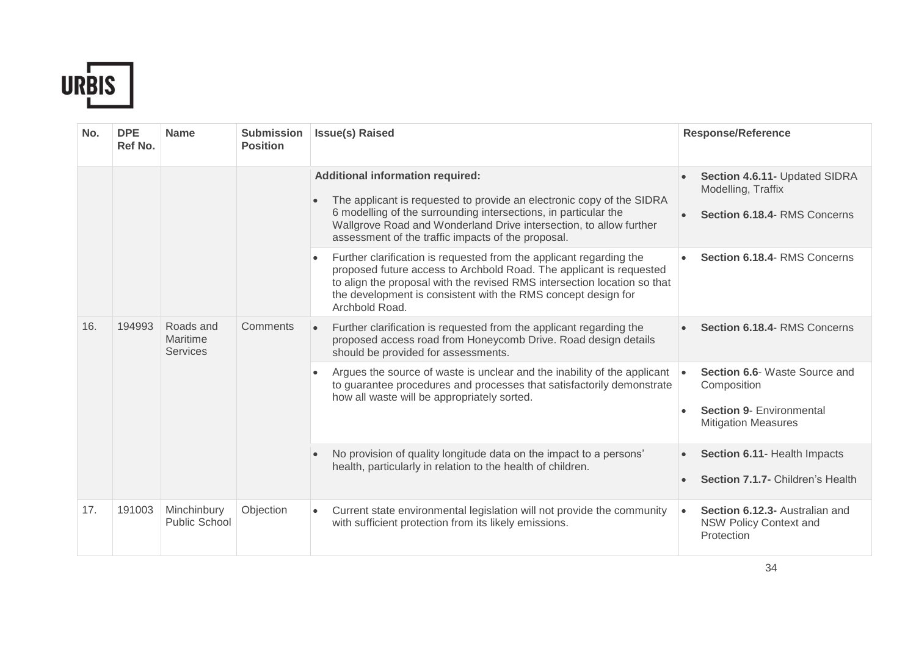| No. | DPE Ref No. | Name | Submission Position | Issue(s) Raised | Response/Reference |
|---|---|---|---|---|---|
| | | | | **Additional information required:** <br>• The applicant is requested to provide an electronic copy of the SIDRA 6 modelling of the surrounding intersections, in particular the Wallgrove Road and Wonderland Drive intersection, to allow further assessment of the traffic impacts of the proposal. | • **Section 4.6.11-** Updated SIDRA Modelling, Traffix <br>• **Section 6.18.4**- RMS Concerns |
| | | | | • Further clarification is requested from the applicant regarding the proposed future access to Archbold Road. The applicant is requested to align the proposal with the revised RMS intersection location so that the development is consistent with the RMS concept design for Archbold Road. | • **Section 6.18.4**- RMS Concerns |
| 16. | 194993 | Roads and Maritime Services | Comments | • Further clarification is requested from the applicant regarding the proposed access road from Honeycomb Drive. Road design details should be provided for assessments. | • **Section 6.18.4**- RMS Concerns |
| | | | | • Argues the source of waste is unclear and the inability of the applicant to guarantee procedures and processes that satisfactorily demonstrate how all waste will be appropriately sorted. | • **Section 6.6**- Waste Source and Composition <br>• **Section 9**- Environmental Mitigation Measures |
| | | | | • No provision of quality longitude data on the impact to a persons' health, particularly in relation to the health of children. | • **Section 6.11**- Health Impacts <br>• **Section 7.1.7-** Children's Health |
| 17. | 191003 | Minchinbury Public School | Objection | • Current state environmental legislation will not provide the community with sufficient protection from its likely emissions. | • **Section 6.12.3-** Australian and NSW Policy Context and Protection |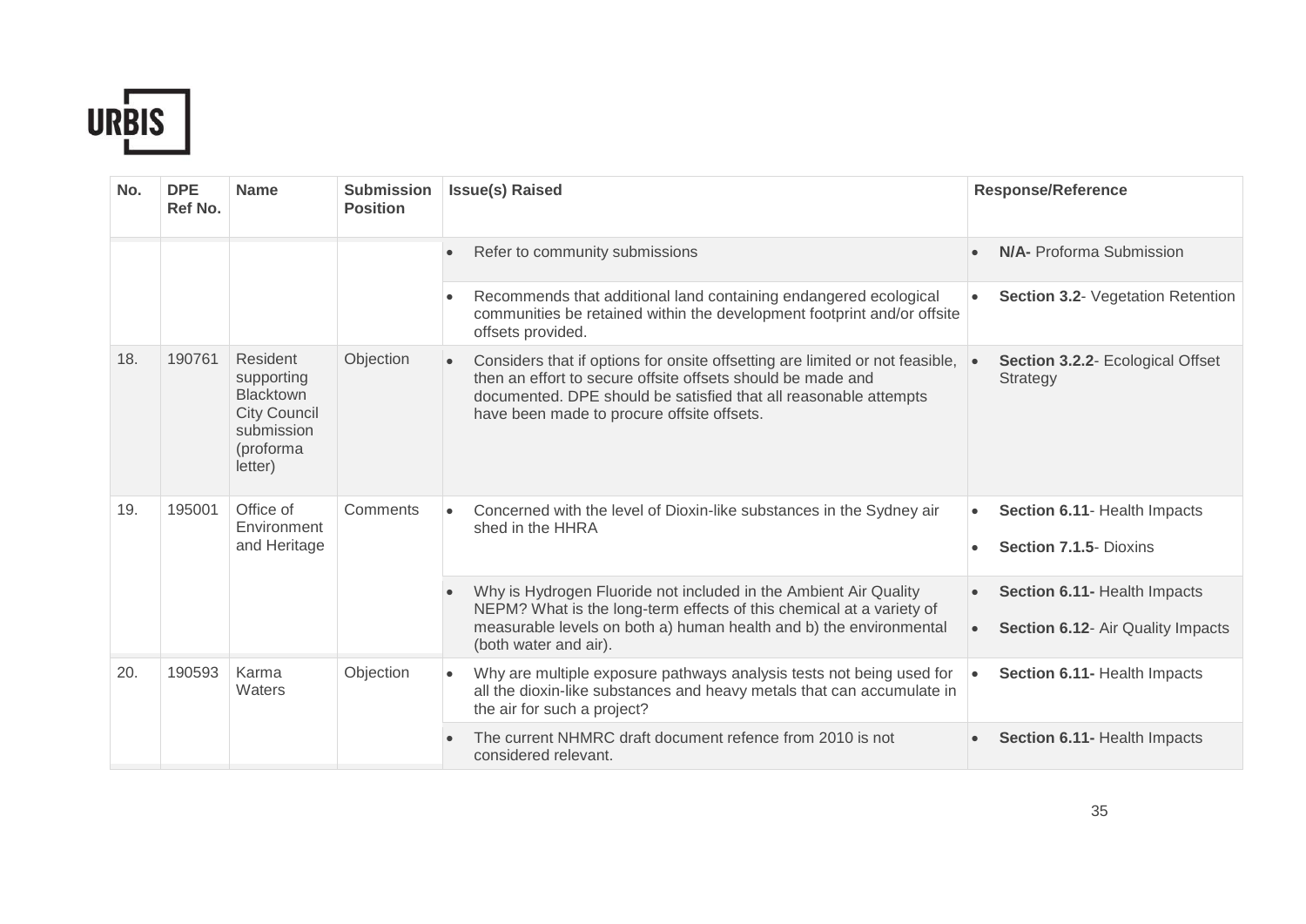| No. | DPE Ref No. | Name | Submission Position | Issue(s) Raised | Response/Reference |
|---|---|---|---|---|---|
| | | | | • Refer to community submissions | • **N/A-** Proforma Submission |
| | | | | • Recommends that additional land containing endangered ecological communities be retained within the development footprint and/or offsite offsets provided. | • **Section 3.2**- Vegetation Retention |
| 18. | 190761 | Resident supporting Blacktown City Council submission (proforma letter) | Objection | • Considers that if options for onsite offsetting are limited or not feasible, then an effort to secure offsite offsets should be made and documented. DPE should be satisfied that all reasonable attempts have been made to procure offsite offsets. | • **Section 3.2.2**- Ecological Offset Strategy |
| 19. | 195001 | Office of Environment and Heritage | Comments | • Concerned with the level of Dioxin-like substances in the Sydney air shed in the HHRA | • **Section 6.11**- Health Impacts<br>• **Section 7.1.5**- Dioxins |
| | | | | • Why is Hydrogen Fluoride not included in the Ambient Air Quality NEPM? What is the long-term effects of this chemical at a variety of measurable levels on both a) human health and b) the environmental (both water and air). | • **Section 6.11-** Health Impacts<br>• **Section 6.12**- Air Quality Impacts |
| 20. | 190593 | Karma Waters | Objection | • Why are multiple exposure pathways analysis tests not being used for all the dioxin-like substances and heavy metals that can accumulate in the air for such a project? | • **Section 6.11-** Health Impacts |
| | | | | • The current NHMRC draft document refence from 2010 is not considered relevant. | • **Section 6.11-** Health Impacts |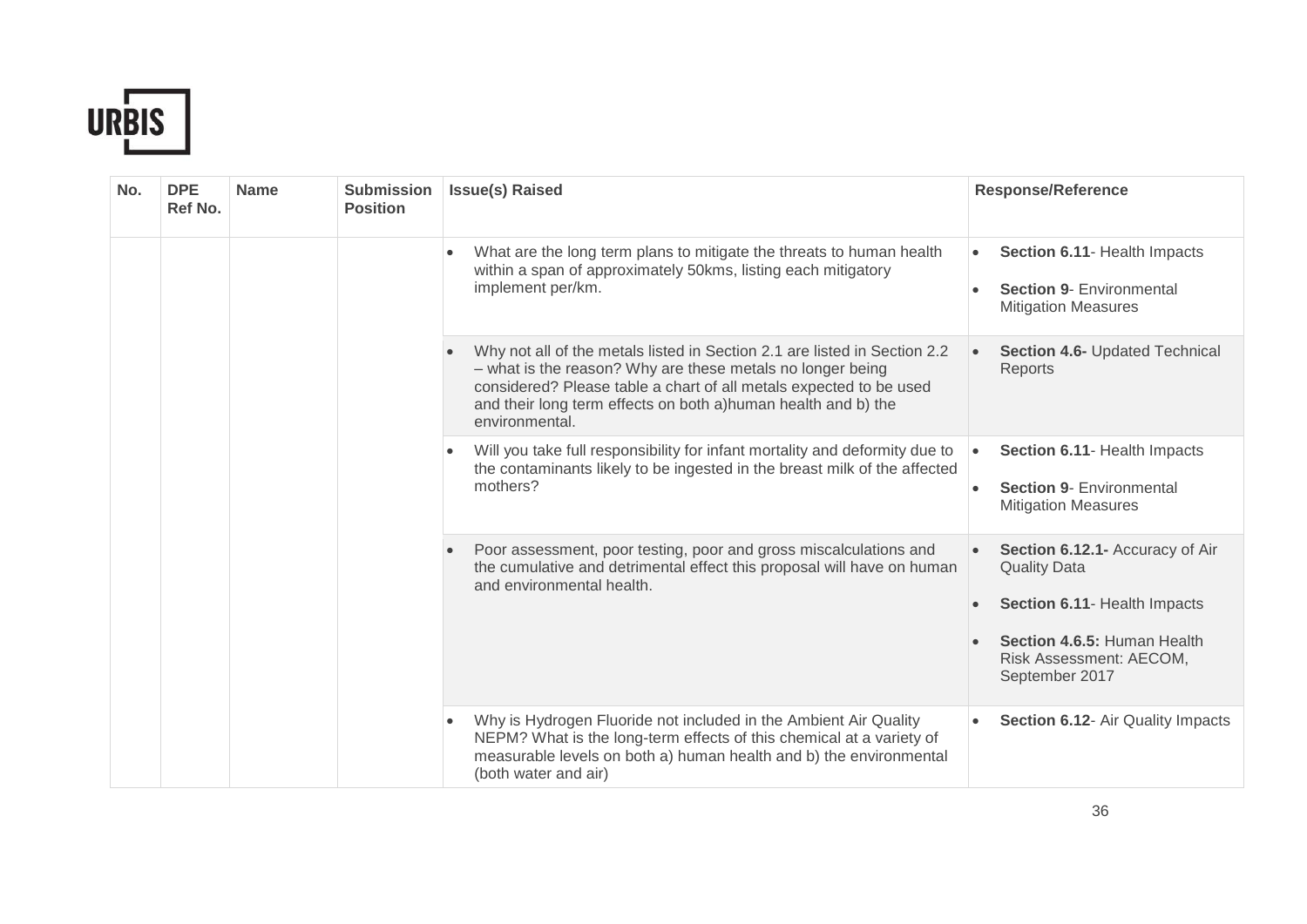| No. | DPE Ref No. | Name | Submission Position | Issue(s) Raised | Response/Reference |
|---|---|---|---|---|---|
| | | | | • What are the long term plans to mitigate the threats to human health within a span of approximately 50kms, listing each mitigatory implement per/km. | • **Section 6.11**- Health Impacts<br>• **Section 9**- Environmental Mitigation Measures |
| | | | | • Why not all of the metals listed in Section 2.1 are listed in Section 2.2 – what is the reason? Why are these metals no longer being considered? Please table a chart of all metals expected to be used and their long term effects on both a)human health and b) the environmental. | • **Section 4.6-** Updated Technical Reports |
| | | | | • Will you take full responsibility for infant mortality and deformity due to the contaminants likely to be ingested in the breast milk of the affected mothers? | • **Section 6.11**- Health Impacts<br>• **Section 9**- Environmental Mitigation Measures |
| | | | | • Poor assessment, poor testing, poor and gross miscalculations and the cumulative and detrimental effect this proposal will have on human and environmental health. | • **Section 6.12.1-** Accuracy of Air Quality Data<br>• **Section 6.11**- Health Impacts<br>• **Section 4.6.5:** Human Health Risk Assessment: AECOM, September 2017 |
| | | | | • Why is Hydrogen Fluoride not included in the Ambient Air Quality NEPM? What is the long-term effects of this chemical at a variety of measurable levels on both a) human health and b) the environmental (both water and air) | • **Section 6.12**- Air Quality Impacts |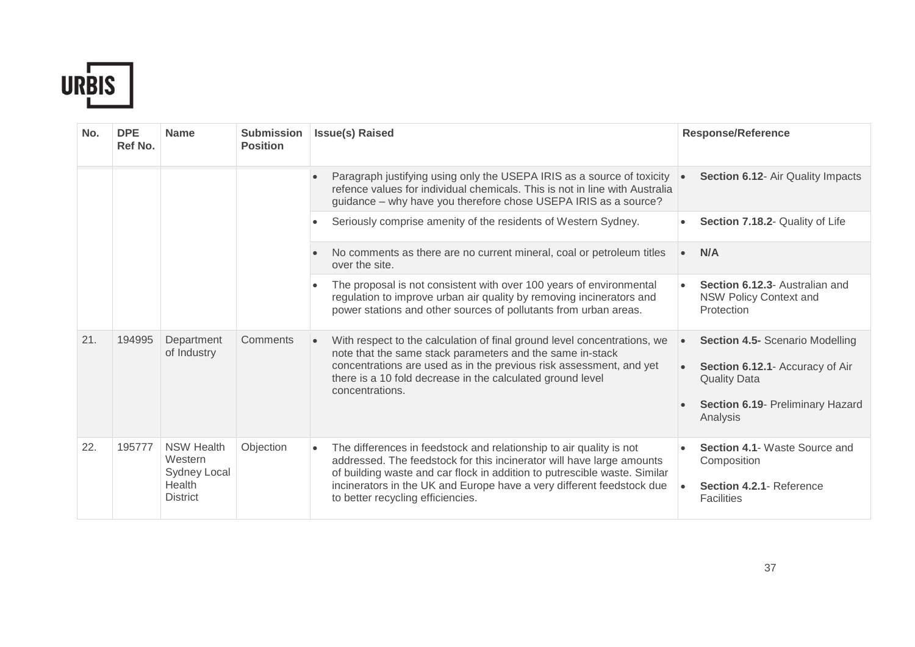| No. | DPE Ref No. | Name | Submission Position | Issue(s) Raised | Response/Reference |
|---|---|---|---|---|---|
| | | | | • Paragraph justifying using only the USEPA IRIS as a source of toxicity refence values for individual chemicals. This is not in line with Australia guidance – why have you therefore chose USEPA IRIS as a source? | • **Section 6.12**- Air Quality Impacts |
| | | | | • Seriously comprise amenity of the residents of Western Sydney. | • **Section 7.18.2**- Quality of Life |
| | | | | • No comments as there are no current mineral, coal or petroleum titles over the site. | • **N/A** |
| | | | | • The proposal is not consistent with over 100 years of environmental regulation to improve urban air quality by removing incinerators and power stations and other sources of pollutants from urban areas. | • **Section 6.12.3**- Australian and NSW Policy Context and Protection |
| 21. | 194995 | Department of Industry | Comments | • With respect to the calculation of final ground level concentrations, we note that the same stack parameters and the same in-stack concentrations are used as in the previous risk assessment, and yet there is a 10 fold decrease in the calculated ground level concentrations. | • **Section 4.5-** Scenario Modelling<br>• **Section 6.12.1**- Accuracy of Air Quality Data<br>• **Section 6.19**- Preliminary Hazard Analysis |
| 22. | 195777 | NSW Health Western Sydney Local Health District | Objection | • The differences in feedstock and relationship to air quality is not addressed. The feedstock for this incinerator will have large amounts of building waste and car flock in addition to putrescible waste. Similar incinerators in the UK and Europe have a very different feedstock due to better recycling efficiencies. | • **Section 4.1**- Waste Source and Composition<br>• **Section 4.2.1**- Reference Facilities |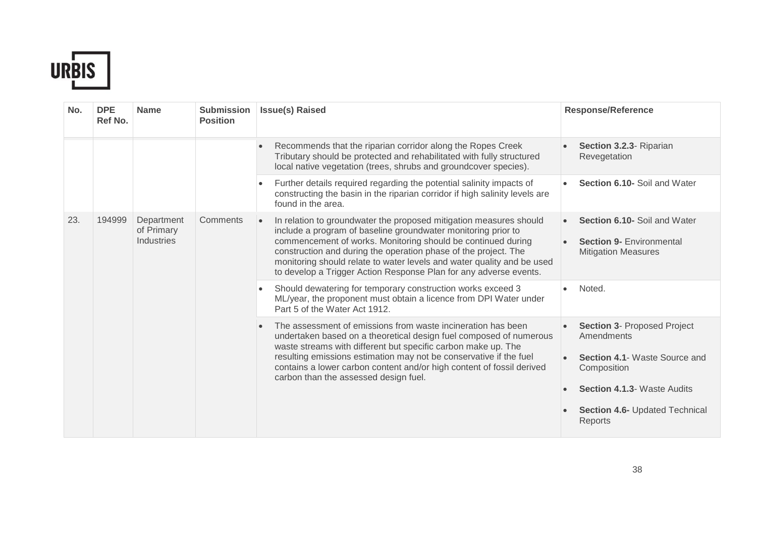| No. | DPE Ref No. | Name | Submission Position | Issue(s) Raised | Response/Reference |
|---|---|---|---|---|---|
| | | | | • Recommends that the riparian corridor along the Ropes Creek Tributary should be protected and rehabilitated with fully structured local native vegetation (trees, shrubs and groundcover species). | • **Section 3.2.3**- Riparian Revegetation |
| | | | | • Further details required regarding the potential salinity impacts of constructing the basin in the riparian corridor if high salinity levels are found in the area. | • **Section 6.10-** Soil and Water |
| 23. | 194999 | Department of Primary Industries | Comments | • In relation to groundwater the proposed mitigation measures should include a program of baseline groundwater monitoring prior to commencement of works. Monitoring should be continued during construction and during the operation phase of the project. The monitoring should relate to water levels and water quality and be used to develop a Trigger Action Response Plan for any adverse events. | • **Section 6.10-** Soil and Water<br>• **Section 9-** Environmental Mitigation Measures |
| | | | | • Should dewatering for temporary construction works exceed 3 ML/year, the proponent must obtain a licence from DPI Water under Part 5 of the Water Act 1912. | • Noted. |
| | | | | • The assessment of emissions from waste incineration has been undertaken based on a theoretical design fuel composed of numerous waste streams with different but specific carbon make up. The resulting emissions estimation may not be conservative if the fuel contains a lower carbon content and/or high content of fossil derived carbon than the assessed design fuel. | • **Section 3**- Proposed Project Amendments<br>• **Section 4.1**- Waste Source and Composition<br>• **Section 4.1.3**- Waste Audits<br>• **Section 4.6-** Updated Technical Reports |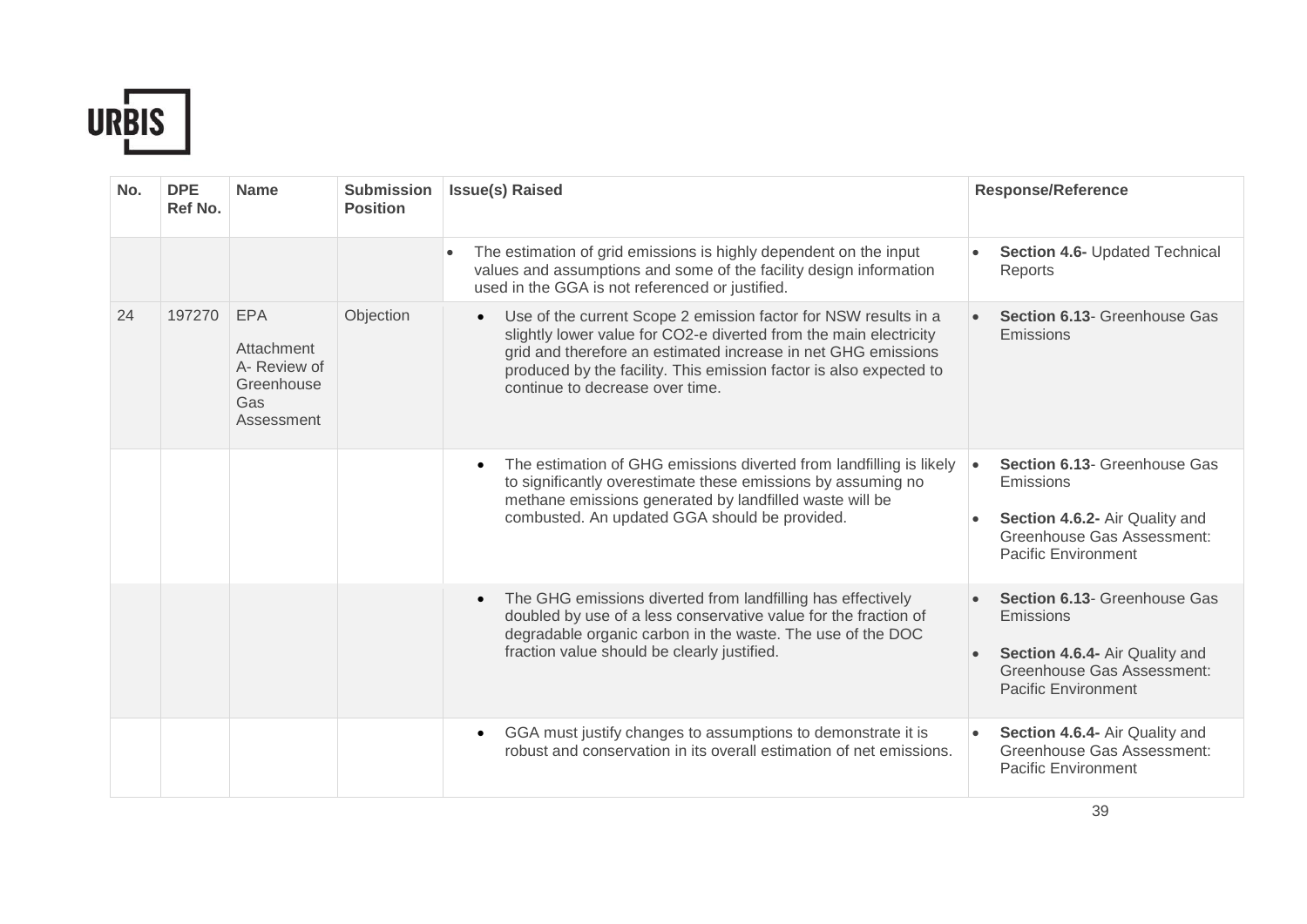| No. | DPE Ref No. | Name | Submission Position | Issue(s) Raised | Response/Reference |
|---|---|---|---|---|---|
| | | | | • The estimation of grid emissions is highly dependent on the input values and assumptions and some of the facility design information used in the GGA is not referenced or justified. | • **Section 4.6-** Updated Technical Reports |
| 24 | 197270 | EPA Attachment A- Review of Greenhouse Gas Assessment | Objection | • Use of the current Scope 2 emission factor for NSW results in a slightly lower value for CO2-e diverted from the main electricity grid and therefore an estimated increase in net GHG emissions produced by the facility. This emission factor is also expected to continue to decrease over time. | • **Section 6.13**- Greenhouse Gas Emissions |
| | | | | • The estimation of GHG emissions diverted from landfilling is likely to significantly overestimate these emissions by assuming no methane emissions generated by landfilled waste will be combusted. An updated GGA should be provided. | • **Section 6.13**- Greenhouse Gas Emissions<br>• **Section 4.6.2-** Air Quality and Greenhouse Gas Assessment: Pacific Environment |
| | | | | • The GHG emissions diverted from landfilling has effectively doubled by use of a less conservative value for the fraction of degradable organic carbon in the waste. The use of the DOC fraction value should be clearly justified. | • **Section 6.13**- Greenhouse Gas Emissions<br>• **Section 4.6.4-** Air Quality and Greenhouse Gas Assessment: Pacific Environment |
| | | | | • GGA must justify changes to assumptions to demonstrate it is robust and conservation in its overall estimation of net emissions. | • **Section 4.6.4-** Air Quality and Greenhouse Gas Assessment: Pacific Environment |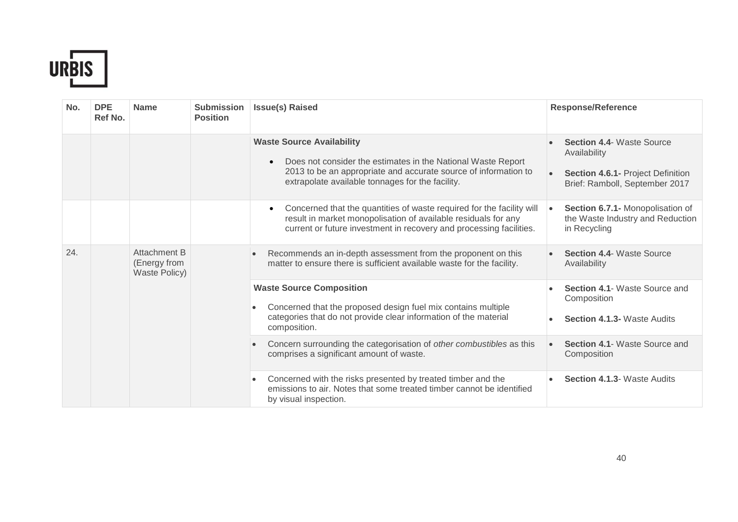| No. | DPE Ref No. | Name | Submission Position | Issue(s) Raised | Response/Reference |
|---|---|---|---|---|---|
| | | | | **Waste Source Availability**<br>• Does not consider the estimates in the National Waste Report 2013 to be an appropriate and accurate source of information to extrapolate available tonnages for the facility. | • **Section 4.4**- Waste Source Availability<br>• **Section 4.6.1-** Project Definition Brief: Ramboll, September 2017 |
| | | | | • Concerned that the quantities of waste required for the facility will result in market monopolisation of available residuals for any current or future investment in recovery and processing facilities. | • **Section 6.7.1-** Monopolisation of the Waste Industry and Reduction in Recycling |
| 24. | | Attachment B (Energy from Waste Policy) | | • Recommends an in-depth assessment from the proponent on this matter to ensure there is sufficient available waste for the facility. | • **Section 4.4**- Waste Source Availability |
| | | | | **Waste Source Composition**<br>• Concerned that the proposed design fuel mix contains multiple categories that do not provide clear information of the material composition. | • **Section 4.1**- Waste Source and Composition<br>• **Section 4.1.3-** Waste Audits |
| | | | | • Concern surrounding the categorisation of *other combustibles* as this comprises a significant amount of waste. | • **Section 4.1**- Waste Source and Composition |
| | | | | • Concerned with the risks presented by treated timber and the emissions to air. Notes that some treated timber cannot be identified by visual inspection. | • **Section 4.1.3**- Waste Audits |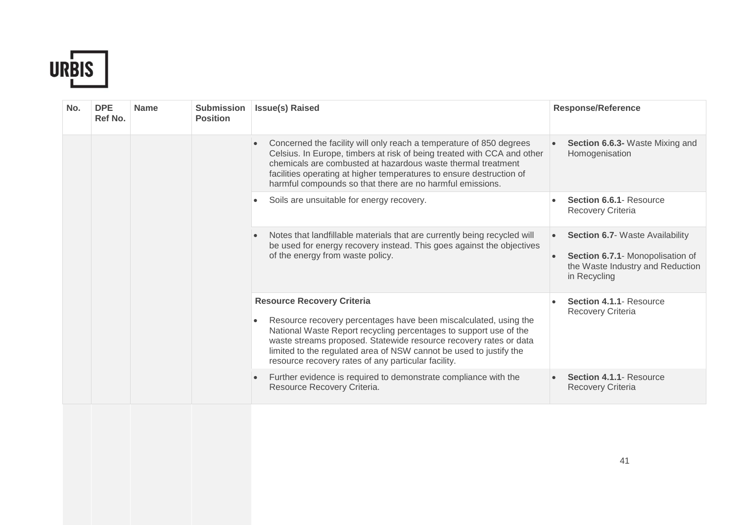| No. | DPE Ref No. | Name | Submission Position | Issue(s) Raised | Response/Reference |
|---|---|---|---|---|---|
| | | | | • Concerned the facility will only reach a temperature of 850 degrees Celsius. In Europe, timbers at risk of being treated with CCA and other chemicals are combusted at hazardous waste thermal treatment facilities operating at higher temperatures to ensure destruction of harmful compounds so that there are no harmful emissions. | • **Section 6.6.3-** Waste Mixing and Homogenisation |
| | | | | • Soils are unsuitable for energy recovery. | • **Section 6.6.1**- Resource Recovery Criteria |
| | | | | • Notes that landfillable materials that are currently being recycled will be used for energy recovery instead. This goes against the objectives of the energy from waste policy. | • **Section 6.7**- Waste Availability<br>• **Section 6.7.1**- Monopolisation of the Waste Industry and Reduction in Recycling |
| | | | | **Resource Recovery Criteria**<br>• Resource recovery percentages have been miscalculated, using the National Waste Report recycling percentages to support use of the waste streams proposed. Statewide resource recovery rates or data limited to the regulated area of NSW cannot be used to justify the resource recovery rates of any particular facility. | • **Section 4.1.1**- Resource Recovery Criteria |
| | | | | • Further evidence is required to demonstrate compliance with the Resource Recovery Criteria. | • **Section 4.1.1**- Resource Recovery Criteria |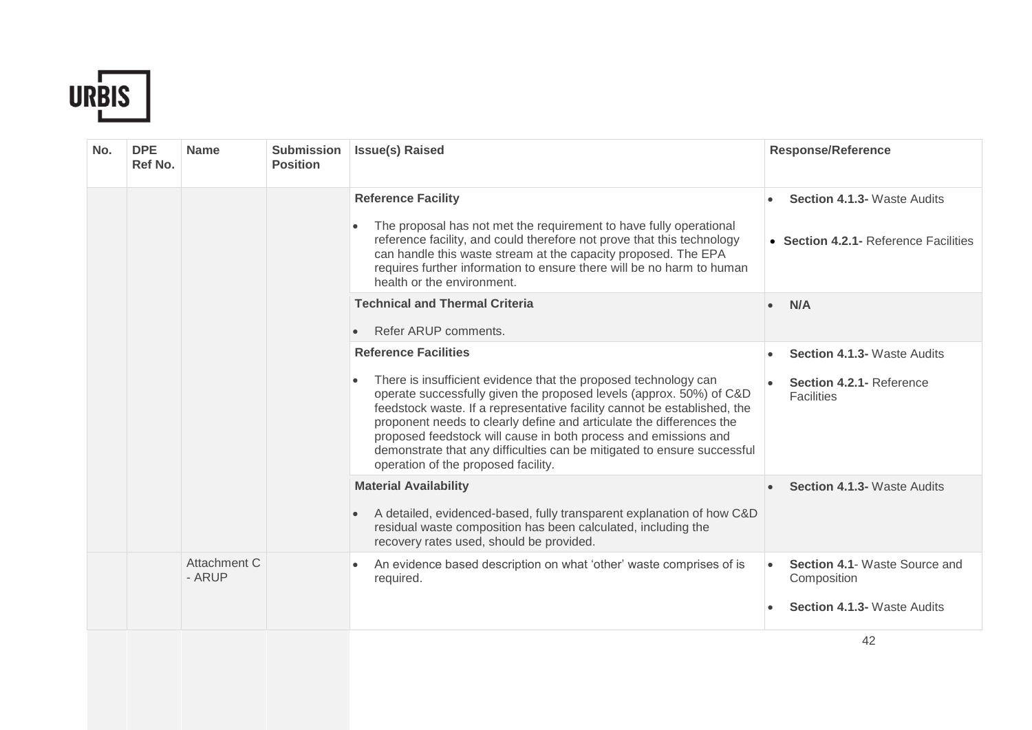| No. | DPE Ref No. | Name | Submission Position | Issue(s) Raised | Response/Reference |
|---|---|---|---|---|---|
| | | | | **Reference Facility**<br><br>• The proposal has not met the requirement to have fully operational reference facility, and could therefore not prove that this technology can handle this waste stream at the capacity proposed. The EPA requires further information to ensure there will be no harm to human health or the environment. | • **Section 4.1.3-** Waste Audits<br><br>• **Section 4.2.1-** Reference Facilities |
| | | | | **Technical and Thermal Criteria**<br><br>• Refer ARUP comments. | • **N/A** |
| | | | | **Reference Facilities**<br><br>• There is insufficient evidence that the proposed technology can operate successfully given the proposed levels (approx. 50%) of C&D feedstock waste. If a representative facility cannot be established, the proponent needs to clearly define and articulate the differences the proposed feedstock will cause in both process and emissions and demonstrate that any difficulties can be mitigated to ensure successful operation of the proposed facility. | • **Section 4.1.3-** Waste Audits<br><br>• **Section 4.2.1-** Reference Facilities |
| | | | | **Material Availability**<br><br>• A detailed, evidenced-based, fully transparent explanation of how C&D residual waste composition has been calculated, including the recovery rates used, should be provided. | • **Section 4.1.3-** Waste Audits |
| | | Attachment C - ARUP | | • An evidence based description on what 'other' waste comprises of is required. | • **Section 4.1**- Waste Source and Composition<br><br>• **Section 4.1.3-** Waste Audits |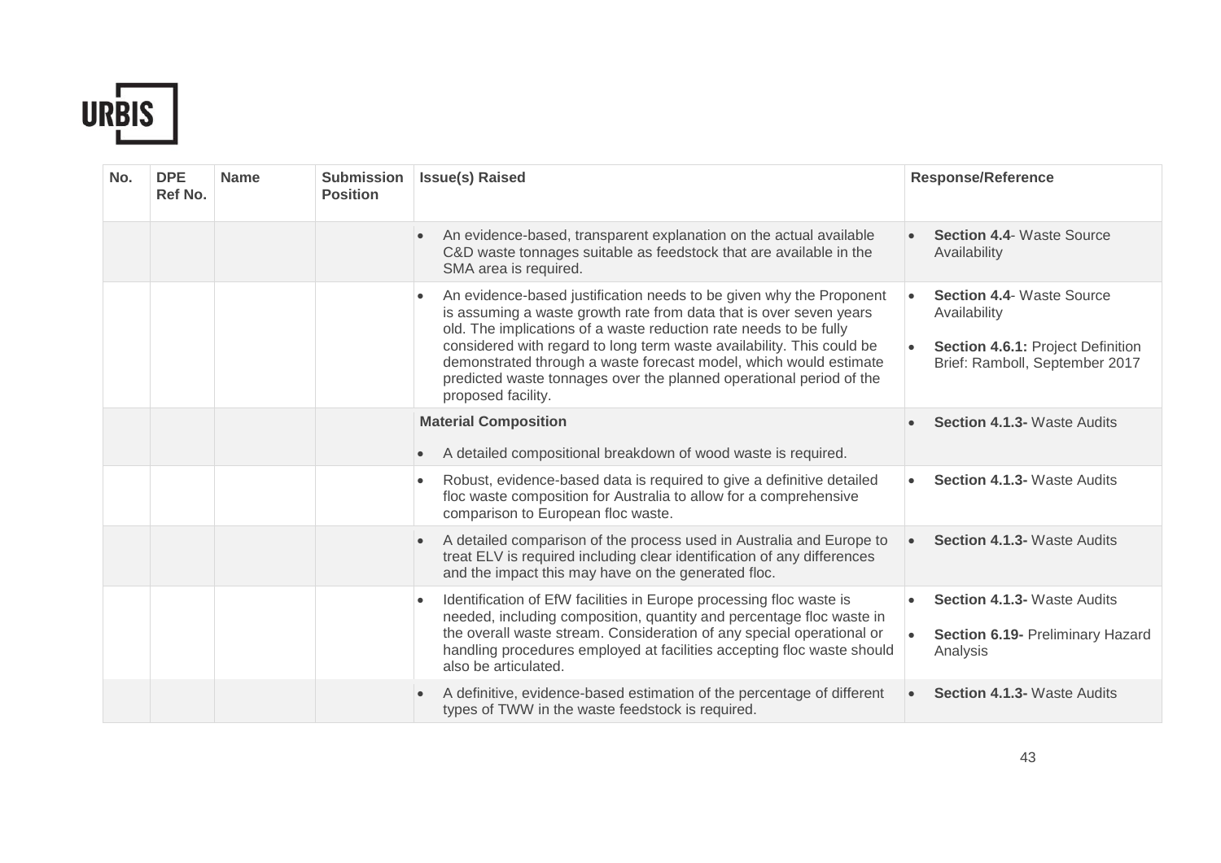| No. | DPE Ref No. | Name | Submission Position | Issue(s) Raised | Response/Reference |
|---|---|---|---|---|---|
| | | | | • An evidence-based, transparent explanation on the actual available C&D waste tonnages suitable as feedstock that are available in the SMA area is required. | • **Section 4.4**- Waste Source Availability |
| | | | | • An evidence-based justification needs to be given why the Proponent is assuming a waste growth rate from data that is over seven years old. The implications of a waste reduction rate needs to be fully considered with regard to long term waste availability. This could be demonstrated through a waste forecast model, which would estimate predicted waste tonnages over the planned operational period of the proposed facility. | • **Section 4.4**- Waste Source Availability<br>• **Section 4.6.1:** Project Definition Brief: Ramboll, September 2017 |
| | | | | **Material Composition**<br>• A detailed compositional breakdown of wood waste is required. | • **Section 4.1.3-** Waste Audits |
| | | | | • Robust, evidence-based data is required to give a definitive detailed floc waste composition for Australia to allow for a comprehensive comparison to European floc waste. | • **Section 4.1.3-** Waste Audits |
| | | | | • A detailed comparison of the process used in Australia and Europe to treat ELV is required including clear identification of any differences and the impact this may have on the generated floc. | • **Section 4.1.3-** Waste Audits |
| | | | | • Identification of EfW facilities in Europe processing floc waste is needed, including composition, quantity and percentage floc waste in the overall waste stream. Consideration of any special operational or handling procedures employed at facilities accepting floc waste should also be articulated. | • **Section 4.1.3-** Waste Audits<br>• **Section 6.19-** Preliminary Hazard Analysis |
| | | | | • A definitive, evidence-based estimation of the percentage of different types of TWW in the waste feedstock is required. | • **Section 4.1.3-** Waste Audits |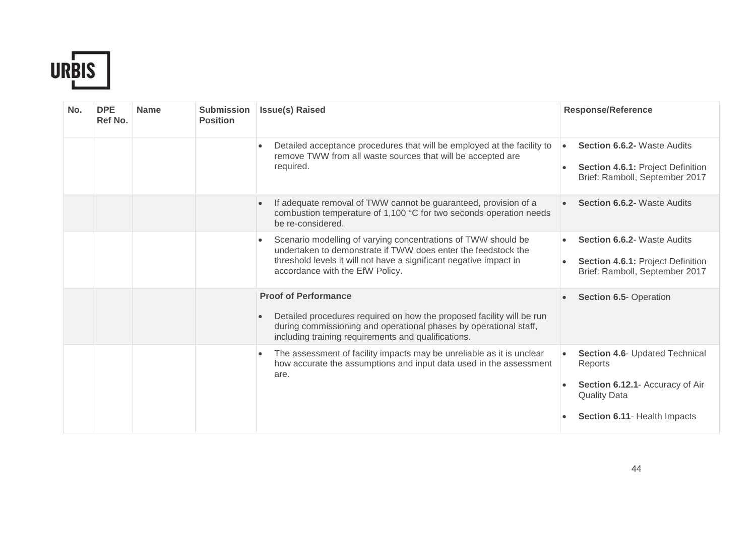| No. | DPE Ref No. | Name | Submission Position | Issue(s) Raised | Response/Reference |
|---|---|---|---|---|---|
| | | | | • Detailed acceptance procedures that will be employed at the facility to remove TWW from all waste sources that will be accepted are required. | • **Section 6.6.2-** Waste Audits<br>• **Section 4.6.1:** Project Definition Brief: Ramboll, September 2017 |
| | | | | • If adequate removal of TWW cannot be guaranteed, provision of a combustion temperature of 1,100 °C for two seconds operation needs be re-considered. | • **Section 6.6.2-** Waste Audits |
| | | | | • Scenario modelling of varying concentrations of TWW should be undertaken to demonstrate if TWW does enter the feedstock the threshold levels it will not have a significant negative impact in accordance with the EfW Policy. | • **Section 6.6.2**- Waste Audits<br>• **Section 4.6.1:** Project Definition Brief: Ramboll, September 2017 |
| | | | | **Proof of Performance**<br>• Detailed procedures required on how the proposed facility will be run during commissioning and operational phases by operational staff, including training requirements and qualifications. | • **Section 6.5**- Operation |
| | | | | • The assessment of facility impacts may be unreliable as it is unclear how accurate the assumptions and input data used in the assessment are. | • **Section 4.6**- Updated Technical Reports<br>• **Section 6.12.1**- Accuracy of Air Quality Data<br>• **Section 6.11**- Health Impacts |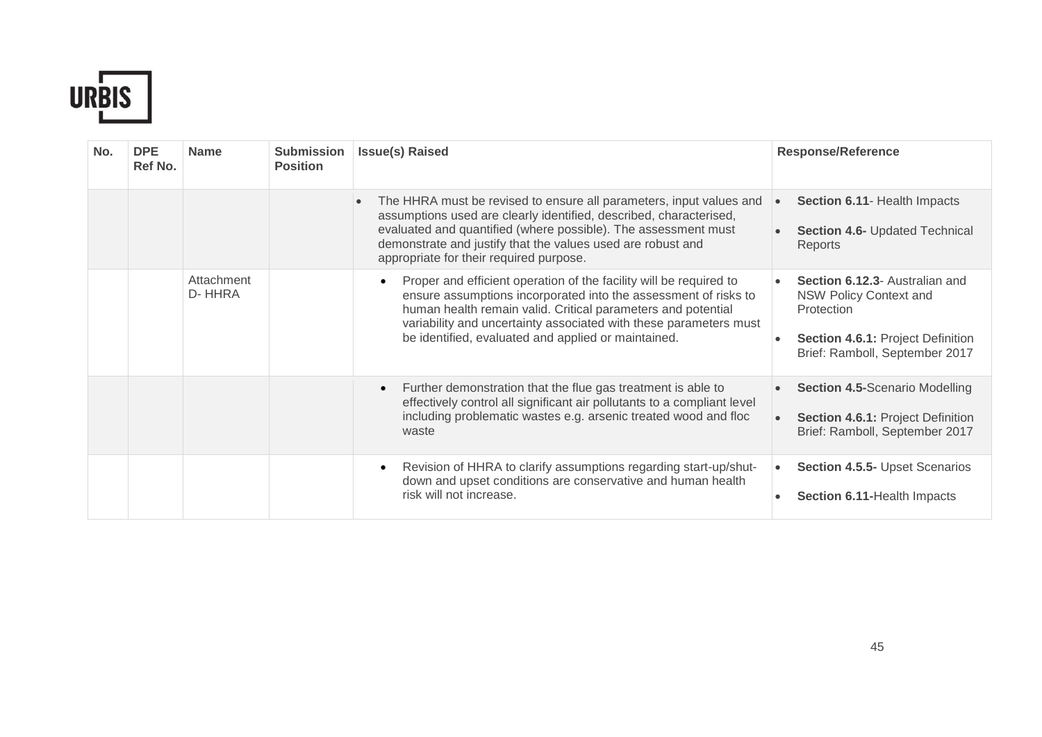| No. | DPE Ref No. | Name | Submission Position | Issue(s) Raised | Response/Reference |
|---|---|---|---|---|---|
| | | | | • The HHRA must be revised to ensure all parameters, input values and assumptions used are clearly identified, described, characterised, evaluated and quantified (where possible). The assessment must demonstrate and justify that the values used are robust and appropriate for their required purpose. | • **Section 6.11**- Health Impacts<br>• **Section 4.6-** Updated Technical Reports |
| | | Attachment D- HHRA | | • Proper and efficient operation of the facility will be required to ensure assumptions incorporated into the assessment of risks to human health remain valid. Critical parameters and potential variability and uncertainty associated with these parameters must be identified, evaluated and applied or maintained. | • **Section 6.12.3**- Australian and NSW Policy Context and Protection<br>• **Section 4.6.1:** Project Definition Brief: Ramboll, September 2017 |
| | | | | • Further demonstration that the flue gas treatment is able to effectively control all significant air pollutants to a compliant level including problematic wastes e.g. arsenic treated wood and floc waste | • **Section 4.5-**Scenario Modelling<br>• **Section 4.6.1:** Project Definition Brief: Ramboll, September 2017 |
| | | | | • Revision of HHRA to clarify assumptions regarding start-up/shut-down and upset conditions are conservative and human health risk will not increase. | • **Section 4.5.5-** Upset Scenarios<br>• **Section 6.11-**Health Impacts |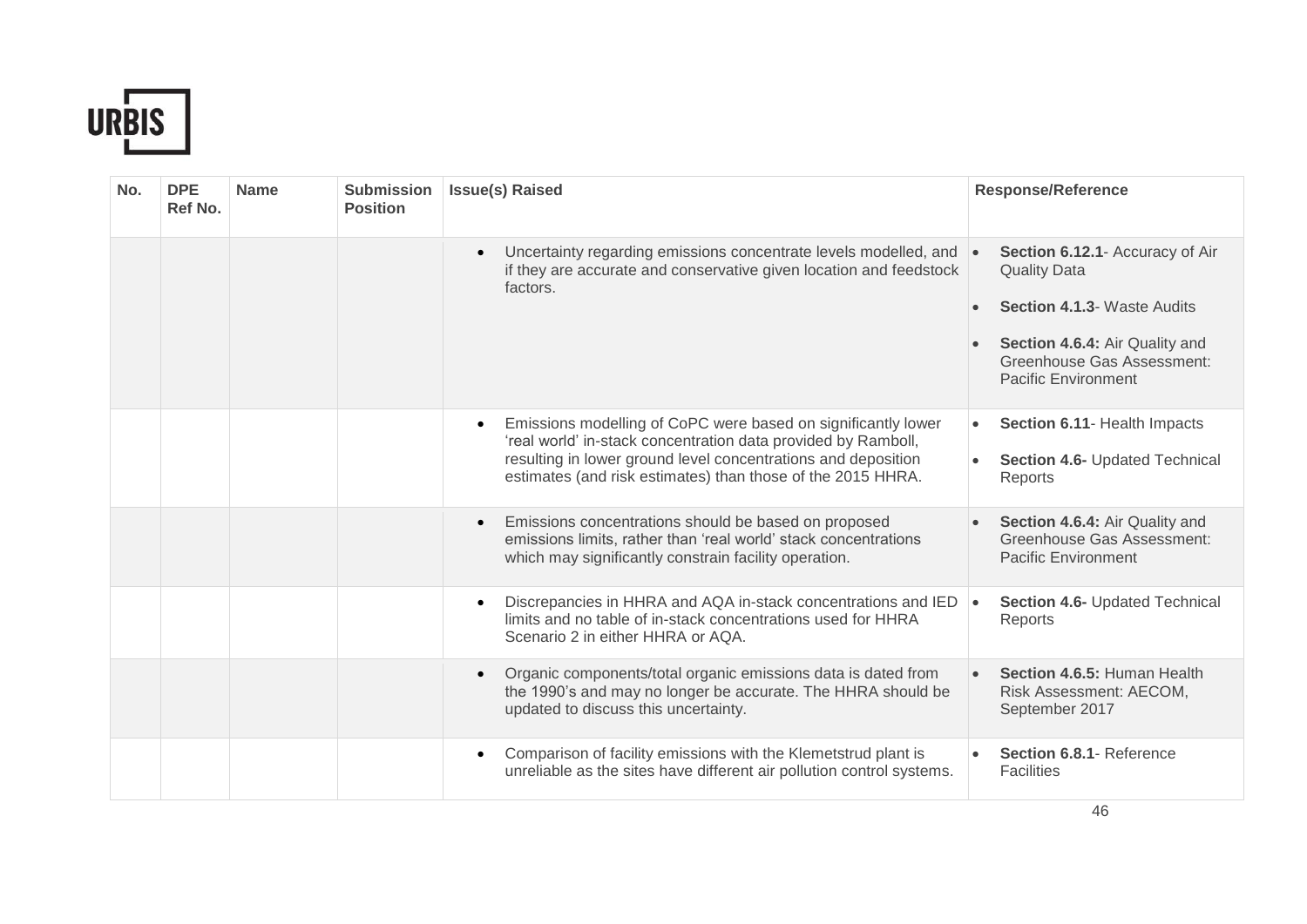| No. | DPE Ref No. | Name | Submission Position | Issue(s) Raised | Response/Reference |
|---|---|---|---|---|---|
| | | | | • Uncertainty regarding emissions concentrate levels modelled, and if they are accurate and conservative given location and feedstock factors. | • **Section 6.12.1**- Accuracy of Air Quality Data<br>• **Section 4.1.3**- Waste Audits<br>• **Section 4.6.4:** Air Quality and Greenhouse Gas Assessment: Pacific Environment |
| | | | | • Emissions modelling of CoPC were based on significantly lower 'real world' in-stack concentration data provided by Ramboll, resulting in lower ground level concentrations and deposition estimates (and risk estimates) than those of the 2015 HHRA. | • **Section 6.11**- Health Impacts<br>• **Section 4.6-** Updated Technical Reports |
| | | | | • Emissions concentrations should be based on proposed emissions limits, rather than 'real world' stack concentrations which may significantly constrain facility operation. | • **Section 4.6.4:** Air Quality and Greenhouse Gas Assessment: Pacific Environment |
| | | | | • Discrepancies in HHRA and AQA in-stack concentrations and IED limits and no table of in-stack concentrations used for HHRA Scenario 2 in either HHRA or AQA. | • **Section 4.6-** Updated Technical Reports |
| | | | | • Organic components/total organic emissions data is dated from the 1990's and may no longer be accurate. The HHRA should be updated to discuss this uncertainty. | • **Section 4.6.5:** Human Health Risk Assessment: AECOM, September 2017 |
| | | | | • Comparison of facility emissions with the Klemetstrud plant is unreliable as the sites have different air pollution control systems. | • **Section 6.8.1**- Reference Facilities |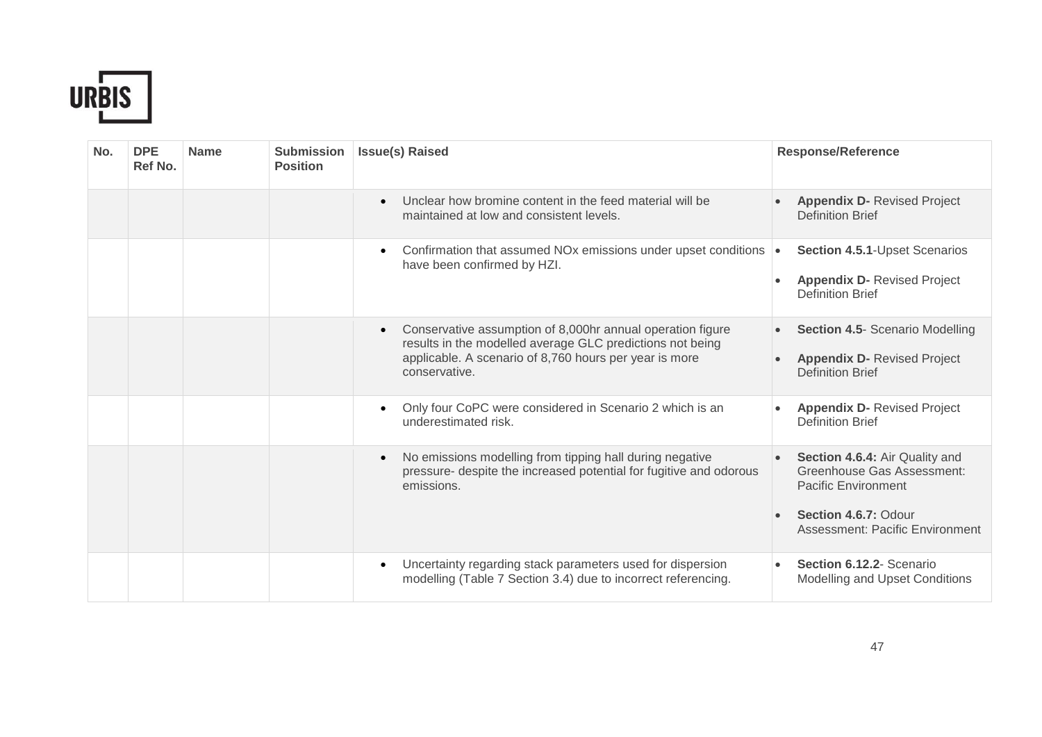| No. | DPE Ref No. | Name | Submission Position | Issue(s) Raised | Response/Reference |
|---|---|---|---|---|---|
| | | | | • Unclear how bromine content in the feed material will be maintained at low and consistent levels. | • **Appendix D-** Revised Project Definition Brief |
| | | | | • Confirmation that assumed NOx emissions under upset conditions have been confirmed by HZI. | • **Section 4.5.1**-Upset Scenarios<br>• **Appendix D-** Revised Project Definition Brief |
| | | | | • Conservative assumption of 8,000hr annual operation figure results in the modelled average GLC predictions not being applicable. A scenario of 8,760 hours per year is more conservative. | • **Section 4.5**- Scenario Modelling<br>• **Appendix D-** Revised Project Definition Brief |
| | | | | • Only four CoPC were considered in Scenario 2 which is an underestimated risk. | • **Appendix D-** Revised Project Definition Brief |
| | | | | • No emissions modelling from tipping hall during negative pressure- despite the increased potential for fugitive and odorous emissions. | • **Section 4.6.4:** Air Quality and Greenhouse Gas Assessment: Pacific Environment<br>• **Section 4.6.7:** Odour Assessment: Pacific Environment |
| | | | | • Uncertainty regarding stack parameters used for dispersion modelling (Table 7 Section 3.4) due to incorrect referencing. | • **Section 6.12.2**- Scenario Modelling and Upset Conditions |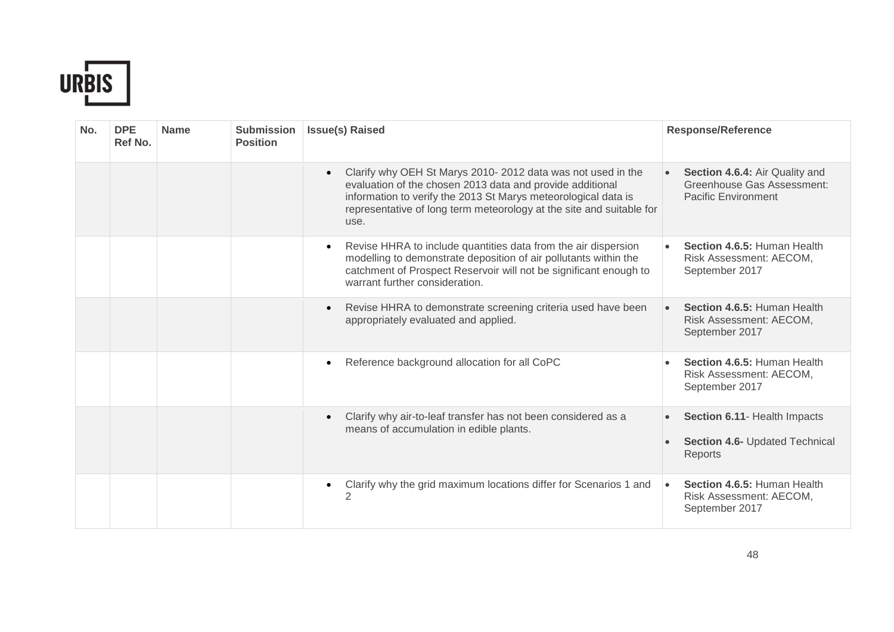| No. | DPE Ref No. | Name | Submission Position | Issue(s) Raised | Response/Reference |
|---|---|---|---|---|---|
| | | | | • Clarify why OEH St Marys 2010- 2012 data was not used in the evaluation of the chosen 2013 data and provide additional information to verify the 2013 St Marys meteorological data is representative of long term meteorology at the site and suitable for use. | • **Section 4.6.4:** Air Quality and Greenhouse Gas Assessment: Pacific Environment |
| | | | | • Revise HHRA to include quantities data from the air dispersion modelling to demonstrate deposition of air pollutants within the catchment of Prospect Reservoir will not be significant enough to warrant further consideration. | • **Section 4.6.5:** Human Health Risk Assessment: AECOM, September 2017 |
| | | | | • Revise HHRA to demonstrate screening criteria used have been appropriately evaluated and applied. | • **Section 4.6.5:** Human Health Risk Assessment: AECOM, September 2017 |
| | | | | • Reference background allocation for all CoPC | • **Section 4.6.5:** Human Health Risk Assessment: AECOM, September 2017 |
| | | | | • Clarify why air-to-leaf transfer has not been considered as a means of accumulation in edible plants. | • **Section 6.11**- Health Impacts<br>• **Section 4.6-** Updated Technical Reports |
| | | | | • Clarify why the grid maximum locations differ for Scenarios 1 and 2 | • **Section 4.6.5:** Human Health Risk Assessment: AECOM, September 2017 |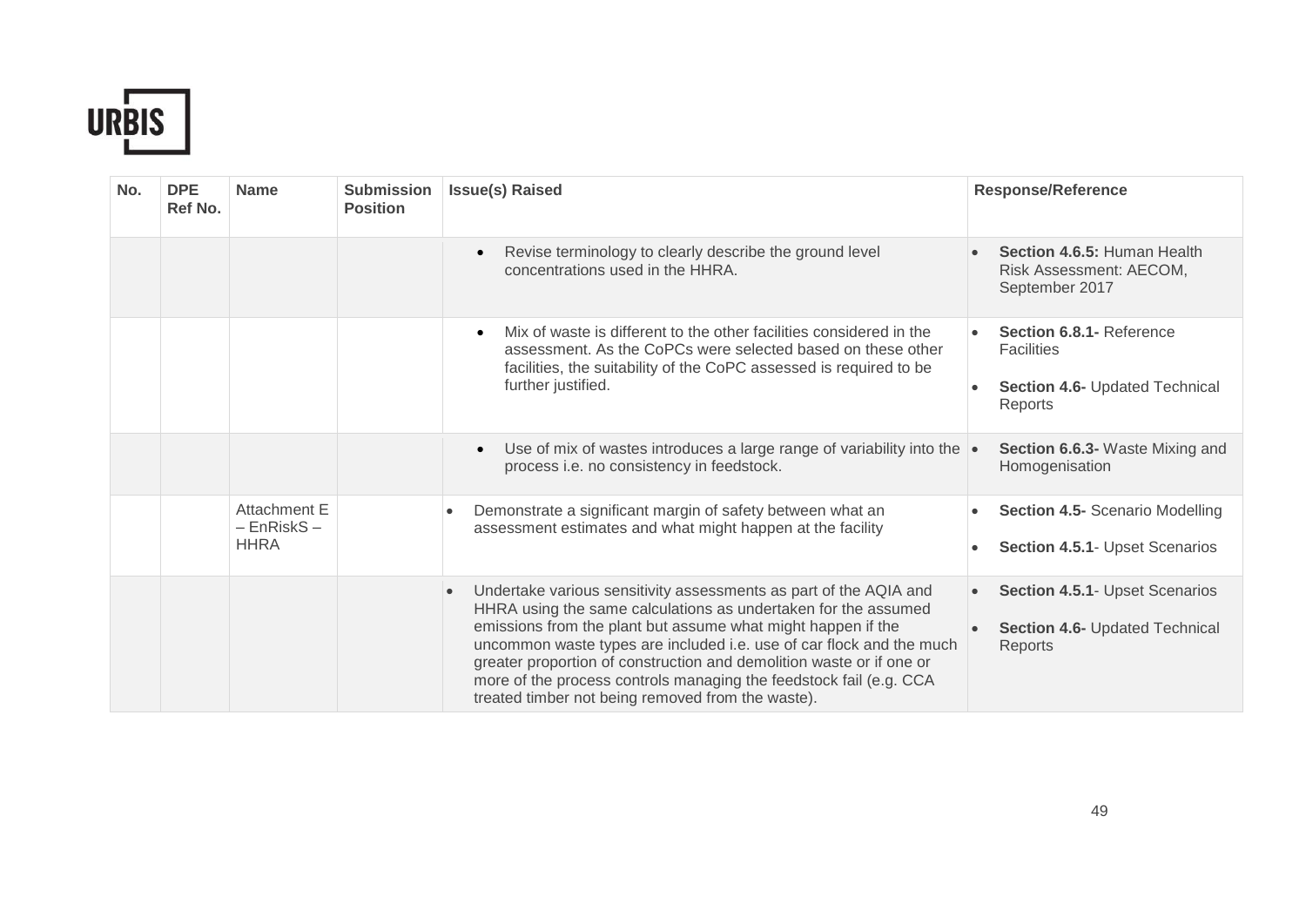| No. | DPE Ref No. | Name | Submission Position | Issue(s) Raised | Response/Reference |
|---|---|---|---|---|---|
| | | | | • Revise terminology to clearly describe the ground level concentrations used in the HHRA. | • **Section 4.6.5:** Human Health Risk Assessment: AECOM, September 2017 |
| | | | | • Mix of waste is different to the other facilities considered in the assessment. As the CoPCs were selected based on these other facilities, the suitability of the CoPC assessed is required to be further justified. | • **Section 6.8.1-** Reference Facilities<br>• **Section 4.6-** Updated Technical Reports |
| | | | | • Use of mix of wastes introduces a large range of variability into the process i.e. no consistency in feedstock. | • **Section 6.6.3-** Waste Mixing and Homogenisation |
| | | Attachment E – EnRiskS – HHRA | | • Demonstrate a significant margin of safety between what an assessment estimates and what might happen at the facility | • **Section 4.5-** Scenario Modelling<br>• **Section 4.5.1**- Upset Scenarios |
| | | | | • Undertake various sensitivity assessments as part of the AQIA and HHRA using the same calculations as undertaken for the assumed emissions from the plant but assume what might happen if the uncommon waste types are included i.e. use of car flock and the much greater proportion of construction and demolition waste or if one or more of the process controls managing the feedstock fail (e.g. CCA treated timber not being removed from the waste). | • **Section 4.5.1**- Upset Scenarios<br>• **Section 4.6-** Updated Technical Reports |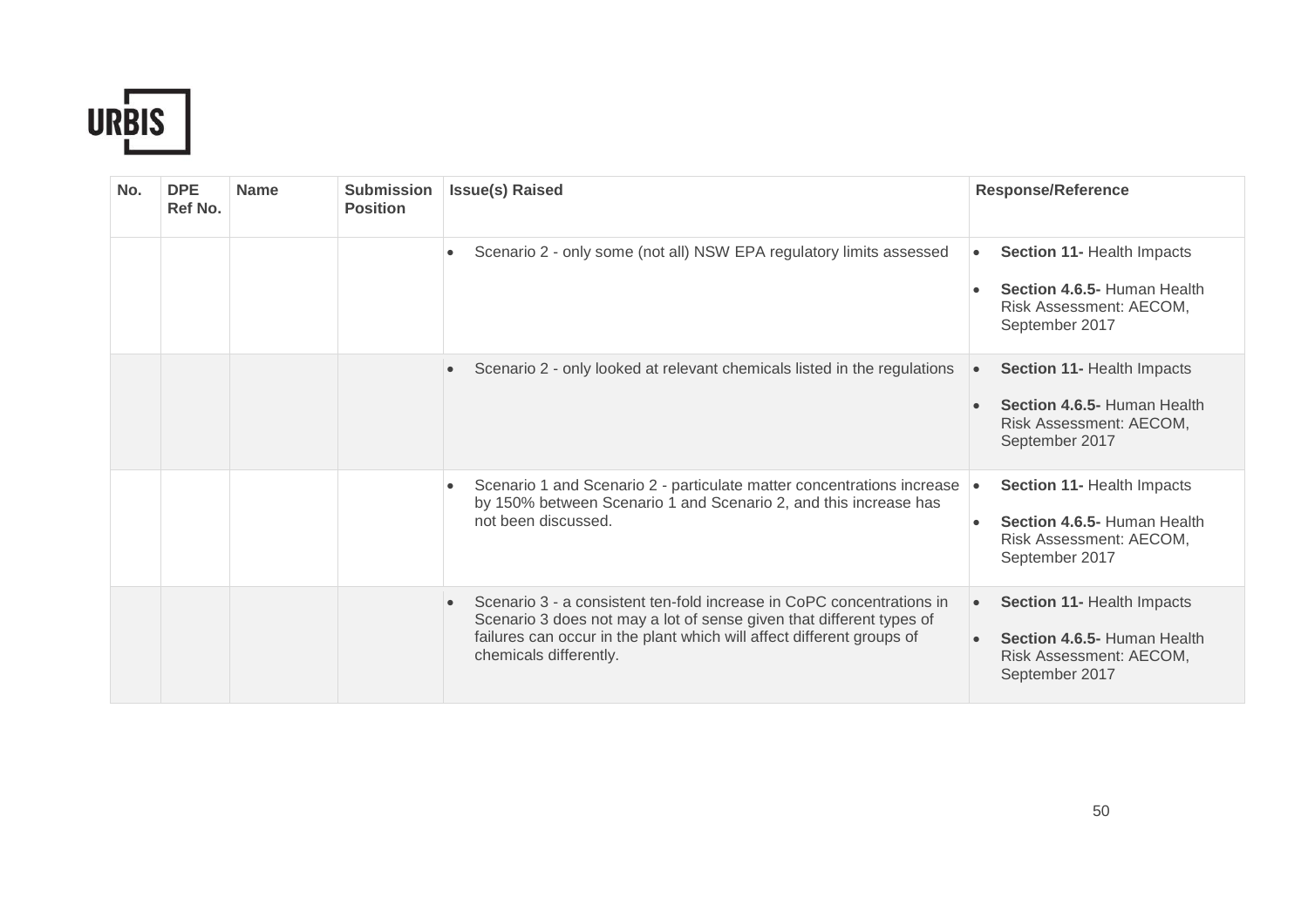| No. | DPE Ref No. | Name | Submission Position | Issue(s) Raised | Response/Reference |
|---|---|---|---|---|---|
| | | | | • Scenario 2 - only some (not all) NSW EPA regulatory limits assessed | • **Section 11-** Health Impacts<br>• **Section 4.6.5-** Human Health Risk Assessment: AECOM, September 2017 |
| | | | | • Scenario 2 - only looked at relevant chemicals listed in the regulations | • **Section 11-** Health Impacts<br>• **Section 4.6.5-** Human Health Risk Assessment: AECOM, September 2017 |
| | | | | • Scenario 1 and Scenario 2 - particulate matter concentrations increase by 150% between Scenario 1 and Scenario 2, and this increase has not been discussed. | • **Section 11-** Health Impacts<br>• **Section 4.6.5-** Human Health Risk Assessment: AECOM, September 2017 |
| | | | | • Scenario 3 - a consistent ten-fold increase in CoPC concentrations in Scenario 3 does not may a lot of sense given that different types of failures can occur in the plant which will affect different groups of chemicals differently. | • **Section 11-** Health Impacts<br>• **Section 4.6.5-** Human Health Risk Assessment: AECOM, September 2017 |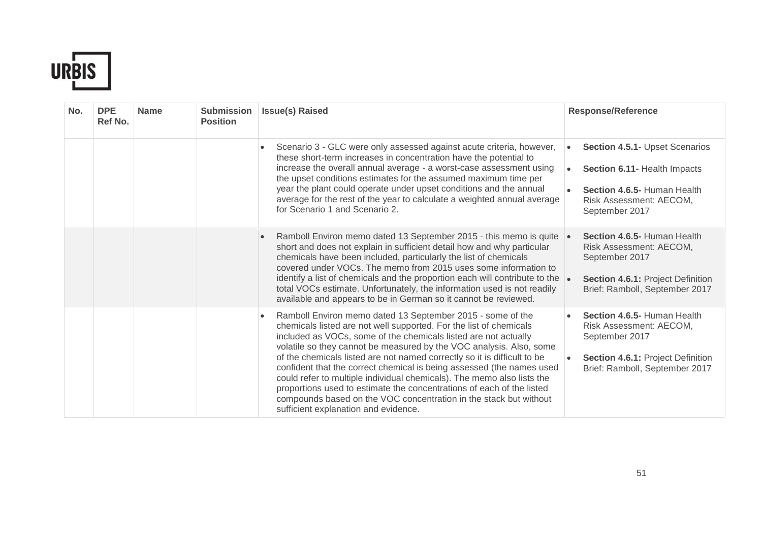| No. | DPE Ref No. | Name | Submission Position | Issue(s) Raised | Response/Reference |
|---|---|---|---|---|---|
| | | | | • Scenario 3 - GLC were only assessed against acute criteria, however, these short-term increases in concentration have the potential to increase the overall annual average - a worst-case assessment using the upset conditions estimates for the assumed maximum time per year the plant could operate under upset conditions and the annual average for the rest of the year to calculate a weighted annual average for Scenario 1 and Scenario 2. | • **Section 4.5.1**- Upset Scenarios<br>• **Section 6.11-** Health Impacts<br>• **Section 4.6.5-** Human Health Risk Assessment: AECOM, September 2017 |
| | | | | • Ramboll Environ memo dated 13 September 2015 - this memo is quite short and does not explain in sufficient detail how and why particular chemicals have been included, particularly the list of chemicals covered under VOCs. The memo from 2015 uses some information to identify a list of chemicals and the proportion each will contribute to the total VOCs estimate. Unfortunately, the information used is not readily available and appears to be in German so it cannot be reviewed. | • **Section 4.6.5-** Human Health Risk Assessment: AECOM, September 2017<br>• **Section 4.6.1:** Project Definition Brief: Ramboll, September 2017 |
| | | | | • Ramboll Environ memo dated 13 September 2015 - some of the chemicals listed are not well supported. For the list of chemicals included as VOCs, some of the chemicals listed are not actually volatile so they cannot be measured by the VOC analysis. Also, some of the chemicals listed are not named correctly so it is difficult to be confident that the correct chemical is being assessed (the names used could refer to multiple individual chemicals). The memo also lists the proportions used to estimate the concentrations of each of the listed compounds based on the VOC concentration in the stack but without sufficient explanation and evidence. | • **Section 4.6.5-** Human Health Risk Assessment: AECOM, September 2017<br>• **Section 4.6.1:** Project Definition Brief: Ramboll, September 2017 |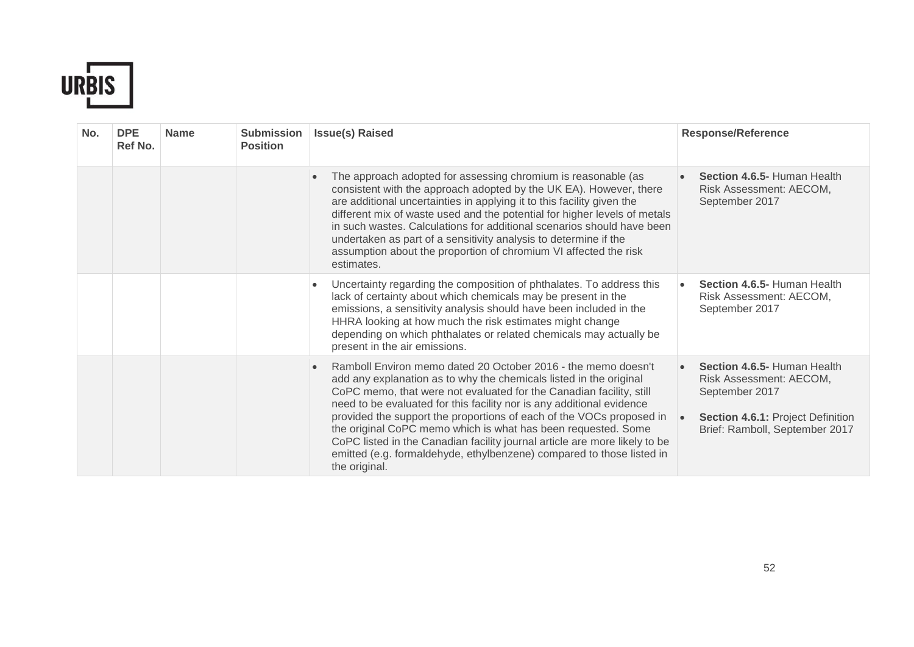| No. | DPE Ref No. | Name | Submission Position | Issue(s) Raised | Response/Reference |
|---|---|---|---|---|---|
| | | | | • The approach adopted for assessing chromium is reasonable (as consistent with the approach adopted by the UK EA). However, there are additional uncertainties in applying it to this facility given the different mix of waste used and the potential for higher levels of metals in such wastes. Calculations for additional scenarios should have been undertaken as part of a sensitivity analysis to determine if the assumption about the proportion of chromium VI affected the risk estimates. | • **Section 4.6.5-** Human Health Risk Assessment: AECOM, September 2017 |
| | | | | • Uncertainty regarding the composition of phthalates. To address this lack of certainty about which chemicals may be present in the emissions, a sensitivity analysis should have been included in the HHRA looking at how much the risk estimates might change depending on which phthalates or related chemicals may actually be present in the air emissions. | • **Section 4.6.5-** Human Health Risk Assessment: AECOM, September 2017 |
| | | | | • Ramboll Environ memo dated 20 October 2016 - the memo doesn't add any explanation as to why the chemicals listed in the original CoPC memo, that were not evaluated for the Canadian facility, still need to be evaluated for this facility nor is any additional evidence provided the support the proportions of each of the VOCs proposed in the original CoPC memo which is what has been requested. Some CoPC listed in the Canadian facility journal article are more likely to be emitted (e.g. formaldehyde, ethylbenzene) compared to those listed in the original. | • **Section 4.6.5-** Human Health Risk Assessment: AECOM, September 2017<br>• **Section 4.6.1:** Project Definition Brief: Ramboll, September 2017 |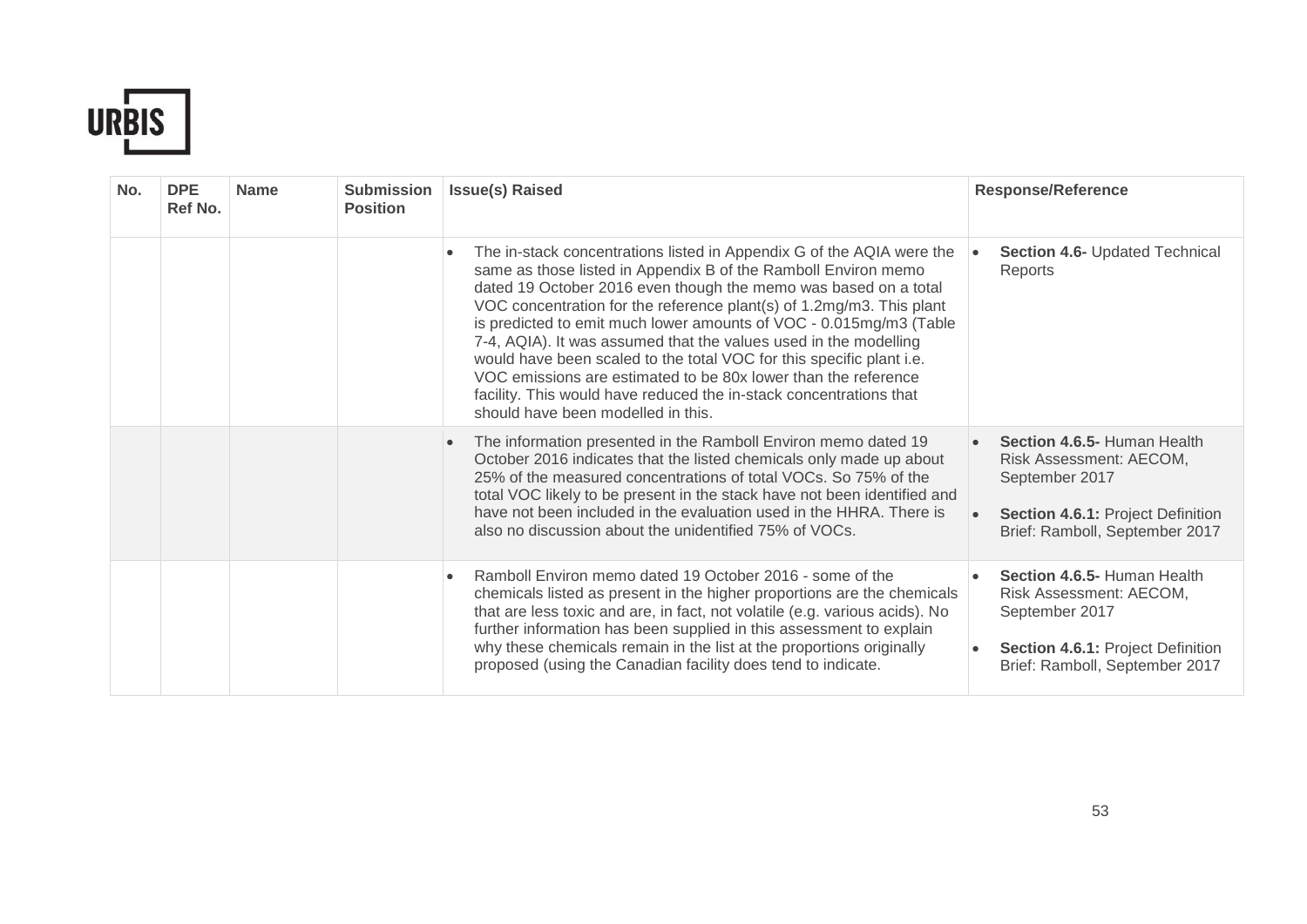| No. | DPE Ref No. | Name | Submission Position | Issue(s) Raised | Response/Reference |
|---|---|---|---|---|---|
| | | | | • The in-stack concentrations listed in Appendix G of the AQIA were the same as those listed in Appendix B of the Ramboll Environ memo dated 19 October 2016 even though the memo was based on a total VOC concentration for the reference plant(s) of 1.2mg/m3. This plant is predicted to emit much lower amounts of VOC - 0.015mg/m3 (Table 7-4, AQIA). It was assumed that the values used in the modelling would have been scaled to the total VOC for this specific plant i.e. VOC emissions are estimated to be 80x lower than the reference facility. This would have reduced the in-stack concentrations that should have been modelled in this. | • **Section 4.6-** Updated Technical Reports |
| | | | | • The information presented in the Ramboll Environ memo dated 19 October 2016 indicates that the listed chemicals only made up about 25% of the measured concentrations of total VOCs. So 75% of the total VOC likely to be present in the stack have not been identified and have not been included in the evaluation used in the HHRA. There is also no discussion about the unidentified 75% of VOCs. | • **Section 4.6.5-** Human Health Risk Assessment: AECOM, September 2017<br>• **Section 4.6.1:** Project Definition Brief: Ramboll, September 2017 |
| | | | | • Ramboll Environ memo dated 19 October 2016 - some of the chemicals listed as present in the higher proportions are the chemicals that are less toxic and are, in fact, not volatile (e.g. various acids). No further information has been supplied in this assessment to explain why these chemicals remain in the list at the proportions originally proposed (using the Canadian facility does tend to indicate. | • **Section 4.6.5-** Human Health Risk Assessment: AECOM, September 2017<br>• **Section 4.6.1:** Project Definition Brief: Ramboll, September 2017 |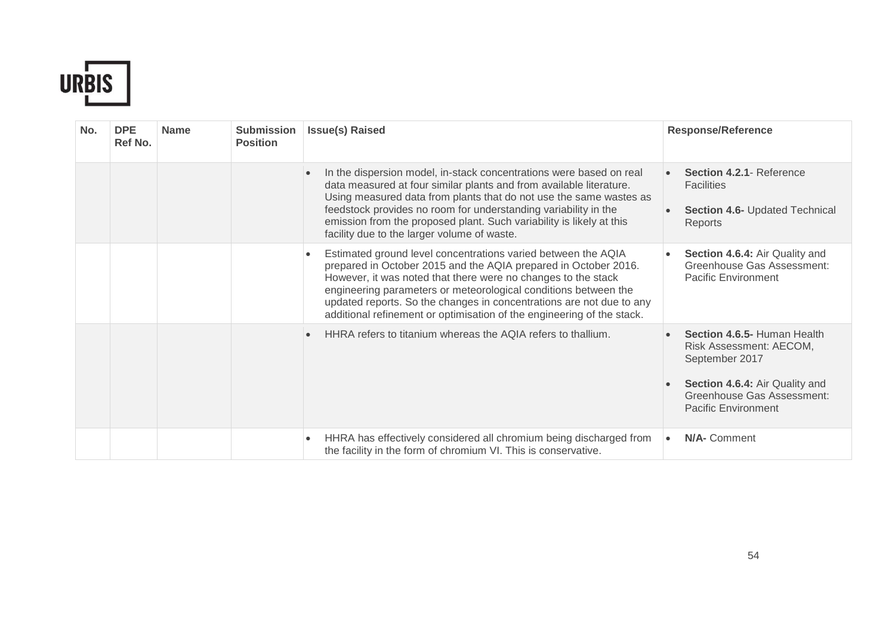| No. | DPE Ref No. | Name | Submission Position | Issue(s) Raised | Response/Reference |
|---|---|---|---|---|---|
| | | | | • In the dispersion model, in-stack concentrations were based on real data measured at four similar plants and from available literature. Using measured data from plants that do not use the same wastes as feedstock provides no room for understanding variability in the emission from the proposed plant. Such variability is likely at this facility due to the larger volume of waste. | • **Section 4.2.1**- Reference Facilities<br>• **Section 4.6-** Updated Technical Reports |
| | | | | • Estimated ground level concentrations varied between the AQIA prepared in October 2015 and the AQIA prepared in October 2016. However, it was noted that there were no changes to the stack engineering parameters or meteorological conditions between the updated reports. So the changes in concentrations are not due to any additional refinement or optimisation of the engineering of the stack. | • **Section 4.6.4:** Air Quality and Greenhouse Gas Assessment: Pacific Environment |
| | | | | • HHRA refers to titanium whereas the AQIA refers to thallium. | • **Section 4.6.5-** Human Health Risk Assessment: AECOM, September 2017<br>• **Section 4.6.4:** Air Quality and Greenhouse Gas Assessment: Pacific Environment |
| | | | | • HHRA has effectively considered all chromium being discharged from the facility in the form of chromium VI. This is conservative. | • **N/A-** Comment |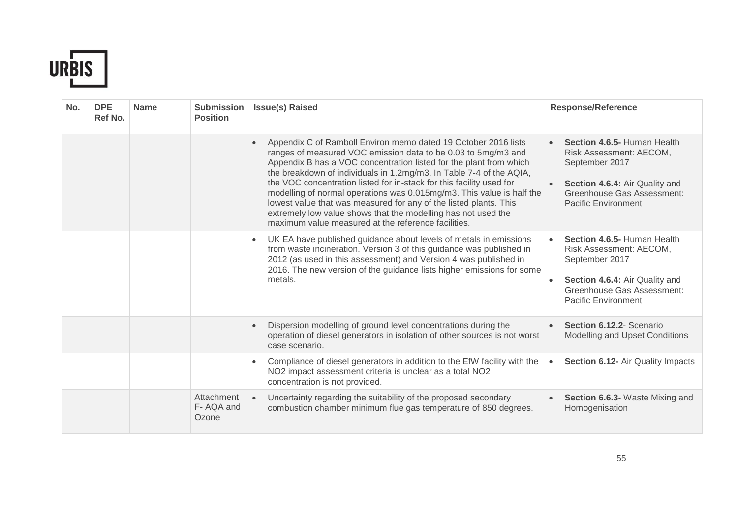| No. | DPE Ref No. | Name | Submission Position | Issue(s) Raised | Response/Reference |
|---|---|---|---|---|---|
| | | | | • Appendix C of Ramboll Environ memo dated 19 October 2016 lists ranges of measured VOC emission data to be 0.03 to 5mg/m3 and Appendix B has a VOC concentration listed for the plant from which the breakdown of individuals in 1.2mg/m3. In Table 7-4 of the AQIA, the VOC concentration listed for in-stack for this facility used for modelling of normal operations was 0.015mg/m3. This value is half the lowest value that was measured for any of the listed plants. This extremely low value shows that the modelling has not used the maximum value measured at the reference facilities. | • **Section 4.6.5-** Human Health Risk Assessment: AECOM, September 2017<br>• **Section 4.6.4:** Air Quality and Greenhouse Gas Assessment: Pacific Environment |
| | | | | • UK EA have published guidance about levels of metals in emissions from waste incineration. Version 3 of this guidance was published in 2012 (as used in this assessment) and Version 4 was published in 2016. The new version of the guidance lists higher emissions for some metals. | • **Section 4.6.5-** Human Health Risk Assessment: AECOM, September 2017<br>• **Section 4.6.4:** Air Quality and Greenhouse Gas Assessment: Pacific Environment |
| | | | | • Dispersion modelling of ground level concentrations during the operation of diesel generators in isolation of other sources is not worst case scenario. | • **Section 6.12.2**- Scenario Modelling and Upset Conditions |
| | | | | • Compliance of diesel generators in addition to the EfW facility with the NO2 impact assessment criteria is unclear as a total NO2 concentration is not provided. | • **Section 6.12-** Air Quality Impacts |
| | | | Attachment F- AQA and Ozone | • Uncertainty regarding the suitability of the proposed secondary combustion chamber minimum flue gas temperature of 850 degrees. | • **Section 6.6.3**- Waste Mixing and Homogenisation |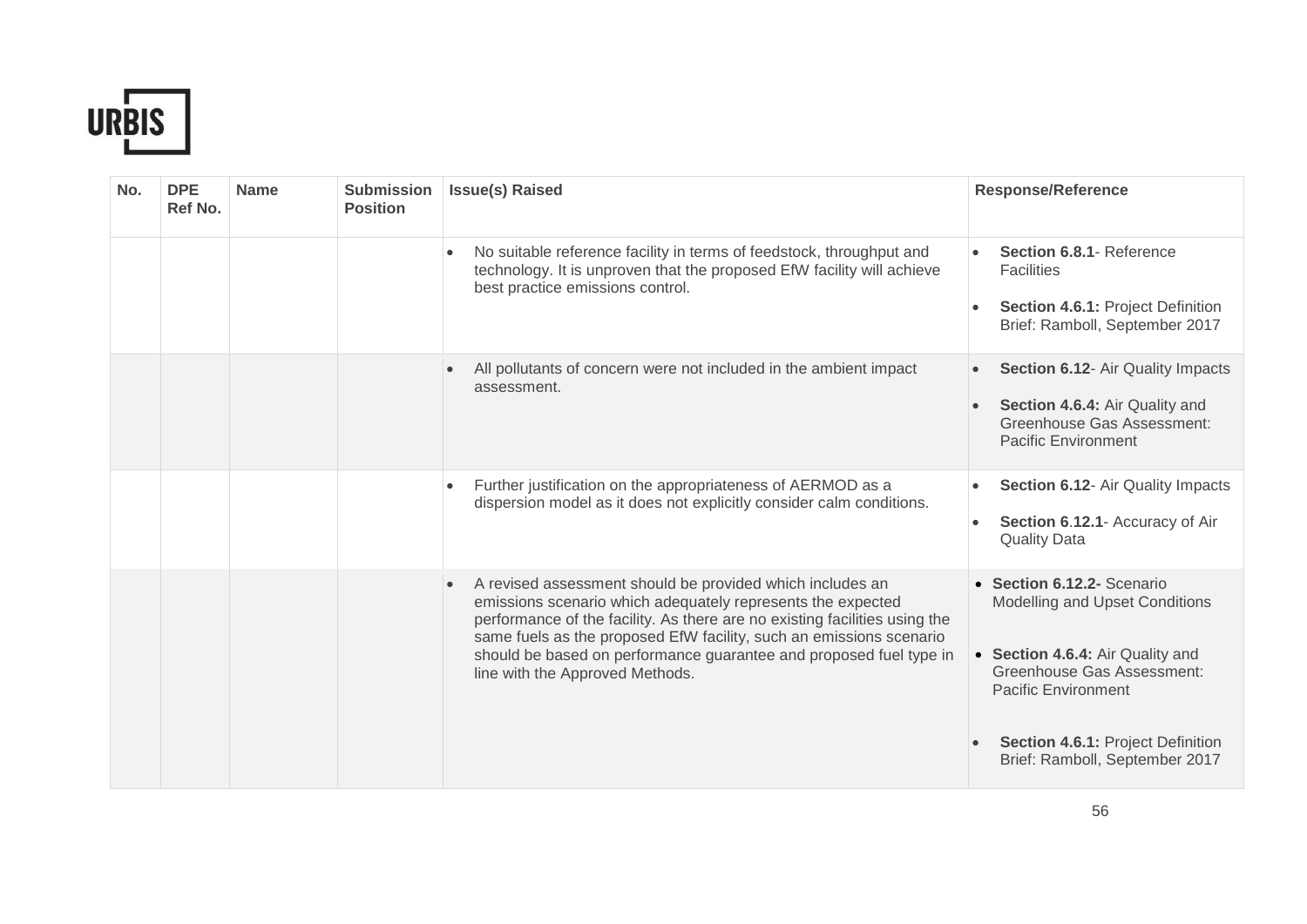| No. | DPE Ref No. | Name | Submission Position | Issue(s) Raised | Response/Reference |
|---|---|---|---|---|---|
| | | | | • No suitable reference facility in terms of feedstock, throughput and technology. It is unproven that the proposed EfW facility will achieve best practice emissions control. | • **Section 6.8.1**- Reference Facilities<br>• **Section 4.6.1:** Project Definition Brief: Ramboll, September 2017 |
| | | | | • All pollutants of concern were not included in the ambient impact assessment. | • **Section 6.12**- Air Quality Impacts<br>• **Section 4.6.4:** Air Quality and Greenhouse Gas Assessment: Pacific Environment |
| | | | | • Further justification on the appropriateness of AERMOD as a dispersion model as it does not explicitly consider calm conditions. | • **Section 6.12**- Air Quality Impacts<br>• **Section 6.12.1**- Accuracy of Air Quality Data |
| | | | | • A revised assessment should be provided which includes an emissions scenario which adequately represents the expected performance of the facility. As there are no existing facilities using the same fuels as the proposed EfW facility, such an emissions scenario should be based on performance guarantee and proposed fuel type in line with the Approved Methods. | • **Section 6.12.2-** Scenario Modelling and Upset Conditions<br>• **Section 4.6.4:** Air Quality and Greenhouse Gas Assessment: Pacific Environment<br>• **Section 4.6.1:** Project Definition Brief: Ramboll, September 2017 |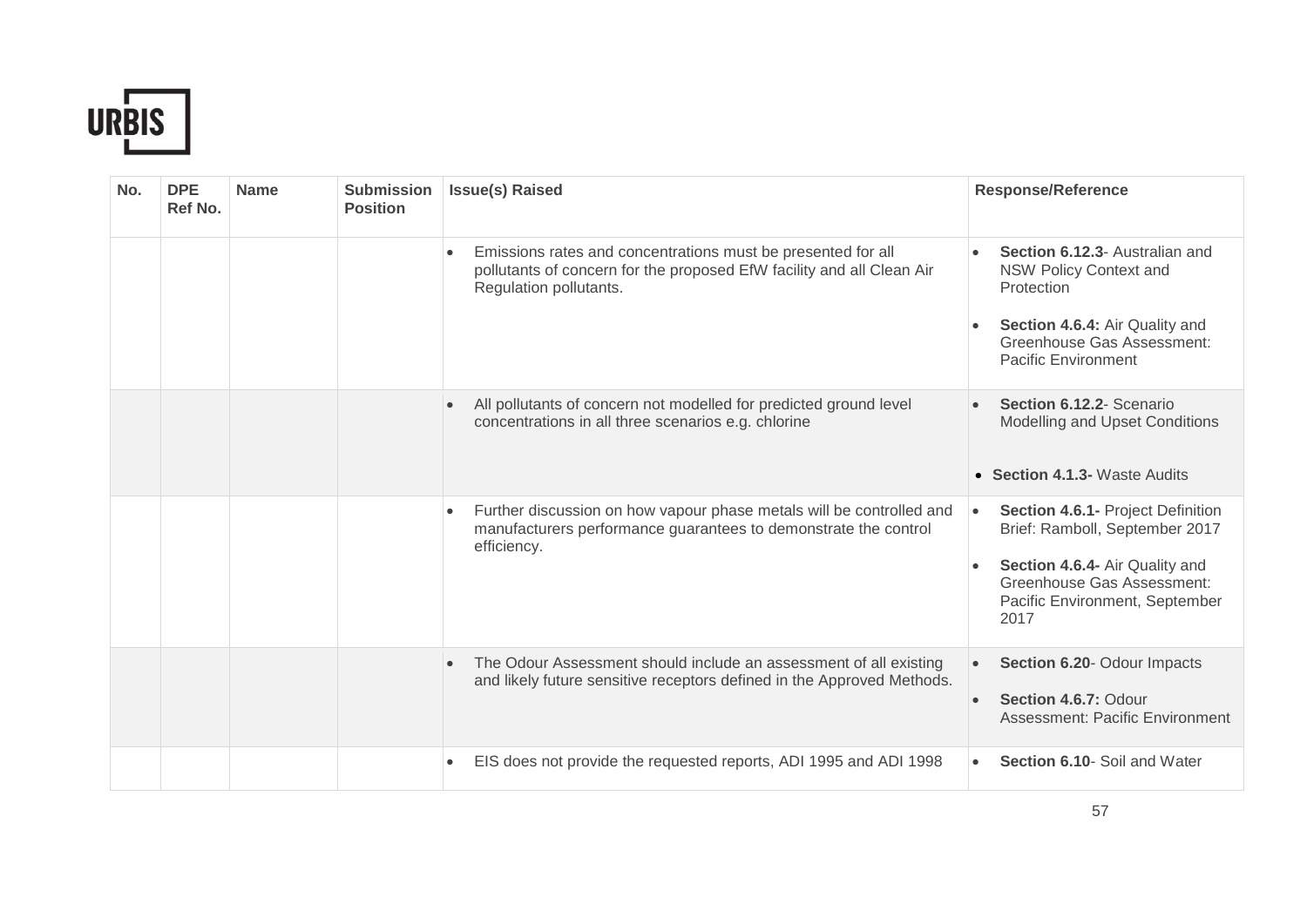| No. | DPE Ref No. | Name | Submission Position | Issue(s) Raised | Response/Reference |
| --- | --- | --- | --- | --- | --- |
| | | | | • Emissions rates and concentrations must be presented for all pollutants of concern for the proposed EfW facility and all Clean Air Regulation pollutants. | • **Section 6.12.3**- Australian and NSW Policy Context and Protection<br>• **Section 4.6.4:** Air Quality and Greenhouse Gas Assessment: Pacific Environment |
| | | | | • All pollutants of concern not modelled for predicted ground level concentrations in all three scenarios e.g. chlorine | • **Section 6.12.2**- Scenario Modelling and Upset Conditions<br>• **Section 4.1.3-** Waste Audits |
| | | | | • Further discussion on how vapour phase metals will be controlled and manufacturers performance guarantees to demonstrate the control efficiency. | • **Section 4.6.1-** Project Definition Brief: Ramboll, September 2017<br>• **Section 4.6.4-** Air Quality and Greenhouse Gas Assessment: Pacific Environment, September 2017 |
| | | | | • The Odour Assessment should include an assessment of all existing and likely future sensitive receptors defined in the Approved Methods. | • **Section 6.20**- Odour Impacts<br>• **Section 4.6.7:** Odour Assessment: Pacific Environment |
| | | | | • EIS does not provide the requested reports, ADI 1995 and ADI 1998 | • **Section 6.10**- Soil and Water |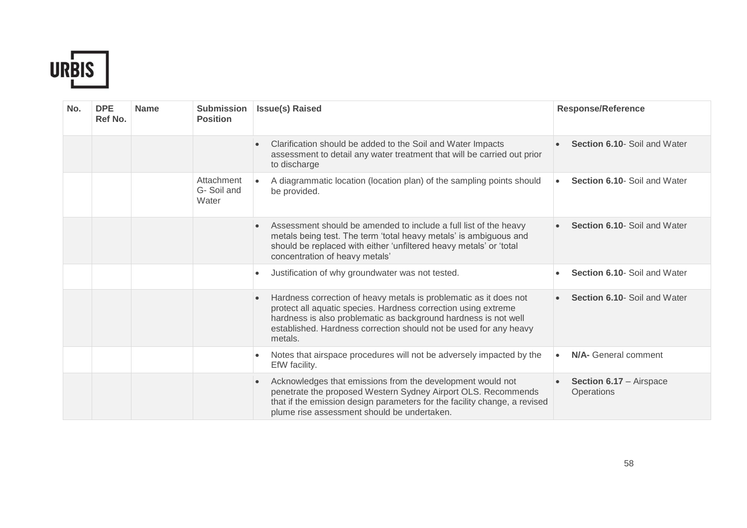| No. | DPE Ref No. | Name | Submission Position | Issue(s) Raised | Response/Reference |
|---|---|---|---|---|---|
| | | | | • Clarification should be added to the Soil and Water Impacts assessment to detail any water treatment that will be carried out prior to discharge | • **Section 6.10**- Soil and Water |
| | | | Attachment G- Soil and Water | • A diagrammatic location (location plan) of the sampling points should be provided. | • **Section 6.10**- Soil and Water |
| | | | | • Assessment should be amended to include a full list of the heavy metals being test. The term 'total heavy metals' is ambiguous and should be replaced with either 'unfiltered heavy metals' or 'total concentration of heavy metals' | • **Section 6.10**- Soil and Water |
| | | | | • Justification of why groundwater was not tested. | • **Section 6.10**- Soil and Water |
| | | | | • Hardness correction of heavy metals is problematic as it does not protect all aquatic species. Hardness correction using extreme hardness is also problematic as background hardness is not well established. Hardness correction should not be used for any heavy metals. | • **Section 6.10**- Soil and Water |
| | | | | • Notes that airspace procedures will not be adversely impacted by the EfW facility. | • **N/A-** General comment |
| | | | | • Acknowledges that emissions from the development would not penetrate the proposed Western Sydney Airport OLS. Recommends that if the emission design parameters for the facility change, a revised plume rise assessment should be undertaken. | • **Section 6.17** – Airspace Operations |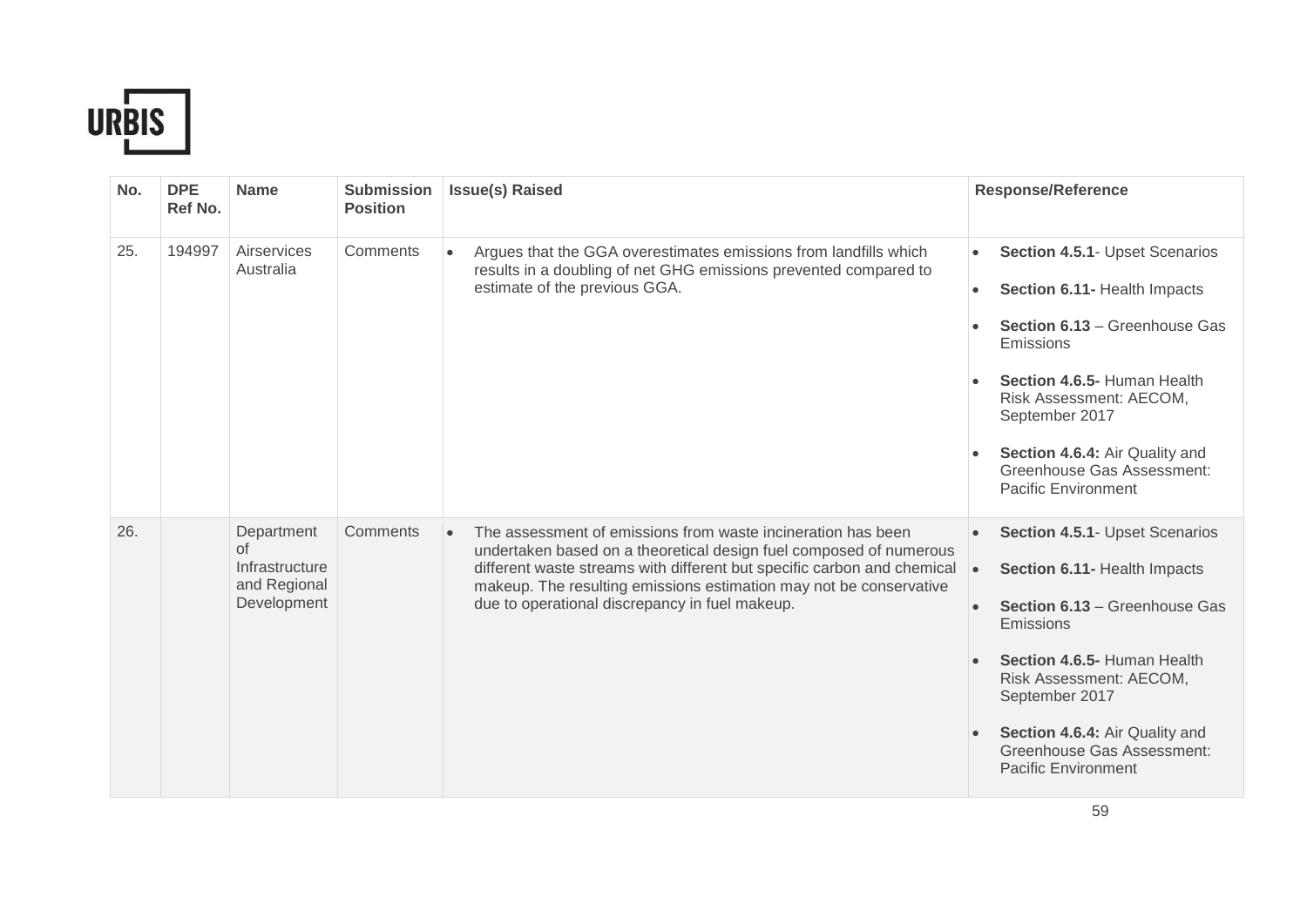| No. | DPE Ref No. | Name | Submission Position | Issue(s) Raised | Response/Reference |
|---|---|---|---|---|---|
| 25. | 194997 | Airservices Australia | Comments | • Argues that the GGA overestimates emissions from landfills which results in a doubling of net GHG emissions prevented compared to estimate of the previous GGA. | • **Section 4.5.1**- Upset Scenarios<br>• **Section 6.11-** Health Impacts<br>• **Section 6.13** – Greenhouse Gas Emissions<br>• **Section 4.6.5-** Human Health Risk Assessment: AECOM, September 2017<br>• **Section 4.6.4:** Air Quality and Greenhouse Gas Assessment: Pacific Environment |
| 26. | | Department of Infrastructure and Regional Development | Comments | • The assessment of emissions from waste incineration has been undertaken based on a theoretical design fuel composed of numerous different waste streams with different but specific carbon and chemical makeup. The resulting emissions estimation may not be conservative due to operational discrepancy in fuel makeup. | • **Section 4.5.1**- Upset Scenarios<br>• **Section 6.11-** Health Impacts<br>• **Section 6.13** – Greenhouse Gas Emissions<br>• **Section 4.6.5-** Human Health Risk Assessment: AECOM, September 2017<br>• **Section 4.6.4:** Air Quality and Greenhouse Gas Assessment: Pacific Environment |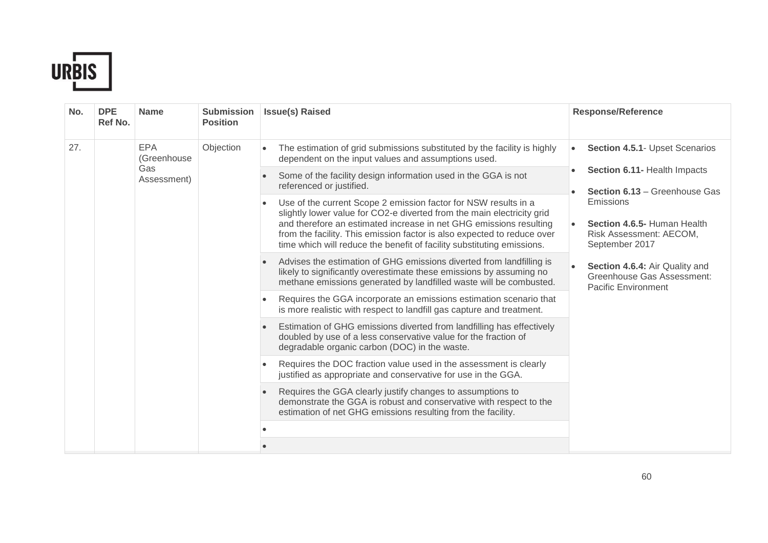| No. | DPE Ref No. | Name | Submission Position | Issue(s) Raised | Response/Reference |
|---|---|---|---|---|---|
| 27. | | EPA (Greenhouse Gas Assessment) | Objection | • The estimation of grid submissions substituted by the facility is highly dependent on the input values and assumptions used.<br>• Some of the facility design information used in the GGA is not referenced or justified.<br>• Use of the current Scope 2 emission factor for NSW results in a slightly lower value for CO2-e diverted from the main electricity grid and therefore an estimated increase in net GHG emissions resulting from the facility. This emission factor is also expected to reduce over time which will reduce the benefit of facility substituting emissions.<br>• Advises the estimation of GHG emissions diverted from landfilling is likely to significantly overestimate these emissions by assuming no methane emissions generated by landfilled waste will be combusted.<br>• Requires the GGA incorporate an emissions estimation scenario that is more realistic with respect to landfill gas capture and treatment.<br>• Estimation of GHG emissions diverted from landfilling has effectively doubled by use of a less conservative value for the fraction of degradable organic carbon (DOC) in the waste.<br>• Requires the DOC fraction value used in the assessment is clearly justified as appropriate and conservative for use in the GGA.<br>• Requires the GGA clearly justify changes to assumptions to demonstrate the GGA is robust and conservative with respect to the estimation of net GHG emissions resulting from the facility.<br>•<br>• | • **Section 4.5.1**- Upset Scenarios<br>• **Section 6.11-** Health Impacts<br>• **Section 6.13** – Greenhouse Gas Emissions<br>• **Section 4.6.5-** Human Health Risk Assessment: AECOM, September 2017<br>• **Section 4.6.4:** Air Quality and Greenhouse Gas Assessment: Pacific Environment |